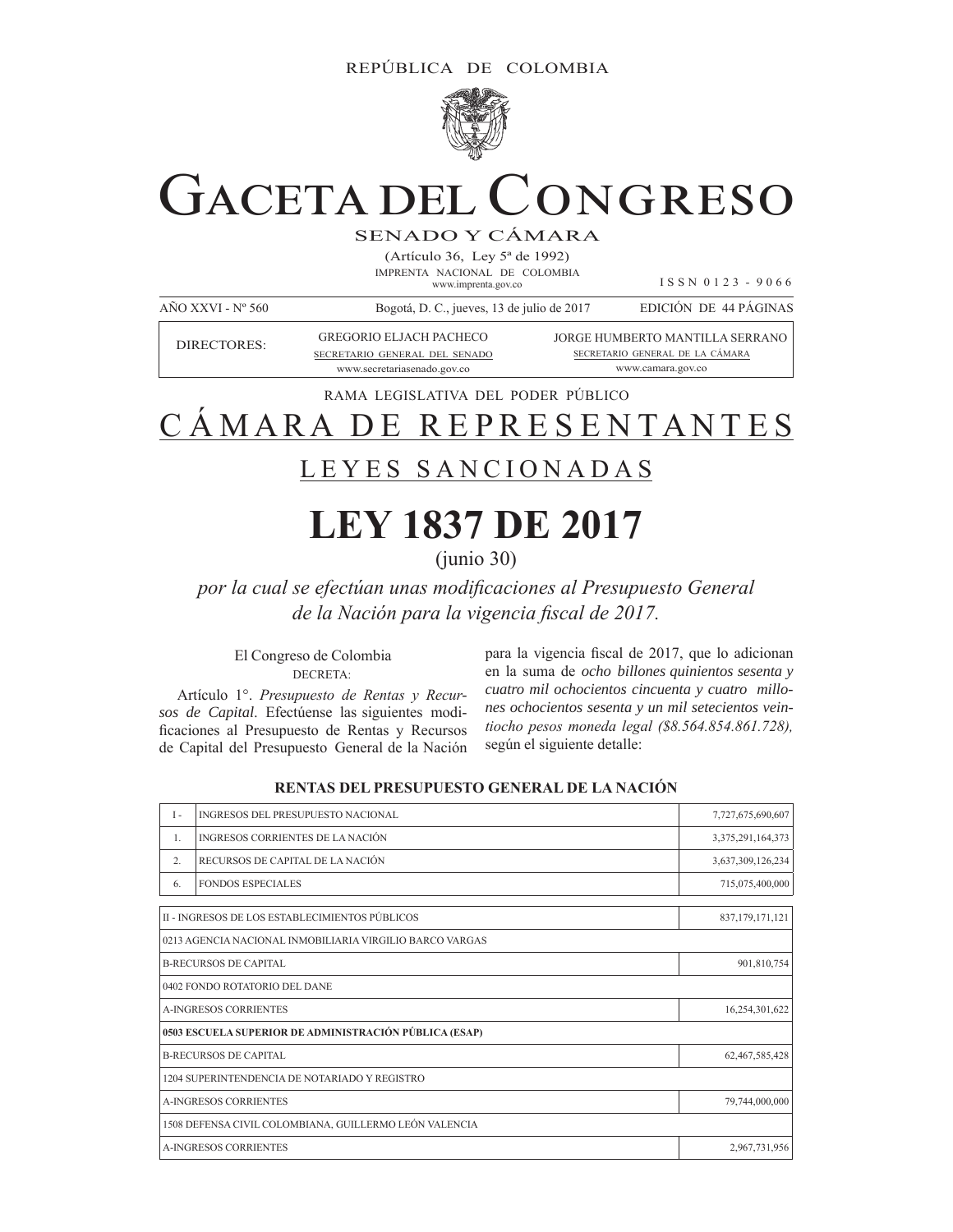REPÚBLICA DE COLOMBIA

# GACETA DEL CONGRESO

SENADO Y CÁMARA

(Artículo 36, Ley 5ª de 1992)

IMPRENTA NACIONAL DE COLOMBIA
www.imprenta.gov.co

I S S N 0 1 2 3 - 9 0 6 6

AÑO XXVI - Nº 560 | Bogotá, D. C., jueves, 13 de julio de 2017 | EDICIÓN DE 44 PÁGINAS

| DIRECTORES: | GREGORIO ELJACH PACHECO<br>SECRETARIO GENERAL DEL SENADO<br>www.secretariasenado.gov.co | JORGE HUMBERTO MANTILLA SERRANO<br>SECRETARIO GENERAL DE LA CÁMARA<br>www.camara.gov.co |
|---|---|---|

RAMA LEGISLATIVA DEL PODER PÚBLICO

## CÁMARA DE REPRESENTANTES

## LEYES SANCIONADAS

# LEY 1837 DE 2017

(junio 30)

*por la cual se efectúan unas modificaciones al Presupuesto General de la Nación para la vigencia fiscal de 2017.*

El Congreso de Colombia

DECRETA:

Artículo 1°. *Presupuesto de Rentas y Recursos de Capital*. Efectúense las siguientes modificaciones al Presupuesto de Rentas y Recursos de Capital del Presupuesto General de la Nación para la vigencia fiscal de 2017, que lo adicionan en la suma de *ocho billones quinientos sesenta y cuatro mil ochocientos cincuenta y cuatro millones ochocientos sesenta y un mil setecientos veintiocho pesos moneda legal ($8.564.854.861.728),* según el siguiente detalle:

**RENTAS DEL PRESUPUESTO GENERAL DE LA NACIÓN**

| | | |
|---|---|---|
| I - | INGRESOS DEL PRESUPUESTO NACIONAL | 7,727,675,690,607 |
| 1. | INGRESOS CORRIENTES DE LA NACIÓN | 3,375,291,164,373 |
| 2. | RECURSOS DE CAPITAL DE LA NACIÓN | 3,637,309,126,234 |
| 6. | FONDOS ESPECIALES | 715,075,400,000 |

| | |
|---|---|
| II - INGRESOS DE LOS ESTABLECIMIENTOS PÚBLICOS | 837,179,171,121 |
| 0213 AGENCIA NACIONAL INMOBILIARIA VIRGILIO BARCO VARGAS | |
| B-RECURSOS DE CAPITAL | 901,810,754 |
| 0402 FONDO ROTATORIO DEL DANE | |
| A-INGRESOS CORRIENTES | 16,254,301,622 |
| **0503 ESCUELA SUPERIOR DE ADMINISTRACIÓN PÚBLICA (ESAP)** | |
| B-RECURSOS DE CAPITAL | 62,467,585,428 |
| 1204 SUPERINTENDENCIA DE NOTARIADO Y REGISTRO | |
| A-INGRESOS CORRIENTES | 79,744,000,000 |
| 1508 DEFENSA CIVIL COLOMBIANA, GUILLERMO LEÓN VALENCIA | |
| A-INGRESOS CORRIENTES | 2,967,731,956 |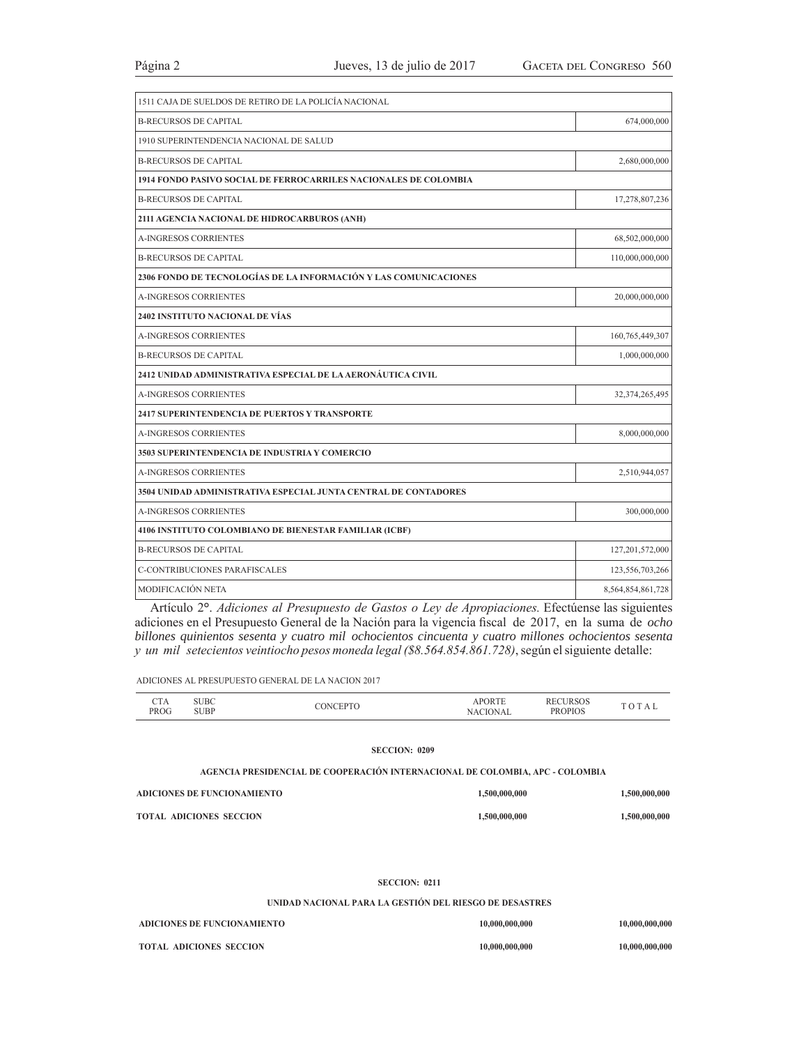| | |
|---|---|
| 1511 CAJA DE SUELDOS DE RETIRO DE LA POLICÍA NACIONAL | |
| B-RECURSOS DE CAPITAL | 674,000,000 |
| 1910 SUPERINTENDENCIA NACIONAL DE SALUD | |
| B-RECURSOS DE CAPITAL | 2,680,000,000 |
| **1914 FONDO PASIVO SOCIAL DE FERROCARRILES NACIONALES DE COLOMBIA** | |
| B-RECURSOS DE CAPITAL | 17,278,807,236 |
| **2111 AGENCIA NACIONAL DE HIDROCARBUROS (ANH)** | |
| A-INGRESOS CORRIENTES | 68,502,000,000 |
| B-RECURSOS DE CAPITAL | 110,000,000,000 |
| **2306 FONDO DE TECNOLOGÍAS DE LA INFORMACIÓN Y LAS COMUNICACIONES** | |
| A-INGRESOS CORRIENTES | 20,000,000,000 |
| **2402 INSTITUTO NACIONAL DE VÍAS** | |
| A-INGRESOS CORRIENTES | 160,765,449,307 |
| B-RECURSOS DE CAPITAL | 1,000,000,000 |
| **2412 UNIDAD ADMINISTRATIVA ESPECIAL DE LA AERONÁUTICA CIVIL** | |
| A-INGRESOS CORRIENTES | 32,374,265,495 |
| **2417 SUPERINTENDENCIA DE PUERTOS Y TRANSPORTE** | |
| A-INGRESOS CORRIENTES | 8,000,000,000 |
| **3503 SUPERINTENDENCIA DE INDUSTRIA Y COMERCIO** | |
| A-INGRESOS CORRIENTES | 2,510,944,057 |
| **3504 UNIDAD ADMINISTRATIVA ESPECIAL JUNTA CENTRAL DE CONTADORES** | |
| A-INGRESOS CORRIENTES | 300,000,000 |
| **4106 INSTITUTO COLOMBIANO DE BIENESTAR FAMILIAR (ICBF)** | |
| B-RECURSOS DE CAPITAL | 127,201,572,000 |
| C-CONTRIBUCIONES PARAFISCALES | 123,556,703,266 |
| MODIFICACIÓN NETA | 8,564,854,861,728 |

Artículo 2°. *Adiciones al Presupuesto de Gastos o Ley de Apropiaciones.* Efectúense las siguientes adiciones en el Presupuesto General de la Nación para la vigencia fiscal de 2017, en la suma de *ocho billones quinientos sesenta y cuatro mil ochocientos cincuenta y cuatro millones ochocientos sesenta y un mil setecientos veintiocho pesos moneda legal ($8.564.854.861.728)*, según el siguiente detalle:

ADICIONES AL PRESUPUESTO GENERAL DE LA NACION 2017

| CTA PROG | SUBC SUBP | CONCEPTO | APORTE NACIONAL | RECURSOS PROPIOS | TOTAL |
|---|---|---|---|---|---|
| | | **SECCION: 0209** | | | |
| | | **AGENCIA PRESIDENCIAL DE COOPERACIÓN INTERNACIONAL DE COLOMBIA, APC - COLOMBIA** | | | |
| **ADICIONES DE FUNCIONAMIENTO** | | | **1,500,000,000** | | **1,500,000,000** |
| **TOTAL ADICIONES SECCION** | | | **1,500,000,000** | | **1,500,000,000** |
| | | **SECCION: 0211** | | | |
| | | **UNIDAD NACIONAL PARA LA GESTIÓN DEL RIESGO DE DESASTRES** | | | |
| **ADICIONES DE FUNCIONAMIENTO** | | | **10,000,000,000** | | **10,000,000,000** |
| **TOTAL ADICIONES SECCION** | | | **10,000,000,000** | | **10,000,000,000** |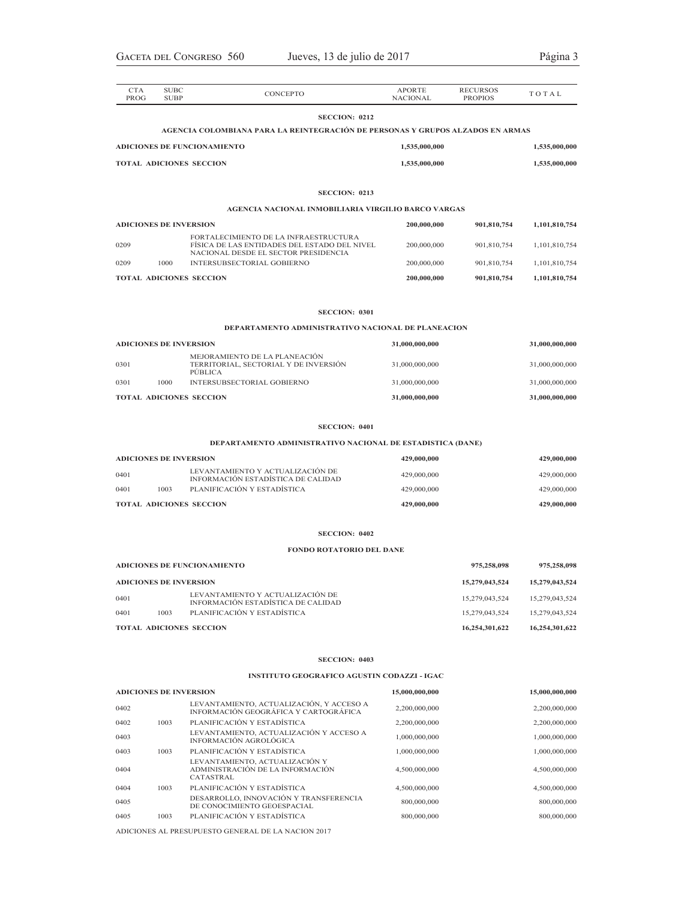| CTA PROG | SUBC SUBP | CONCEPTO | APORTE NACIONAL | RECURSOS PROPIOS | TOTAL |
|---|---|---|---|---|---|
| | | **SECCION: 0212** | | | |
| | | **AGENCIA COLOMBIANA PARA LA REINTEGRACIÓN DE PERSONAS Y GRUPOS ALZADOS EN ARMAS** | | | |
| **ADICIONES DE FUNCIONAMIENTO** | | | **1,535,000,000** | | **1,535,000,000** |
| **TOTAL ADICIONES SECCION** | | | **1,535,000,000** | | **1,535,000,000** |
| | | **SECCION: 0213** | | | |
| | | **AGENCIA NACIONAL INMOBILIARIA VIRGILIO BARCO VARGAS** | | | |
| **ADICIONES DE INVERSION** | | | **200,000,000** | **901,810,754** | **1,101,810,754** |
| 0209 | | FORTALECIMIENTO DE LA INFRAESTRUCTURA FÍSICA DE LAS ENTIDADES DEL ESTADO DEL NIVEL NACIONAL DESDE EL SECTOR PRESIDENCIA | 200,000,000 | 901,810,754 | 1,101,810,754 |
| 0209 | 1000 | INTERSUBSECTORIAL GOBIERNO | 200,000,000 | 901,810,754 | 1,101,810,754 |
| **TOTAL ADICIONES SECCION** | | | **200,000,000** | **901,810,754** | **1,101,810,754** |
| | | **SECCION: 0301** | | | |
| | | **DEPARTAMENTO ADMINISTRATIVO NACIONAL DE PLANEACION** | | | |
| **ADICIONES DE INVERSION** | | | **31,000,000,000** | | **31,000,000,000** |
| 0301 | | MEJORAMIENTO DE LA PLANEACIÓN TERRITORIAL, SECTORIAL Y DE INVERSIÓN PÚBLICA | 31,000,000,000 | | 31,000,000,000 |
| 0301 | 1000 | INTERSUBSECTORIAL GOBIERNO | 31,000,000,000 | | 31,000,000,000 |
| **TOTAL ADICIONES SECCION** | | | **31,000,000,000** | | **31,000,000,000** |
| | | **SECCION: 0401** | | | |
| | | **DEPARTAMENTO ADMINISTRATIVO NACIONAL DE ESTADISTICA (DANE)** | | | |
| **ADICIONES DE INVERSION** | | | **429,000,000** | | **429,000,000** |
| 0401 | | LEVANTAMIENTO Y ACTUALIZACIÓN DE INFORMACIÓN ESTADÍSTICA DE CALIDAD | 429,000,000 | | 429,000,000 |
| 0401 | 1003 | PLANIFICACIÓN Y ESTADÍSTICA | 429,000,000 | | 429,000,000 |
| **TOTAL ADICIONES SECCION** | | | **429,000,000** | | **429,000,000** |
| | | **SECCION: 0402** | | | |
| | | **FONDO ROTATORIO DEL DANE** | | | |
| **ADICIONES DE FUNCIONAMIENTO** | | | | **975,258,098** | **975,258,098** |
| **ADICIONES DE INVERSION** | | | | **15,279,043,524** | **15,279,043,524** |
| 0401 | | LEVANTAMIENTO Y ACTUALIZACIÓN DE INFORMACIÓN ESTADÍSTICA DE CALIDAD | | 15,279,043,524 | 15,279,043,524 |
| 0401 | 1003 | PLANIFICACIÓN Y ESTADÍSTICA | | 15,279,043,524 | 15,279,043,524 |
| **TOTAL ADICIONES SECCION** | | | | **16,254,301,622** | **16,254,301,622** |
| | | **SECCION: 0403** | | | |
| | | **INSTITUTO GEOGRAFICO AGUSTIN CODAZZI - IGAC** | | | |
| **ADICIONES DE INVERSION** | | | **15,000,000,000** | | **15,000,000,000** |
| 0402 | | LEVANTAMIENTO, ACTUALIZACIÓN, Y ACCESO A INFORMACIÓN GEOGRÁFICA Y CARTOGRÁFICA | 2,200,000,000 | | 2,200,000,000 |
| 0402 | 1003 | PLANIFICACIÓN Y ESTADÍSTICA | 2,200,000,000 | | 2,200,000,000 |
| 0403 | | LEVANTAMIENTO, ACTUALIZACIÓN Y ACCESO A INFORMACIÓN AGROLÓGICA | 1,000,000,000 | | 1,000,000,000 |
| 0403 | 1003 | PLANIFICACIÓN Y ESTADÍSTICA | 1,000,000,000 | | 1,000,000,000 |
| 0404 | | LEVANTAMIENTO, ACTUALIZACIÓN Y ADMINISTRACIÓN DE LA INFORMACIÓN CATASTRAL | 4,500,000,000 | | 4,500,000,000 |
| 0404 | 1003 | PLANIFICACIÓN Y ESTADÍSTICA | 4,500,000,000 | | 4,500,000,000 |
| 0405 | | DESARROLLO, INNOVACIÓN Y TRANSFERENCIA DE CONOCIMIENTO GEOESPACIAL | 800,000,000 | | 800,000,000 |
| 0405 | 1003 | PLANIFICACIÓN Y ESTADÍSTICA | 800,000,000 | | 800,000,000 |

ADICIONES AL PRESUPUESTO GENERAL DE LA NACION 2017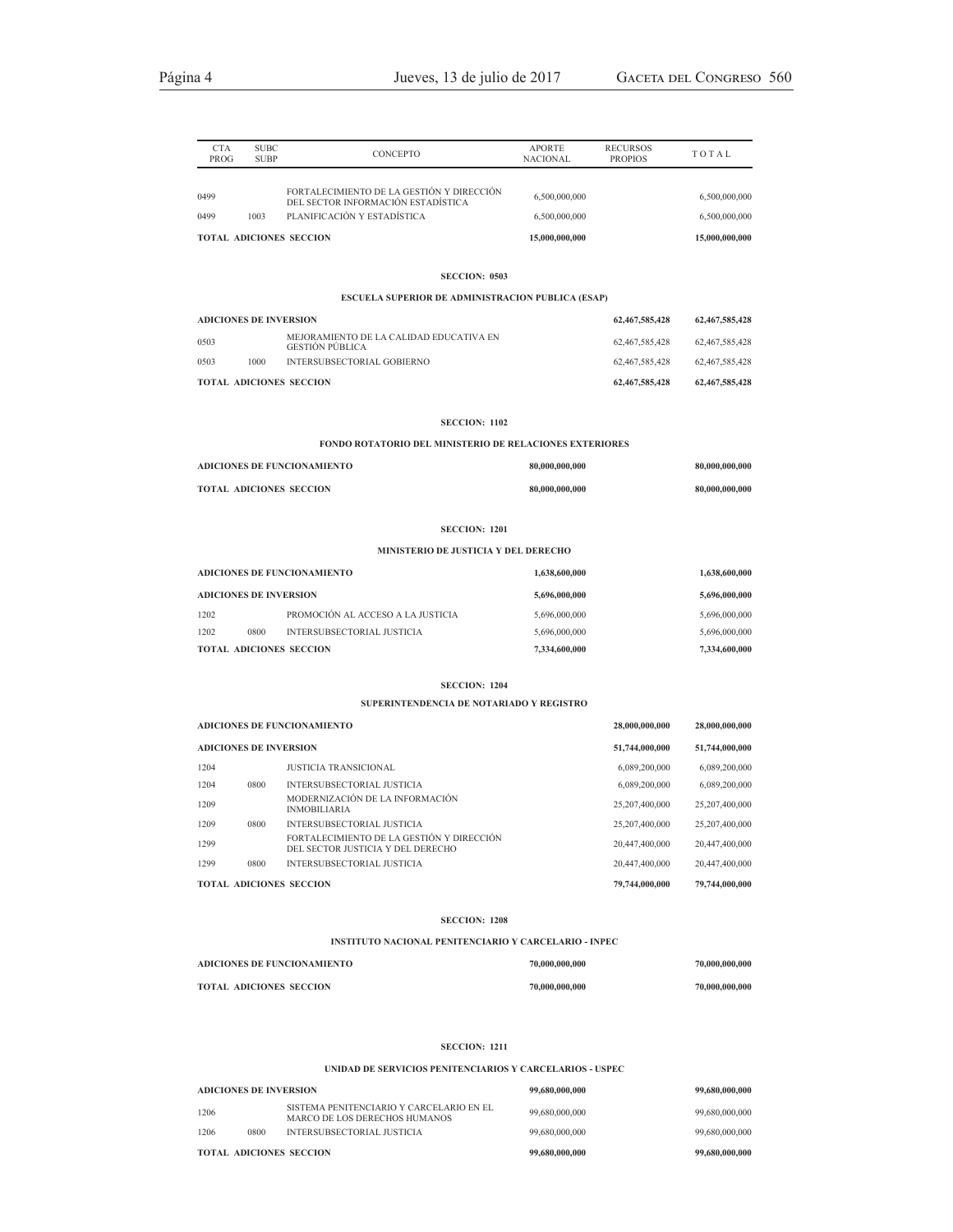| CTA PROG | SUBC SUBP | CONCEPTO | APORTE NACIONAL | RECURSOS PROPIOS | TOTAL |
|---|---|---|---|---|---|
| 0499 | | FORTALECIMIENTO DE LA GESTIÓN Y DIRECCIÓN DEL SECTOR INFORMACIÓN ESTADÍSTICA | 6,500,000,000 | | 6,500,000,000 |
| 0499 | 1003 | PLANIFICACIÓN Y ESTADÍSTICA | 6,500,000,000 | | 6,500,000,000 |
| **TOTAL ADICIONES SECCION** | | | **15,000,000,000** | | **15,000,000,000** |

**SECCION: 0503**

**ESCUELA SUPERIOR DE ADMINISTRACION PUBLICA (ESAP)**

| CTA PROG | SUBC SUBP | CONCEPTO | APORTE NACIONAL | RECURSOS PROPIOS | TOTAL |
|---|---|---|---|---|---|
| **ADICIONES DE INVERSION** | | | | **62,467,585,428** | **62,467,585,428** |
| 0503 | | MEJORAMIENTO DE LA CALIDAD EDUCATIVA EN GESTIÓN PÚBLICA | | 62,467,585,428 | 62,467,585,428 |
| 0503 | 1000 | INTERSUBSECTORIAL GOBIERNO | | 62,467,585,428 | 62,467,585,428 |
| **TOTAL ADICIONES SECCION** | | | | **62,467,585,428** | **62,467,585,428** |

**SECCION: 1102**

**FONDO ROTATORIO DEL MINISTERIO DE RELACIONES EXTERIORES**

| CTA PROG | SUBC SUBP | CONCEPTO | APORTE NACIONAL | RECURSOS PROPIOS | TOTAL |
|---|---|---|---|---|---|
| **ADICIONES DE FUNCIONAMIENTO** | | | **80,000,000,000** | | **80,000,000,000** |
| **TOTAL ADICIONES SECCION** | | | **80,000,000,000** | | **80,000,000,000** |

**SECCION: 1201**

**MINISTERIO DE JUSTICIA Y DEL DERECHO**

| CTA PROG | SUBC SUBP | CONCEPTO | APORTE NACIONAL | RECURSOS PROPIOS | TOTAL |
|---|---|---|---|---|---|
| **ADICIONES DE FUNCIONAMIENTO** | | | **1,638,600,000** | | **1,638,600,000** |
| **ADICIONES DE INVERSION** | | | **5,696,000,000** | | **5,696,000,000** |
| 1202 | | PROMOCIÓN AL ACCESO A LA JUSTICIA | 5,696,000,000 | | 5,696,000,000 |
| 1202 | 0800 | INTERSUBSECTORIAL JUSTICIA | 5,696,000,000 | | 5,696,000,000 |
| **TOTAL ADICIONES SECCION** | | | **7,334,600,000** | | **7,334,600,000** |

**SECCION: 1204**

**SUPERINTENDENCIA DE NOTARIADO Y REGISTRO**

| CTA PROG | SUBC SUBP | CONCEPTO | APORTE NACIONAL | RECURSOS PROPIOS | TOTAL |
|---|---|---|---|---|---|
| **ADICIONES DE FUNCIONAMIENTO** | | | | **28,000,000,000** | **28,000,000,000** |
| **ADICIONES DE INVERSION** | | | | **51,744,000,000** | **51,744,000,000** |
| 1204 | | JUSTICIA TRANSICIONAL | | 6,089,200,000 | 6,089,200,000 |
| 1204 | 0800 | INTERSUBSECTORIAL JUSTICIA | | 6,089,200,000 | 6,089,200,000 |
| 1209 | | MODERNIZACIÓN DE LA INFORMACIÓN INMOBILIARIA | | 25,207,400,000 | 25,207,400,000 |
| 1209 | 0800 | INTERSUBSECTORIAL JUSTICIA | | 25,207,400,000 | 25,207,400,000 |
| 1299 | | FORTALECIMIENTO DE LA GESTIÓN Y DIRECCIÓN DEL SECTOR JUSTICIA Y DEL DERECHO | | 20,447,400,000 | 20,447,400,000 |
| 1299 | 0800 | INTERSUBSECTORIAL JUSTICIA | | 20,447,400,000 | 20,447,400,000 |
| **TOTAL ADICIONES SECCION** | | | | **79,744,000,000** | **79,744,000,000** |

**SECCION: 1208**

**INSTITUTO NACIONAL PENITENCIARIO Y CARCELARIO - INPEC**

| CTA PROG | SUBC SUBP | CONCEPTO | APORTE NACIONAL | RECURSOS PROPIOS | TOTAL |
|---|---|---|---|---|---|
| **ADICIONES DE FUNCIONAMIENTO** | | | **70,000,000,000** | | **70,000,000,000** |
| **TOTAL ADICIONES SECCION** | | | **70,000,000,000** | | **70,000,000,000** |

**SECCION: 1211**

**UNIDAD DE SERVICIOS PENITENCIARIOS Y CARCELARIOS - USPEC**

| CTA PROG | SUBC SUBP | CONCEPTO | APORTE NACIONAL | RECURSOS PROPIOS | TOTAL |
|---|---|---|---|---|---|
| **ADICIONES DE INVERSION** | | | **99,680,000,000** | | **99,680,000,000** |
| 1206 | | SISTEMA PENITENCIARIO Y CARCELARIO EN EL MARCO DE LOS DERECHOS HUMANOS | 99,680,000,000 | | 99,680,000,000 |
| 1206 | 0800 | INTERSUBSECTORIAL JUSTICIA | 99,680,000,000 | | 99,680,000,000 |
| **TOTAL ADICIONES SECCION** | | | **99,680,000,000** | | **99,680,000,000** |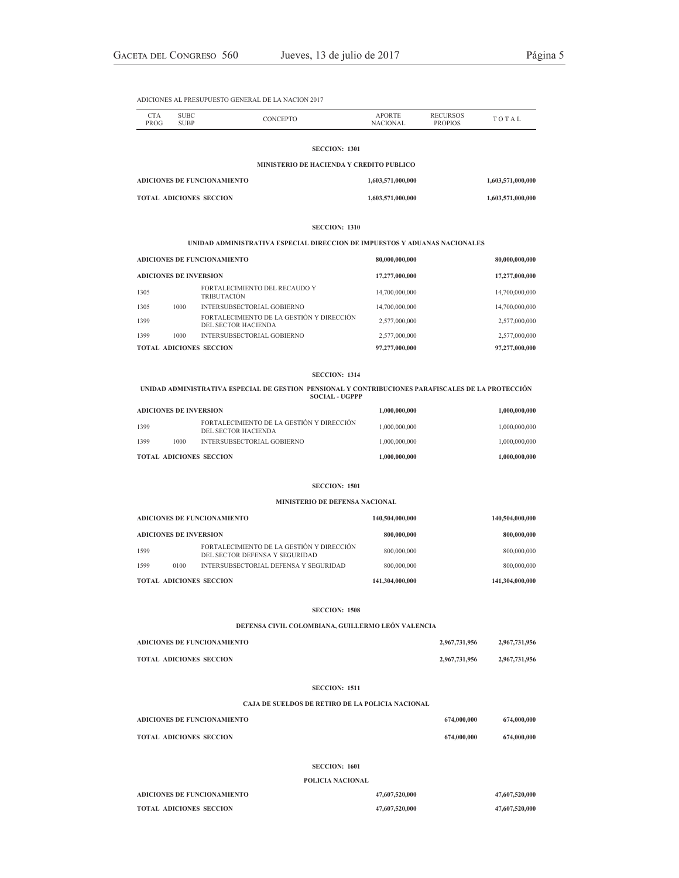ADICIONES AL PRESUPUESTO GENERAL DE LA NACION 2017

| CTA PROG | SUBC SUBP | CONCEPTO | APORTE NACIONAL | RECURSOS PROPIOS | TOTAL |
|---|---|---|---|---|---|
| | | **SECCION: 1301** | | | |
| | | **MINISTERIO DE HACIENDA Y CREDITO PUBLICO** | | | |
| **ADICIONES DE FUNCIONAMIENTO** | | | **1,603,571,000,000** | | **1,603,571,000,000** |
| **TOTAL ADICIONES SECCION** | | | **1,603,571,000,000** | | **1,603,571,000,000** |
| | | **SECCION: 1310** | | | |
| | | **UNIDAD ADMINISTRATIVA ESPECIAL DIRECCION DE IMPUESTOS Y ADUANAS NACIONALES** | | | |
| **ADICIONES DE FUNCIONAMIENTO** | | | **80,000,000,000** | | **80,000,000,000** |
| **ADICIONES DE INVERSION** | | | **17,277,000,000** | | **17,277,000,000** |
| 1305 | | FORTALECIMIENTO DEL RECAUDO Y TRIBUTACIÓN | 14,700,000,000 | | 14,700,000,000 |
| 1305 | 1000 | INTERSUBSECTORIAL GOBIERNO | 14,700,000,000 | | 14,700,000,000 |
| 1399 | | FORTALECIMIENTO DE LA GESTIÓN Y DIRECCIÓN DEL SECTOR HACIENDA | 2,577,000,000 | | 2,577,000,000 |
| 1399 | 1000 | INTERSUBSECTORIAL GOBIERNO | 2,577,000,000 | | 2,577,000,000 |
| **TOTAL ADICIONES SECCION** | | | **97,277,000,000** | | **97,277,000,000** |
| | | **SECCION: 1314** | | | |
| | | **UNIDAD ADMINISTRATIVA ESPECIAL DE GESTION PENSIONAL Y CONTRIBUCIONES PARAFISCALES DE LA PROTECCIÓN SOCIAL - UGPPP** | | | |
| **ADICIONES DE INVERSION** | | | **1,000,000,000** | | **1,000,000,000** |
| 1399 | | FORTALECIMIENTO DE LA GESTIÓN Y DIRECCIÓN DEL SECTOR HACIENDA | 1,000,000,000 | | 1,000,000,000 |
| 1399 | 1000 | INTERSUBSECTORIAL GOBIERNO | 1,000,000,000 | | 1,000,000,000 |
| **TOTAL ADICIONES SECCION** | | | **1,000,000,000** | | **1,000,000,000** |
| | | **SECCION: 1501** | | | |
| | | **MINISTERIO DE DEFENSA NACIONAL** | | | |
| **ADICIONES DE FUNCIONAMIENTO** | | | **140,504,000,000** | | **140,504,000,000** |
| **ADICIONES DE INVERSION** | | | **800,000,000** | | **800,000,000** |
| 1599 | | FORTALECIMIENTO DE LA GESTIÓN Y DIRECCIÓN DEL SECTOR DEFENSA Y SEGURIDAD | 800,000,000 | | 800,000,000 |
| 1599 | 0100 | INTERSUBSECTORIAL DEFENSA Y SEGURIDAD | 800,000,000 | | 800,000,000 |
| **TOTAL ADICIONES SECCION** | | | **141,304,000,000** | | **141,304,000,000** |
| | | **SECCION: 1508** | | | |
| | | **DEFENSA CIVIL COLOMBIANA, GUILLERMO LEÓN VALENCIA** | | | |
| **ADICIONES DE FUNCIONAMIENTO** | | | | **2,967,731,956** | **2,967,731,956** |
| **TOTAL ADICIONES SECCION** | | | | **2,967,731,956** | **2,967,731,956** |
| | | **SECCION: 1511** | | | |
| | | **CAJA DE SUELDOS DE RETIRO DE LA POLICIA NACIONAL** | | | |
| **ADICIONES DE FUNCIONAMIENTO** | | | | **674,000,000** | **674,000,000** |
| **TOTAL ADICIONES SECCION** | | | | **674,000,000** | **674,000,000** |
| | | **SECCION: 1601** | | | |
| | | **POLICIA NACIONAL** | | | |
| **ADICIONES DE FUNCIONAMIENTO** | | | **47,607,520,000** | | **47,607,520,000** |
| **TOTAL ADICIONES SECCION** | | | **47,607,520,000** | | **47,607,520,000** |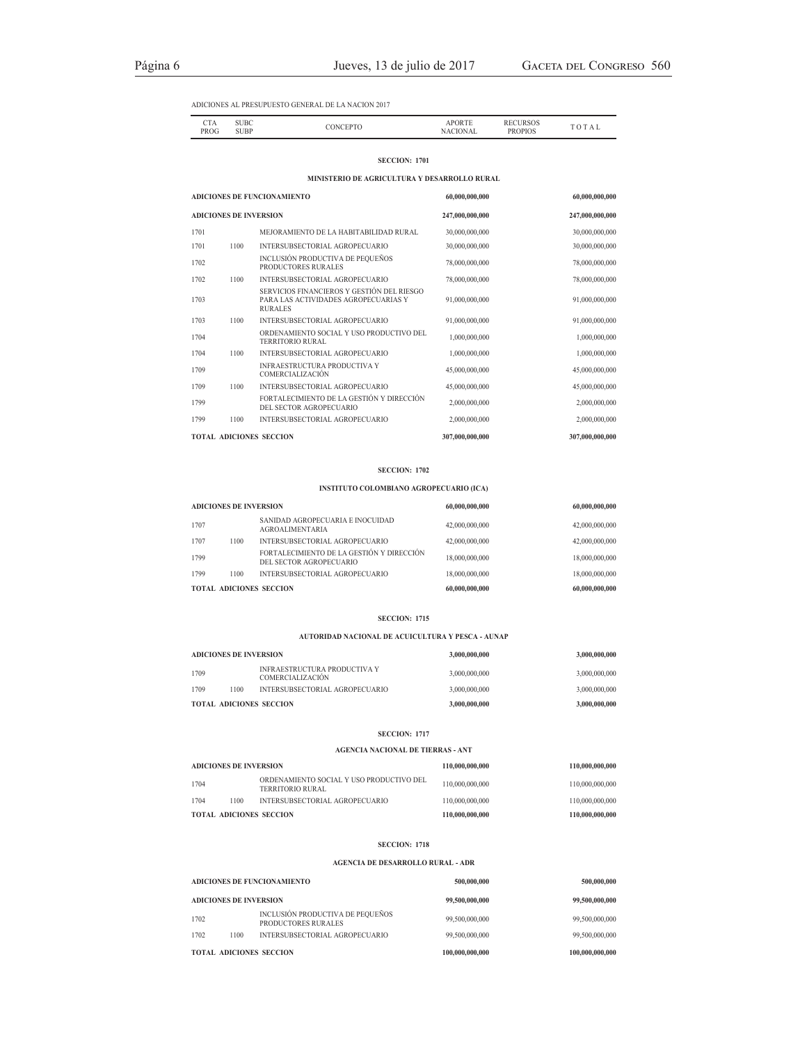ADICIONES AL PRESUPUESTO GENERAL DE LA NACION 2017

| CTA PROG | SUBC SUBP | CONCEPTO | APORTE NACIONAL | RECURSOS PROPIOS | T O T A L |
|---|---|---|---|---|---|
| | | **SECCION: 1701** | | | |
| | | **MINISTERIO DE AGRICULTURA Y DESARROLLO RURAL** | | | |
| **ADICIONES DE FUNCIONAMIENTO** | | | **60,000,000,000** | | **60,000,000,000** |
| **ADICIONES DE INVERSION** | | | **247,000,000,000** | | **247,000,000,000** |
| 1701 | | MEJORAMIENTO DE LA HABITABILIDAD RURAL | 30,000,000,000 | | 30,000,000,000 |
| 1701 | 1100 | INTERSUBSECTORIAL AGROPECUARIO | 30,000,000,000 | | 30,000,000,000 |
| 1702 | | INCLUSIÓN PRODUCTIVA DE PEQUEÑOS PRODUCTORES RURALES | 78,000,000,000 | | 78,000,000,000 |
| 1702 | 1100 | INTERSUBSECTORIAL AGROPECUARIO | 78,000,000,000 | | 78,000,000,000 |
| 1703 | | SERVICIOS FINANCIEROS Y GESTIÓN DEL RIESGO PARA LAS ACTIVIDADES AGROPECUARIAS Y RURALES | 91,000,000,000 | | 91,000,000,000 |
| 1703 | 1100 | INTERSUBSECTORIAL AGROPECUARIO | 91,000,000,000 | | 91,000,000,000 |
| 1704 | | ORDENAMIENTO SOCIAL Y USO PRODUCTIVO DEL TERRITORIO RURAL | 1,000,000,000 | | 1,000,000,000 |
| 1704 | 1100 | INTERSUBSECTORIAL AGROPECUARIO | 1,000,000,000 | | 1,000,000,000 |
| 1709 | | INFRAESTRUCTURA PRODUCTIVA Y COMERCIALIZACIÓN | 45,000,000,000 | | 45,000,000,000 |
| 1709 | 1100 | INTERSUBSECTORIAL AGROPECUARIO | 45,000,000,000 | | 45,000,000,000 |
| 1799 | | FORTALECIMIENTO DE LA GESTIÓN Y DIRECCIÓN DEL SECTOR AGROPECUARIO | 2,000,000,000 | | 2,000,000,000 |
| 1799 | 1100 | INTERSUBSECTORIAL AGROPECUARIO | 2,000,000,000 | | 2,000,000,000 |
| **TOTAL ADICIONES SECCION** | | | **307,000,000,000** | | **307,000,000,000** |
| | | **SECCION: 1702** | | | |
| | | **INSTITUTO COLOMBIANO AGROPECUARIO (ICA)** | | | |
| **ADICIONES DE INVERSION** | | | **60,000,000,000** | | **60,000,000,000** |
| 1707 | | SANIDAD AGROPECUARIA E INOCUIDAD AGROALIMENTARIA | 42,000,000,000 | | 42,000,000,000 |
| 1707 | 1100 | INTERSUBSECTORIAL AGROPECUARIO | 42,000,000,000 | | 42,000,000,000 |
| 1799 | | FORTALECIMIENTO DE LA GESTIÓN Y DIRECCIÓN DEL SECTOR AGROPECUARIO | 18,000,000,000 | | 18,000,000,000 |
| 1799 | 1100 | INTERSUBSECTORIAL AGROPECUARIO | 18,000,000,000 | | 18,000,000,000 |
| **TOTAL ADICIONES SECCION** | | | **60,000,000,000** | | **60,000,000,000** |
| | | **SECCION: 1715** | | | |
| | | **AUTORIDAD NACIONAL DE ACUICULTURA Y PESCA - AUNAP** | | | |
| **ADICIONES DE INVERSION** | | | **3,000,000,000** | | **3,000,000,000** |
| 1709 | | INFRAESTRUCTURA PRODUCTIVA Y COMERCIALIZACIÓN | 3,000,000,000 | | 3,000,000,000 |
| 1709 | 1100 | INTERSUBSECTORIAL AGROPECUARIO | 3,000,000,000 | | 3,000,000,000 |
| **TOTAL ADICIONES SECCION** | | | **3,000,000,000** | | **3,000,000,000** |
| | | **SECCION: 1717** | | | |
| | | **AGENCIA NACIONAL DE TIERRAS - ANT** | | | |
| **ADICIONES DE INVERSION** | | | **110,000,000,000** | | **110,000,000,000** |
| 1704 | | ORDENAMIENTO SOCIAL Y USO PRODUCTIVO DEL TERRITORIO RURAL | 110,000,000,000 | | 110,000,000,000 |
| 1704 | 1100 | INTERSUBSECTORIAL AGROPECUARIO | 110,000,000,000 | | 110,000,000,000 |
| **TOTAL ADICIONES SECCION** | | | **110,000,000,000** | | **110,000,000,000** |
| | | **SECCION: 1718** | | | |
| | | **AGENCIA DE DESARROLLO RURAL - ADR** | | | |
| **ADICIONES DE FUNCIONAMIENTO** | | | **500,000,000** | | **500,000,000** |
| **ADICIONES DE INVERSION** | | | **99,500,000,000** | | **99,500,000,000** |
| 1702 | | INCLUSIÓN PRODUCTIVA DE PEQUEÑOS PRODUCTORES RURALES | 99,500,000,000 | | 99,500,000,000 |
| 1702 | 1100 | INTERSUBSECTORIAL AGROPECUARIO | 99,500,000,000 | | 99,500,000,000 |
| **TOTAL ADICIONES SECCION** | | | **100,000,000,000** | | **100,000,000,000** |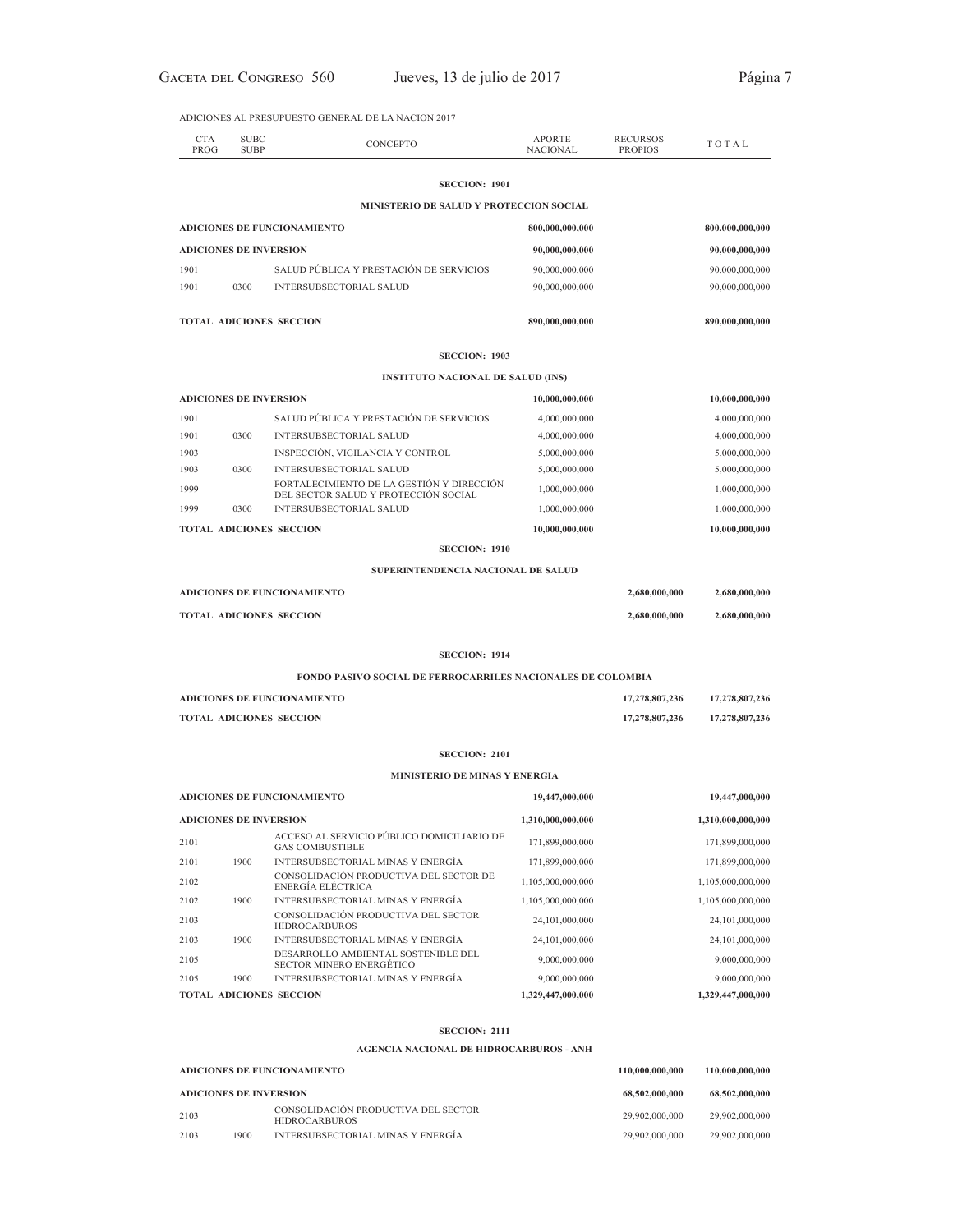ADICIONES AL PRESUPUESTO GENERAL DE LA NACION 2017

| CTA PROG | SUBC SUBP | CONCEPTO | APORTE NACIONAL | RECURSOS PROPIOS | TOTAL |
|---|---|---|---|---|---|
| | | **SECCION: 1901** | | | |
| | | **MINISTERIO DE SALUD Y PROTECCION SOCIAL** | | | |
| **ADICIONES DE FUNCIONAMIENTO** | | | **800,000,000,000** | | **800,000,000,000** |
| **ADICIONES DE INVERSION** | | | **90,000,000,000** | | **90,000,000,000** |
| 1901 | | SALUD PÚBLICA Y PRESTACIÓN DE SERVICIOS | 90,000,000,000 | | 90,000,000,000 |
| 1901 | 0300 | INTERSUBSECTORIAL SALUD | 90,000,000,000 | | 90,000,000,000 |
| **TOTAL ADICIONES SECCION** | | | **890,000,000,000** | | **890,000,000,000** |
| | | **SECCION: 1903** | | | |
| | | **INSTITUTO NACIONAL DE SALUD (INS)** | | | |
| **ADICIONES DE INVERSION** | | | **10,000,000,000** | | **10,000,000,000** |
| 1901 | | SALUD PÚBLICA Y PRESTACIÓN DE SERVICIOS | 4,000,000,000 | | 4,000,000,000 |
| 1901 | 0300 | INTERSUBSECTORIAL SALUD | 4,000,000,000 | | 4,000,000,000 |
| 1903 | | INSPECCIÓN, VIGILANCIA Y CONTROL | 5,000,000,000 | | 5,000,000,000 |
| 1903 | 0300 | INTERSUBSECTORIAL SALUD | 5,000,000,000 | | 5,000,000,000 |
| 1999 | | FORTALECIMIENTO DE LA GESTIÓN Y DIRECCIÓN DEL SECTOR SALUD Y PROTECCIÓN SOCIAL | 1,000,000,000 | | 1,000,000,000 |
| 1999 | 0300 | INTERSUBSECTORIAL SALUD | 1,000,000,000 | | 1,000,000,000 |
| **TOTAL ADICIONES SECCION** | | | **10,000,000,000** | | **10,000,000,000** |
| | | **SECCION: 1910** | | | |
| | | **SUPERINTENDENCIA NACIONAL DE SALUD** | | | |
| **ADICIONES DE FUNCIONAMIENTO** | | | | **2,680,000,000** | **2,680,000,000** |
| **TOTAL ADICIONES SECCION** | | | | **2,680,000,000** | **2,680,000,000** |
| | | **SECCION: 1914** | | | |
| | | **FONDO PASIVO SOCIAL DE FERROCARRILES NACIONALES DE COLOMBIA** | | | |
| **ADICIONES DE FUNCIONAMIENTO** | | | | **17,278,807,236** | **17,278,807,236** |
| **TOTAL ADICIONES SECCION** | | | | **17,278,807,236** | **17,278,807,236** |
| | | **SECCION: 2101** | | | |
| | | **MINISTERIO DE MINAS Y ENERGIA** | | | |
| **ADICIONES DE FUNCIONAMIENTO** | | | **19,447,000,000** | | **19,447,000,000** |
| **ADICIONES DE INVERSION** | | | **1,310,000,000,000** | | **1,310,000,000,000** |
| 2101 | | ACCESO AL SERVICIO PÚBLICO DOMICILIARIO DE GAS COMBUSTIBLE | 171,899,000,000 | | 171,899,000,000 |
| 2101 | 1900 | INTERSUBSECTORIAL MINAS Y ENERGÍA | 171,899,000,000 | | 171,899,000,000 |
| 2102 | | CONSOLIDACIÓN PRODUCTIVA DEL SECTOR DE ENERGÍA ELÉCTRICA | 1,105,000,000,000 | | 1,105,000,000,000 |
| 2102 | 1900 | INTERSUBSECTORIAL MINAS Y ENERGÍA | 1,105,000,000,000 | | 1,105,000,000,000 |
| 2103 | | CONSOLIDACIÓN PRODUCTIVA DEL SECTOR HIDROCARBUROS | 24,101,000,000 | | 24,101,000,000 |
| 2103 | 1900 | INTERSUBSECTORIAL MINAS Y ENERGÍA | 24,101,000,000 | | 24,101,000,000 |
| 2105 | | DESARROLLO AMBIENTAL SOSTENIBLE DEL SECTOR MINERO ENERGÉTICO | 9,000,000,000 | | 9,000,000,000 |
| 2105 | 1900 | INTERSUBSECTORIAL MINAS Y ENERGÍA | 9,000,000,000 | | 9,000,000,000 |
| **TOTAL ADICIONES SECCION** | | | **1,329,447,000,000** | | **1,329,447,000,000** |
| | | **SECCION: 2111** | | | |
| | | **AGENCIA NACIONAL DE HIDROCARBUROS - ANH** | | | |
| **ADICIONES DE FUNCIONAMIENTO** | | | | **110,000,000,000** | **110,000,000,000** |
| **ADICIONES DE INVERSION** | | | | **68,502,000,000** | **68,502,000,000** |
| 2103 | | CONSOLIDACIÓN PRODUCTIVA DEL SECTOR HIDROCARBUROS | | 29,902,000,000 | 29,902,000,000 |
| 2103 | 1900 | INTERSUBSECTORIAL MINAS Y ENERGÍA | | 29,902,000,000 | 29,902,000,000 |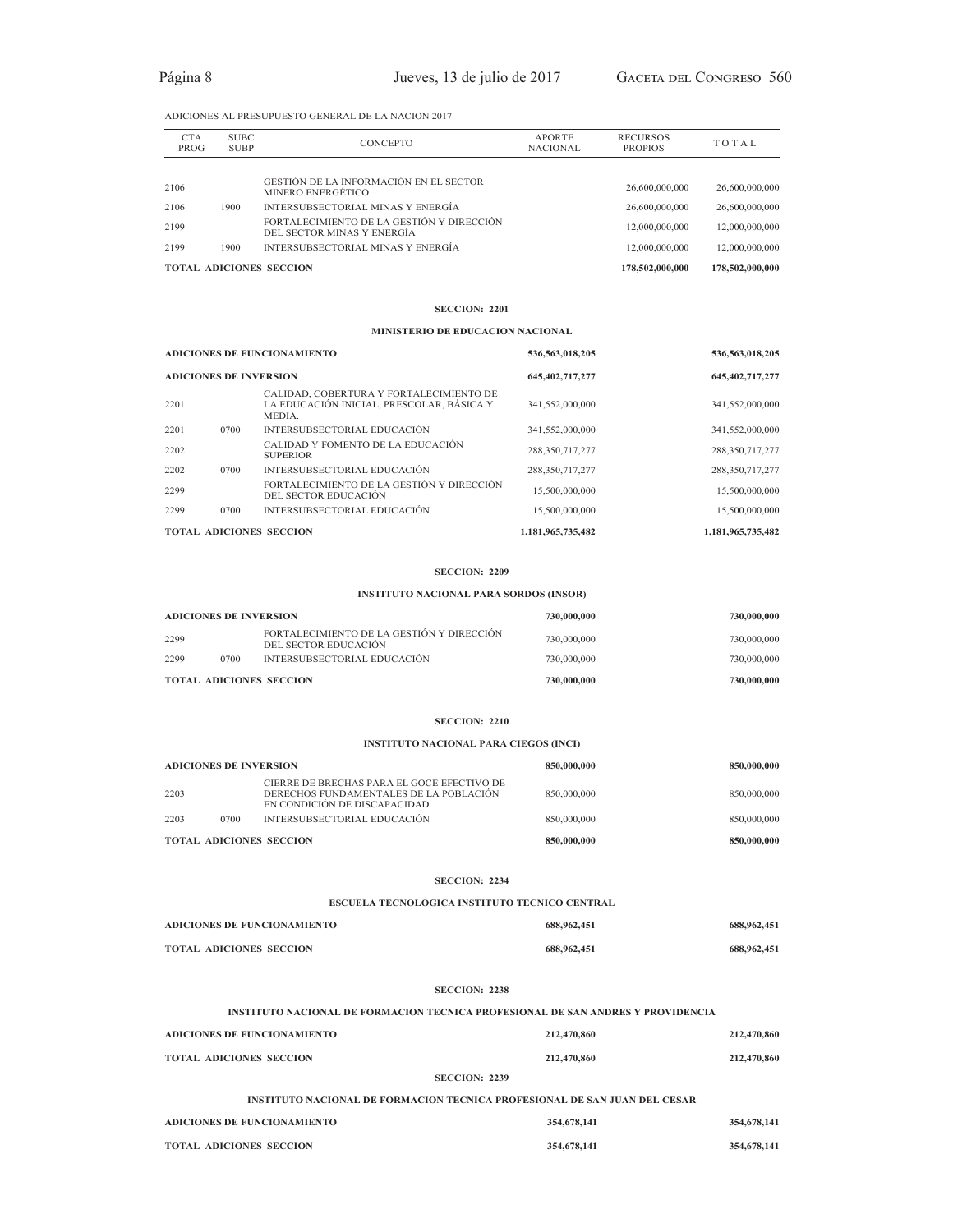ADICIONES AL PRESUPUESTO GENERAL DE LA NACION 2017

| CTA PROG | SUBC SUBP | CONCEPTO | APORTE NACIONAL | RECURSOS PROPIOS | TOTAL |
|---|---|---|---|---|---|
| 2106 | | GESTIÓN DE LA INFORMACIÓN EN EL SECTOR MINERO ENERGÉTICO | | 26,600,000,000 | 26,600,000,000 |
| 2106 | 1900 | INTERSUBSECTORIAL MINAS Y ENERGÍA | | 26,600,000,000 | 26,600,000,000 |
| 2199 | | FORTALECIMIENTO DE LA GESTIÓN Y DIRECCIÓN DEL SECTOR MINAS Y ENERGÍA | | 12,000,000,000 | 12,000,000,000 |
| 2199 | 1900 | INTERSUBSECTORIAL MINAS Y ENERGÍA | | 12,000,000,000 | 12,000,000,000 |
| **TOTAL ADICIONES SECCION** | | | | **178,502,000,000** | **178,502,000,000** |

**SECCION: 2201**

**MINISTERIO DE EDUCACION NACIONAL**

| CTA PROG | SUBC SUBP | CONCEPTO | APORTE NACIONAL | RECURSOS PROPIOS | TOTAL |
|---|---|---|---|---|---|
| **ADICIONES DE FUNCIONAMIENTO** | | | **536,563,018,205** | | **536,563,018,205** |
| **ADICIONES DE INVERSION** | | | **645,402,717,277** | | **645,402,717,277** |
| 2201 | | CALIDAD, COBERTURA Y FORTALECIMIENTO DE LA EDUCACIÓN INICIAL, PRESCOLAR, BÁSICA Y MEDIA. | 341,552,000,000 | | 341,552,000,000 |
| 2201 | 0700 | INTERSUBSECTORIAL EDUCACIÓN | 341,552,000,000 | | 341,552,000,000 |
| 2202 | | CALIDAD Y FOMENTO DE LA EDUCACIÓN SUPERIOR | 288,350,717,277 | | 288,350,717,277 |
| 2202 | 0700 | INTERSUBSECTORIAL EDUCACIÓN | 288,350,717,277 | | 288,350,717,277 |
| 2299 | | FORTALECIMIENTO DE LA GESTIÓN Y DIRECCIÓN DEL SECTOR EDUCACIÓN | 15,500,000,000 | | 15,500,000,000 |
| 2299 | 0700 | INTERSUBSECTORIAL EDUCACIÓN | 15,500,000,000 | | 15,500,000,000 |
| **TOTAL ADICIONES SECCION** | | | **1,181,965,735,482** | | **1,181,965,735,482** |

**SECCION: 2209**

**INSTITUTO NACIONAL PARA SORDOS (INSOR)**

| CTA PROG | SUBC SUBP | CONCEPTO | APORTE NACIONAL | RECURSOS PROPIOS | TOTAL |
|---|---|---|---|---|---|
| **ADICIONES DE INVERSION** | | | **730,000,000** | | **730,000,000** |
| 2299 | | FORTALECIMIENTO DE LA GESTIÓN Y DIRECCIÓN DEL SECTOR EDUCACIÓN | 730,000,000 | | 730,000,000 |
| 2299 | 0700 | INTERSUBSECTORIAL EDUCACIÓN | 730,000,000 | | 730,000,000 |
| **TOTAL ADICIONES SECCION** | | | **730,000,000** | | **730,000,000** |

**SECCION: 2210**

**INSTITUTO NACIONAL PARA CIEGOS (INCI)**

| CTA PROG | SUBC SUBP | CONCEPTO | APORTE NACIONAL | RECURSOS PROPIOS | TOTAL |
|---|---|---|---|---|---|
| **ADICIONES DE INVERSION** | | | **850,000,000** | | **850,000,000** |
| 2203 | | CIERRE DE BRECHAS PARA EL GOCE EFECTIVO DE DERECHOS FUNDAMENTALES DE LA POBLACIÓN EN CONDICIÓN DE DISCAPACIDAD | 850,000,000 | | 850,000,000 |
| 2203 | 0700 | INTERSUBSECTORIAL EDUCACIÓN | 850,000,000 | | 850,000,000 |
| **TOTAL ADICIONES SECCION** | | | **850,000,000** | | **850,000,000** |

**SECCION: 2234**

**ESCUELA TECNOLOGICA INSTITUTO TECNICO CENTRAL**

| CTA PROG | SUBC SUBP | CONCEPTO | APORTE NACIONAL | RECURSOS PROPIOS | TOTAL |
|---|---|---|---|---|---|
| **ADICIONES DE FUNCIONAMIENTO** | | | **688,962,451** | | **688,962,451** |
| **TOTAL ADICIONES SECCION** | | | **688,962,451** | | **688,962,451** |

**SECCION: 2238**

**INSTITUTO NACIONAL DE FORMACION TECNICA PROFESIONAL DE SAN ANDRES Y PROVIDENCIA**

| CTA PROG | SUBC SUBP | CONCEPTO | APORTE NACIONAL | RECURSOS PROPIOS | TOTAL |
|---|---|---|---|---|---|
| **ADICIONES DE FUNCIONAMIENTO** | | | **212,470,860** | | **212,470,860** |
| **TOTAL ADICIONES SECCION** | | | **212,470,860** | | **212,470,860** |

**SECCION: 2239**

**INSTITUTO NACIONAL DE FORMACION TECNICA PROFESIONAL DE SAN JUAN DEL CESAR**

| CTA PROG | SUBC SUBP | CONCEPTO | APORTE NACIONAL | RECURSOS PROPIOS | TOTAL |
|---|---|---|---|---|---|
| **ADICIONES DE FUNCIONAMIENTO** | | | **354,678,141** | | **354,678,141** |
| **TOTAL ADICIONES SECCION** | | | **354,678,141** | | **354,678,141** |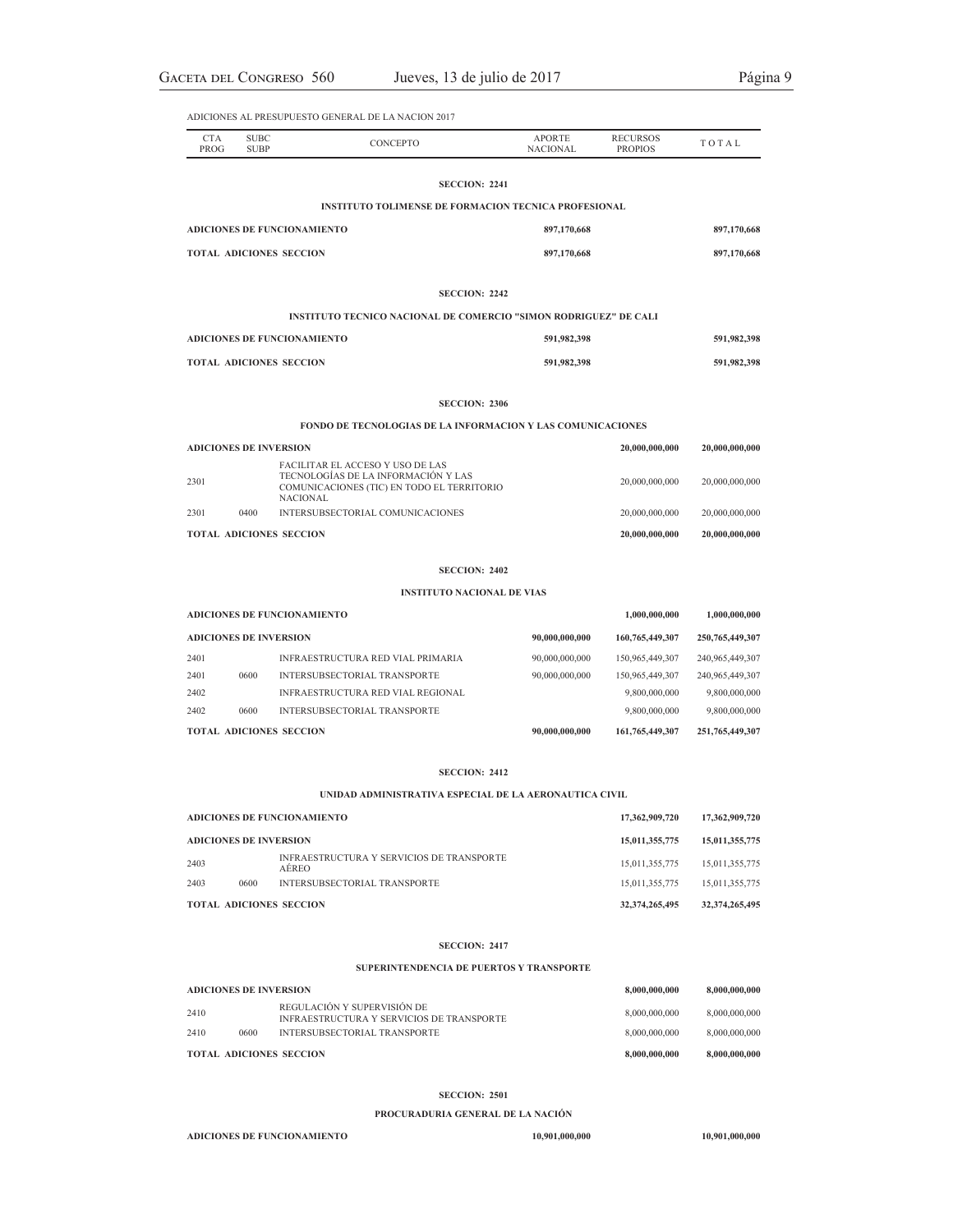ADICIONES AL PRESUPUESTO GENERAL DE LA NACION 2017

| CTA PROG | SUBC SUBP | CONCEPTO | APORTE NACIONAL | RECURSOS PROPIOS | TOTAL |
|---|---|---|---|---|---|
| | | **SECCION: 2241** | | | |
| | | **INSTITUTO TOLIMENSE DE FORMACION TECNICA PROFESIONAL** | | | |
| **ADICIONES DE FUNCIONAMIENTO** | | | **897,170,668** | | **897,170,668** |
| **TOTAL ADICIONES SECCION** | | | **897,170,668** | | **897,170,668** |
| | | **SECCION: 2242** | | | |
| | | **INSTITUTO TECNICO NACIONAL DE COMERCIO "SIMON RODRIGUEZ" DE CALI** | | | |
| **ADICIONES DE FUNCIONAMIENTO** | | | **591,982,398** | | **591,982,398** |
| **TOTAL ADICIONES SECCION** | | | **591,982,398** | | **591,982,398** |
| | | **SECCION: 2306** | | | |
| | | **FONDO DE TECNOLOGIAS DE LA INFORMACION Y LAS COMUNICACIONES** | | | |
| **ADICIONES DE INVERSION** | | | | **20,000,000,000** | **20,000,000,000** |
| 2301 | | FACILITAR EL ACCESO Y USO DE LAS TECNOLOGÍAS DE LA INFORMACIÓN Y LAS COMUNICACIONES (TIC) EN TODO EL TERRITORIO NACIONAL | | 20,000,000,000 | 20,000,000,000 |
| 2301 | 0400 | INTERSUBSECTORIAL COMUNICACIONES | | 20,000,000,000 | 20,000,000,000 |
| **TOTAL ADICIONES SECCION** | | | | **20,000,000,000** | **20,000,000,000** |
| | | **SECCION: 2402** | | | |
| | | **INSTITUTO NACIONAL DE VIAS** | | | |
| **ADICIONES DE FUNCIONAMIENTO** | | | | **1,000,000,000** | **1,000,000,000** |
| **ADICIONES DE INVERSION** | | | **90,000,000,000** | **160,765,449,307** | **250,765,449,307** |
| 2401 | | INFRAESTRUCTURA RED VIAL PRIMARIA | 90,000,000,000 | 150,965,449,307 | 240,965,449,307 |
| 2401 | 0600 | INTERSUBSECTORIAL TRANSPORTE | 90,000,000,000 | 150,965,449,307 | 240,965,449,307 |
| 2402 | | INFRAESTRUCTURA RED VIAL REGIONAL | | 9,800,000,000 | 9,800,000,000 |
| 2402 | 0600 | INTERSUBSECTORIAL TRANSPORTE | | 9,800,000,000 | 9,800,000,000 |
| **TOTAL ADICIONES SECCION** | | | **90,000,000,000** | **161,765,449,307** | **251,765,449,307** |
| | | **SECCION: 2412** | | | |
| | | **UNIDAD ADMINISTRATIVA ESPECIAL DE LA AERONAUTICA CIVIL** | | | |
| **ADICIONES DE FUNCIONAMIENTO** | | | | **17,362,909,720** | **17,362,909,720** |
| **ADICIONES DE INVERSION** | | | | **15,011,355,775** | **15,011,355,775** |
| 2403 | | INFRAESTRUCTURA Y SERVICIOS DE TRANSPORTE AÉREO | | 15,011,355,775 | 15,011,355,775 |
| 2403 | 0600 | INTERSUBSECTORIAL TRANSPORTE | | 15,011,355,775 | 15,011,355,775 |
| **TOTAL ADICIONES SECCION** | | | | **32,374,265,495** | **32,374,265,495** |
| | | **SECCION: 2417** | | | |
| | | **SUPERINTENDENCIA DE PUERTOS Y TRANSPORTE** | | | |
| **ADICIONES DE INVERSION** | | | | **8,000,000,000** | **8,000,000,000** |
| 2410 | | REGULACIÓN Y SUPERVISIÓN DE INFRAESTRUCTURA Y SERVICIOS DE TRANSPORTE | | 8,000,000,000 | 8,000,000,000 |
| 2410 | 0600 | INTERSUBSECTORIAL TRANSPORTE | | 8,000,000,000 | 8,000,000,000 |
| **TOTAL ADICIONES SECCION** | | | | **8,000,000,000** | **8,000,000,000** |
| | | **SECCION: 2501** | | | |
| | | **PROCURADURIA GENERAL DE LA NACIÓN** | | | |
| **ADICIONES DE FUNCIONAMIENTO** | | | **10,901,000,000** | | **10,901,000,000** |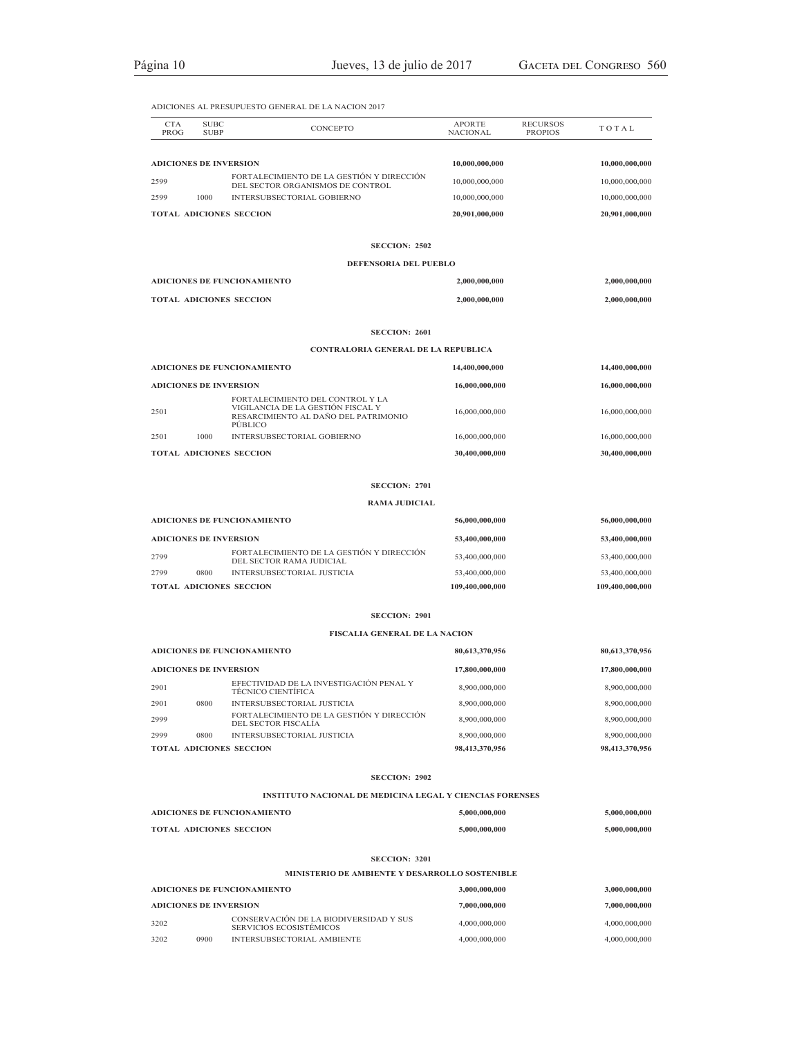ADICIONES AL PRESUPUESTO GENERAL DE LA NACION 2017

| CTA PROG | SUBC SUBP | CONCEPTO | APORTE NACIONAL | RECURSOS PROPIOS | TOTAL |
|---|---|---|---|---|---|
| **ADICIONES DE INVERSION** | | | **10,000,000,000** | | **10,000,000,000** |
| 2599 | | FORTALECIMIENTO DE LA GESTIÓN Y DIRECCIÓN DEL SECTOR ORGANISMOS DE CONTROL | 10,000,000,000 | | 10,000,000,000 |
| 2599 | 1000 | INTERSUBSECTORIAL GOBIERNO | 10,000,000,000 | | 10,000,000,000 |
| **TOTAL ADICIONES SECCION** | | | **20,901,000,000** | | **20,901,000,000** |
| | | **SECCION: 2502** | | | |
| | | **DEFENSORIA DEL PUEBLO** | | | |
| **ADICIONES DE FUNCIONAMIENTO** | | | **2,000,000,000** | | **2,000,000,000** |
| **TOTAL ADICIONES SECCION** | | | **2,000,000,000** | | **2,000,000,000** |
| | | **SECCION: 2601** | | | |
| | | **CONTRALORIA GENERAL DE LA REPUBLICA** | | | |
| **ADICIONES DE FUNCIONAMIENTO** | | | **14,400,000,000** | | **14,400,000,000** |
| **ADICIONES DE INVERSION** | | | **16,000,000,000** | | **16,000,000,000** |
| 2501 | | FORTALECIMIENTO DEL CONTROL Y LA VIGILANCIA DE LA GESTIÓN FISCAL Y RESARCIMIENTO AL DAÑO DEL PATRIMONIO PÚBLICO | 16,000,000,000 | | 16,000,000,000 |
| 2501 | 1000 | INTERSUBSECTORIAL GOBIERNO | 16,000,000,000 | | 16,000,000,000 |
| **TOTAL ADICIONES SECCION** | | | **30,400,000,000** | | **30,400,000,000** |
| | | **SECCION: 2701** | | | |
| | | **RAMA JUDICIAL** | | | |
| **ADICIONES DE FUNCIONAMIENTO** | | | **56,000,000,000** | | **56,000,000,000** |
| **ADICIONES DE INVERSION** | | | **53,400,000,000** | | **53,400,000,000** |
| 2799 | | FORTALECIMIENTO DE LA GESTIÓN Y DIRECCIÓN DEL SECTOR RAMA JUDICIAL | 53,400,000,000 | | 53,400,000,000 |
| 2799 | 0800 | INTERSUBSECTORIAL JUSTICIA | 53,400,000,000 | | 53,400,000,000 |
| **TOTAL ADICIONES SECCION** | | | **109,400,000,000** | | **109,400,000,000** |
| | | **SECCION: 2901** | | | |
| | | **FISCALIA GENERAL DE LA NACION** | | | |
| **ADICIONES DE FUNCIONAMIENTO** | | | **80,613,370,956** | | **80,613,370,956** |
| **ADICIONES DE INVERSION** | | | **17,800,000,000** | | **17,800,000,000** |
| 2901 | | EFECTIVIDAD DE LA INVESTIGACIÓN PENAL Y TÉCNICO CIENTÍFICA | 8,900,000,000 | | 8,900,000,000 |
| 2901 | 0800 | INTERSUBSECTORIAL JUSTICIA | 8,900,000,000 | | 8,900,000,000 |
| 2999 | | FORTALECIMIENTO DE LA GESTIÓN Y DIRECCIÓN DEL SECTOR FISCALÍA | 8,900,000,000 | | 8,900,000,000 |
| 2999 | 0800 | INTERSUBSECTORIAL JUSTICIA | 8,900,000,000 | | 8,900,000,000 |
| **TOTAL ADICIONES SECCION** | | | **98,413,370,956** | | **98,413,370,956** |
| | | **SECCION: 2902** | | | |
| | | **INSTITUTO NACIONAL DE MEDICINA LEGAL Y CIENCIAS FORENSES** | | | |
| **ADICIONES DE FUNCIONAMIENTO** | | | **5,000,000,000** | | **5,000,000,000** |
| **TOTAL ADICIONES SECCION** | | | **5,000,000,000** | | **5,000,000,000** |
| | | **SECCION: 3201** | | | |
| | | **MINISTERIO DE AMBIENTE Y DESARROLLO SOSTENIBLE** | | | |
| **ADICIONES DE FUNCIONAMIENTO** | | | **3,000,000,000** | | **3,000,000,000** |
| **ADICIONES DE INVERSION** | | | **7,000,000,000** | | **7,000,000,000** |
| 3202 | | CONSERVACIÓN DE LA BIODIVERSIDAD Y SUS SERVICIOS ECOSISTÉMICOS | 4,000,000,000 | | 4,000,000,000 |
| 3202 | 0900 | INTERSUBSECTORIAL AMBIENTE | 4,000,000,000 | | 4,000,000,000 |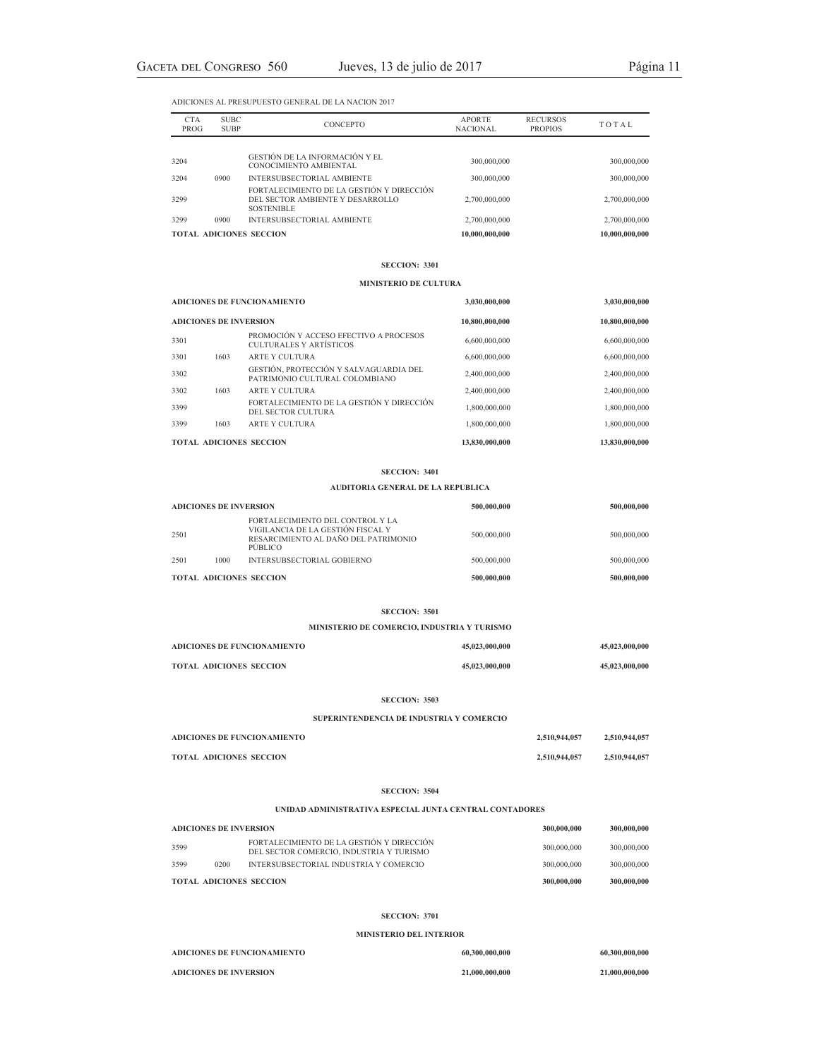ADICIONES AL PRESUPUESTO GENERAL DE LA NACION 2017

| CTA PROG | SUBC SUBP | CONCEPTO | APORTE NACIONAL | RECURSOS PROPIOS | TOTAL |
|---|---|---|---|---|---|
| 3204 | | GESTIÓN DE LA INFORMACIÓN Y EL CONOCIMIENTO AMBIENTAL | 300,000,000 | | 300,000,000 |
| 3204 | 0900 | INTERSUBSECTORIAL AMBIENTE | 300,000,000 | | 300,000,000 |
| 3299 | | FORTALECIMIENTO DE LA GESTIÓN Y DIRECCIÓN DEL SECTOR AMBIENTE Y DESARROLLO SOSTENIBLE | 2,700,000,000 | | 2,700,000,000 |
| 3299 | 0900 | INTERSUBSECTORIAL AMBIENTE | 2,700,000,000 | | 2,700,000,000 |
| **TOTAL ADICIONES SECCION** | | | **10,000,000,000** | | **10,000,000,000** |
| | | **SECCION: 3301** | | | |
| | | **MINISTERIO DE CULTURA** | | | |
| **ADICIONES DE FUNCIONAMIENTO** | | | **3,030,000,000** | | **3,030,000,000** |
| **ADICIONES DE INVERSION** | | | **10,800,000,000** | | **10,800,000,000** |
| 3301 | | PROMOCIÓN Y ACCESO EFECTIVO A PROCESOS CULTURALES Y ARTÍSTICOS | 6,600,000,000 | | 6,600,000,000 |
| 3301 | 1603 | ARTE Y CULTURA | 6,600,000,000 | | 6,600,000,000 |
| 3302 | | GESTIÓN, PROTECCIÓN Y SALVAGUARDIA DEL PATRIMONIO CULTURAL COLOMBIANO | 2,400,000,000 | | 2,400,000,000 |
| 3302 | 1603 | ARTE Y CULTURA | 2,400,000,000 | | 2,400,000,000 |
| 3399 | | FORTALECIMIENTO DE LA GESTIÓN Y DIRECCIÓN DEL SECTOR CULTURA | 1,800,000,000 | | 1,800,000,000 |
| 3399 | 1603 | ARTE Y CULTURA | 1,800,000,000 | | 1,800,000,000 |
| **TOTAL ADICIONES SECCION** | | | **13,830,000,000** | | **13,830,000,000** |
| | | **SECCION: 3401** | | | |
| | | **AUDITORIA GENERAL DE LA REPUBLICA** | | | |
| **ADICIONES DE INVERSION** | | | **500,000,000** | | **500,000,000** |
| 2501 | | FORTALECIMIENTO DEL CONTROL Y LA VIGILANCIA DE LA GESTIÓN FISCAL Y RESARCIMIENTO AL DAÑO DEL PATRIMONIO PÚBLICO | 500,000,000 | | 500,000,000 |
| 2501 | 1000 | INTERSUBSECTORIAL GOBIERNO | 500,000,000 | | 500,000,000 |
| **TOTAL ADICIONES SECCION** | | | **500,000,000** | | **500,000,000** |
| | | **SECCION: 3501** | | | |
| | | **MINISTERIO DE COMERCIO, INDUSTRIA Y TURISMO** | | | |
| **ADICIONES DE FUNCIONAMIENTO** | | | **45,023,000,000** | | **45,023,000,000** |
| **TOTAL ADICIONES SECCION** | | | **45,023,000,000** | | **45,023,000,000** |
| | | **SECCION: 3503** | | | |
| | | **SUPERINTENDENCIA DE INDUSTRIA Y COMERCIO** | | | |
| **ADICIONES DE FUNCIONAMIENTO** | | | | **2,510,944,057** | **2,510,944,057** |
| **TOTAL ADICIONES SECCION** | | | | **2,510,944,057** | **2,510,944,057** |
| | | **SECCION: 3504** | | | |
| | | **UNIDAD ADMINISTRATIVA ESPECIAL JUNTA CENTRAL CONTADORES** | | | |
| **ADICIONES DE INVERSION** | | | | **300,000,000** | **300,000,000** |
| 3599 | | FORTALECIMIENTO DE LA GESTIÓN Y DIRECCIÓN DEL SECTOR COMERCIO, INDUSTRIA Y TURISMO | | 300,000,000 | 300,000,000 |
| 3599 | 0200 | INTERSUBSECTORIAL INDUSTRIA Y COMERCIO | | 300,000,000 | 300,000,000 |
| **TOTAL ADICIONES SECCION** | | | | **300,000,000** | **300,000,000** |
| | | **SECCION: 3701** | | | |
| | | **MINISTERIO DEL INTERIOR** | | | |
| **ADICIONES DE FUNCIONAMIENTO** | | | **60,300,000,000** | | **60,300,000,000** |
| **ADICIONES DE INVERSION** | | | **21,000,000,000** | | **21,000,000,000** |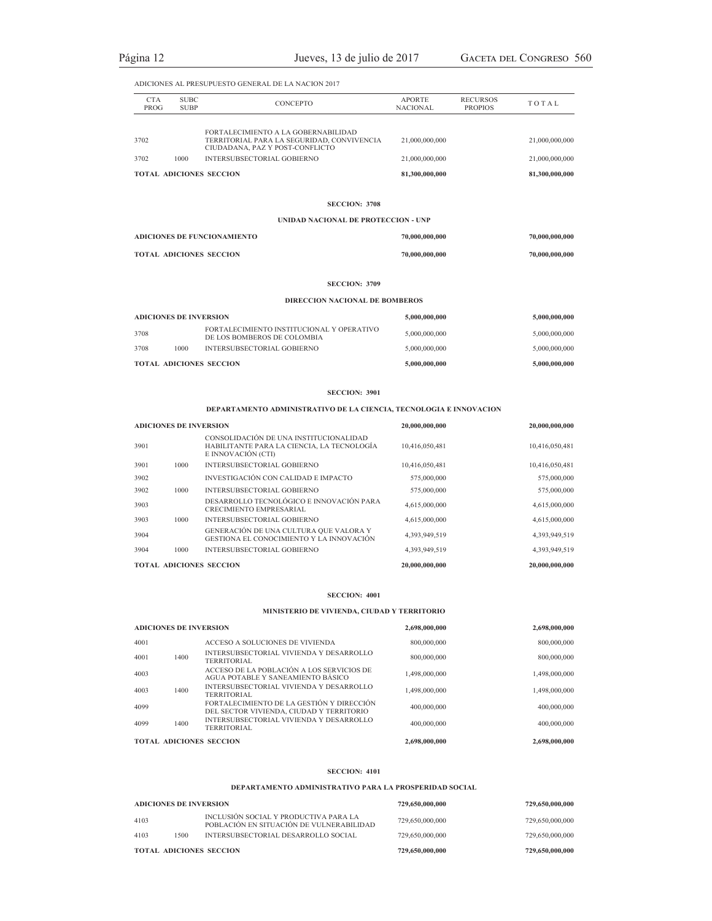ADICIONES AL PRESUPUESTO GENERAL DE LA NACION 2017

| CTA PROG | SUBC SUBP | CONCEPTO | APORTE NACIONAL | RECURSOS PROPIOS | TOTAL |
|---|---|---|---|---|---|
| 3702 | | FORTALECIMIENTO A LA GOBERNABILIDAD TERRITORIAL PARA LA SEGURIDAD, CONVIVENCIA CIUDADANA, PAZ Y POST-CONFLICTO | 21,000,000,000 | | 21,000,000,000 |
| 3702 | 1000 | INTERSUBSECTORIAL GOBIERNO | 21,000,000,000 | | 21,000,000,000 |
| **TOTAL ADICIONES SECCION** | | | **81,300,000,000** | | **81,300,000,000** |

**SECCION: 3708**

**UNIDAD NACIONAL DE PROTECCION - UNP**

| | | | | | |
|---|---|---|---|---|---|
| **ADICIONES DE FUNCIONAMIENTO** | | | **70,000,000,000** | | **70,000,000,000** |
| **TOTAL ADICIONES SECCION** | | | **70,000,000,000** | | **70,000,000,000** |

**SECCION: 3709**

**DIRECCION NACIONAL DE BOMBEROS**

| | | | | | |
|---|---|---|---|---|---|
| **ADICIONES DE INVERSION** | | | **5,000,000,000** | | **5,000,000,000** |
| 3708 | | FORTALECIMIENTO INSTITUCIONAL Y OPERATIVO DE LOS BOMBEROS DE COLOMBIA | 5,000,000,000 | | 5,000,000,000 |
| 3708 | 1000 | INTERSUBSECTORIAL GOBIERNO | 5,000,000,000 | | 5,000,000,000 |
| **TOTAL ADICIONES SECCION** | | | **5,000,000,000** | | **5,000,000,000** |

**SECCION: 3901**

**DEPARTAMENTO ADMINISTRATIVO DE LA CIENCIA, TECNOLOGIA E INNOVACION**

| | | | | | |
|---|---|---|---|---|---|
| **ADICIONES DE INVERSION** | | | **20,000,000,000** | | **20,000,000,000** |
| 3901 | | CONSOLIDACIÓN DE UNA INSTITUCIONALIDAD HABILITANTE PARA LA CIENCIA, LA TECNOLOGÍA E INNOVACIÓN (CTI) | 10,416,050,481 | | 10,416,050,481 |
| 3901 | 1000 | INTERSUBSECTORIAL GOBIERNO | 10,416,050,481 | | 10,416,050,481 |
| 3902 | | INVESTIGACIÓN CON CALIDAD E IMPACTO | 575,000,000 | | 575,000,000 |
| 3902 | 1000 | INTERSUBSECTORIAL GOBIERNO | 575,000,000 | | 575,000,000 |
| 3903 | | DESARROLLO TECNOLÓGICO E INNOVACIÓN PARA CRECIMIENTO EMPRESARIAL | 4,615,000,000 | | 4,615,000,000 |
| 3903 | 1000 | INTERSUBSECTORIAL GOBIERNO | 4,615,000,000 | | 4,615,000,000 |
| 3904 | | GENERACIÓN DE UNA CULTURA QUE VALORA Y GESTIONA EL CONOCIMIENTO Y LA INNOVACIÓN | 4,393,949,519 | | 4,393,949,519 |
| 3904 | 1000 | INTERSUBSECTORIAL GOBIERNO | 4,393,949,519 | | 4,393,949,519 |
| **TOTAL ADICIONES SECCION** | | | **20,000,000,000** | | **20,000,000,000** |

**SECCION: 4001**

**MINISTERIO DE VIVIENDA, CIUDAD Y TERRITORIO**

| | | | | | |
|---|---|---|---|---|---|
| **ADICIONES DE INVERSION** | | | **2,698,000,000** | | **2,698,000,000** |
| 4001 | | ACCESO A SOLUCIONES DE VIVIENDA | 800,000,000 | | 800,000,000 |
| 4001 | 1400 | INTERSUBSECTORIAL VIVIENDA Y DESARROLLO TERRITORIAL | 800,000,000 | | 800,000,000 |
| 4003 | | ACCESO DE LA POBLACIÓN A LOS SERVICIOS DE AGUA POTABLE Y SANEAMIENTO BÁSICO | 1,498,000,000 | | 1,498,000,000 |
| 4003 | 1400 | INTERSUBSECTORIAL VIVIENDA Y DESARROLLO TERRITORIAL | 1,498,000,000 | | 1,498,000,000 |
| 4099 | | FORTALECIMIENTO DE LA GESTIÓN Y DIRECCIÓN DEL SECTOR VIVIENDA, CIUDAD Y TERRITORIO | 400,000,000 | | 400,000,000 |
| 4099 | 1400 | INTERSUBSECTORIAL VIVIENDA Y DESARROLLO TERRITORIAL | 400,000,000 | | 400,000,000 |
| **TOTAL ADICIONES SECCION** | | | **2,698,000,000** | | **2,698,000,000** |

**SECCION: 4101**

**DEPARTAMENTO ADMINISTRATIVO PARA LA PROSPERIDAD SOCIAL**

| | | | | | |
|---|---|---|---|---|---|
| **ADICIONES DE INVERSION** | | | **729,650,000,000** | | **729,650,000,000** |
| 4103 | | INCLUSIÓN SOCIAL Y PRODUCTIVA PARA LA POBLACIÓN EN SITUACIÓN DE VULNERABILIDAD | 729,650,000,000 | | 729,650,000,000 |
| 4103 | 1500 | INTERSUBSECTORIAL DESARROLLO SOCIAL | 729,650,000,000 | | 729,650,000,000 |
| **TOTAL ADICIONES SECCION** | | | **729,650,000,000** | | **729,650,000,000** |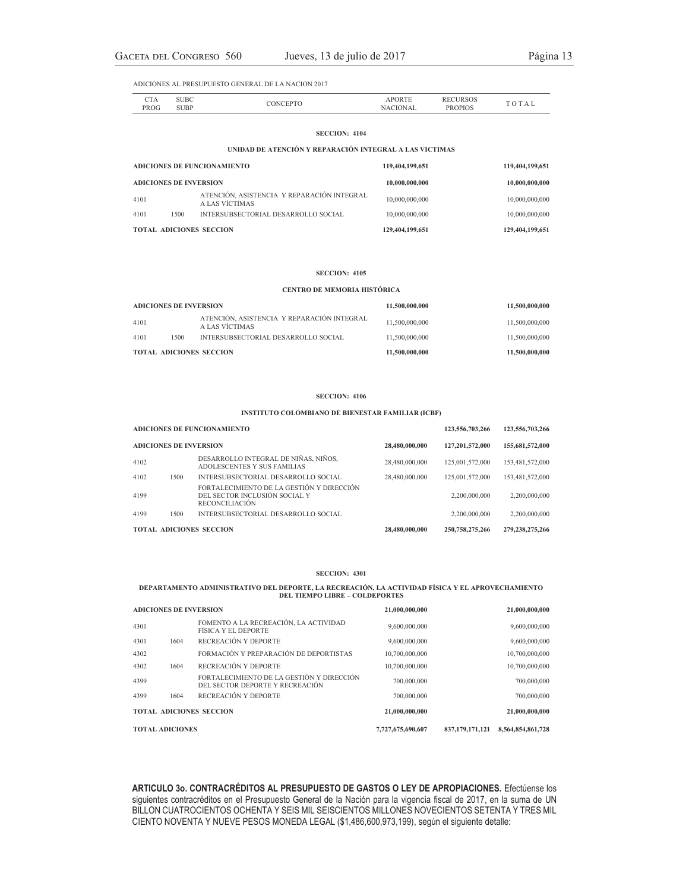ADICIONES AL PRESUPUESTO GENERAL DE LA NACION 2017

| CTA PROG | SUBC SUBP | CONCEPTO | APORTE NACIONAL | RECURSOS PROPIOS | TOTAL |
|---|---|---|---|---|---|
| | | **SECCION: 4104** | | | |
| | | **UNIDAD DE ATENCIÓN Y REPARACIÓN INTEGRAL A LAS VICTIMAS** | | | |
| **ADICIONES DE FUNCIONAMIENTO** | | | **119,404,199,651** | | **119,404,199,651** |
| **ADICIONES DE INVERSION** | | | **10,000,000,000** | | **10,000,000,000** |
| 4101 | | ATENCIÓN, ASISTENCIA Y REPARACIÓN INTEGRAL A LAS VÍCTIMAS | 10,000,000,000 | | 10,000,000,000 |
| 4101 | 1500 | INTERSUBSECTORIAL DESARROLLO SOCIAL | 10,000,000,000 | | 10,000,000,000 |
| **TOTAL ADICIONES SECCION** | | | **129,404,199,651** | | **129,404,199,651** |
| | | **SECCION: 4105** | | | |
| | | **CENTRO DE MEMORIA HISTÓRICA** | | | |
| **ADICIONES DE INVERSION** | | | **11,500,000,000** | | **11,500,000,000** |
| 4101 | | ATENCIÓN, ASISTENCIA Y REPARACIÓN INTEGRAL A LAS VÍCTIMAS | 11,500,000,000 | | 11,500,000,000 |
| 4101 | 1500 | INTERSUBSECTORIAL DESARROLLO SOCIAL | 11,500,000,000 | | 11,500,000,000 |
| **TOTAL ADICIONES SECCION** | | | **11,500,000,000** | | **11,500,000,000** |
| | | **SECCION: 4106** | | | |
| | | **INSTITUTO COLOMBIANO DE BIENESTAR FAMILIAR (ICBF)** | | | |
| **ADICIONES DE FUNCIONAMIENTO** | | | | **123,556,703,266** | **123,556,703,266** |
| **ADICIONES DE INVERSION** | | | **28,480,000,000** | **127,201,572,000** | **155,681,572,000** |
| 4102 | | DESARROLLO INTEGRAL DE NIÑAS, NIÑOS, ADOLESCENTES Y SUS FAMILIAS | 28,480,000,000 | 125,001,572,000 | 153,481,572,000 |
| 4102 | 1500 | INTERSUBSECTORIAL DESARROLLO SOCIAL | 28,480,000,000 | 125,001,572,000 | 153,481,572,000 |
| 4199 | | FORTALECIMIENTO DE LA GESTIÓN Y DIRECCIÓN DEL SECTOR INCLUSIÓN SOCIAL Y RECONCILIACIÓN | | 2,200,000,000 | 2,200,000,000 |
| 4199 | 1500 | INTERSUBSECTORIAL DESARROLLO SOCIAL | | 2,200,000,000 | 2,200,000,000 |
| **TOTAL ADICIONES SECCION** | | | **28,480,000,000** | **250,758,275,266** | **279,238,275,266** |
| | | **SECCION: 4301** | | | |
| | | **DEPARTAMENTO ADMINISTRATIVO DEL DEPORTE, LA RECREACIÓN, LA ACTIVIDAD FÍSICA Y EL APROVECHAMIENTO DEL TIEMPO LIBRE – COLDEPORTES** | | | |
| **ADICIONES DE INVERSION** | | | **21,000,000,000** | | **21,000,000,000** |
| 4301 | | FOMENTO A LA RECREACIÓN, LA ACTIVIDAD FÍSICA Y EL DEPORTE | 9,600,000,000 | | 9,600,000,000 |
| 4301 | 1604 | RECREACIÓN Y DEPORTE | 9,600,000,000 | | 9,600,000,000 |
| 4302 | | FORMACIÓN Y PREPARACIÓN DE DEPORTISTAS | 10,700,000,000 | | 10,700,000,000 |
| 4302 | 1604 | RECREACIÓN Y DEPORTE | 10,700,000,000 | | 10,700,000,000 |
| 4399 | | FORTALECIMIENTO DE LA GESTIÓN Y DIRECCIÓN DEL SECTOR DEPORTE Y RECREACIÓN | 700,000,000 | | 700,000,000 |
| 4399 | 1604 | RECREACIÓN Y DEPORTE | 700,000,000 | | 700,000,000 |
| **TOTAL ADICIONES SECCION** | | | **21,000,000,000** | | **21,000,000,000** |
| **TOTAL ADICIONES** | | | **7,727,675,690,607** | **837,179,171,121** | **8,564,854,861,728** |

**ARTICULO 3o. CONTRACRÉDITOS AL PRESUPUESTO DE GASTOS O LEY DE APROPIACIONES.** Efectúense los siguientes contracréditos en el Presupuesto General de la Nación para la vigencia fiscal de 2017, en la suma de UN BILLON CUATROCIENTOS OCHENTA Y SEIS MIL SEISCIENTOS MILLONES NOVECIENTOS SETENTA Y TRES MIL CIENTO NOVENTA Y NUEVE PESOS MONEDA LEGAL ($1,486,600,973,199), según el siguiente detalle: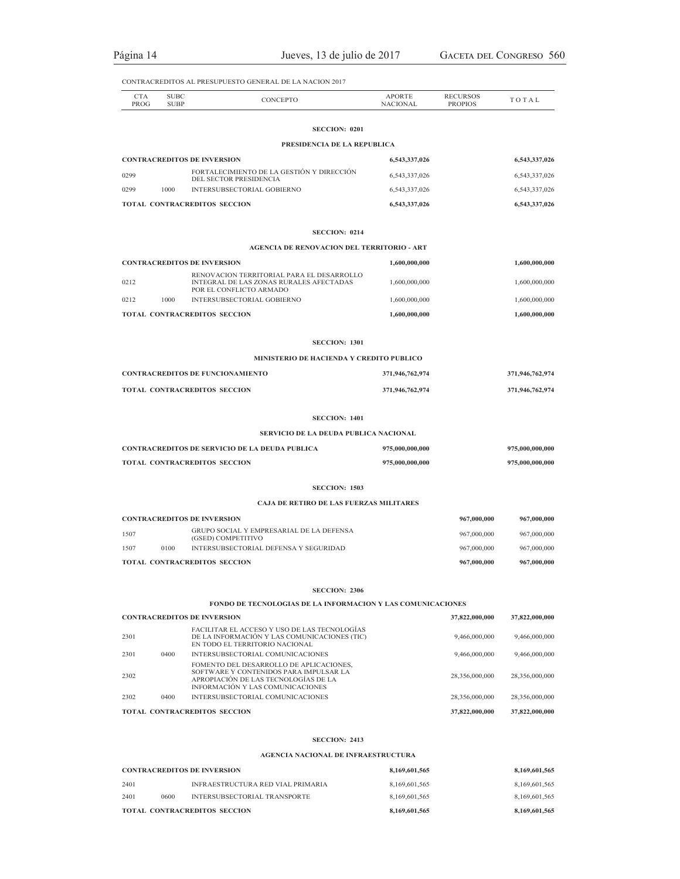CONTRACREDITOS AL PRESUPUESTO GENERAL DE LA NACION 2017

| CTA PROG | SUBC SUBP | CONCEPTO | APORTE NACIONAL | RECURSOS PROPIOS | TOTAL |
|---|---|---|---|---|---|
| | | **SECCION: 0201** | | | |
| | | **PRESIDENCIA DE LA REPUBLICA** | | | |
| **CONTRACREDITOS DE INVERSION** | | | **6,543,337,026** | | **6,543,337,026** |
| 0299 | | FORTALECIMIENTO DE LA GESTIÓN Y DIRECCIÓN DEL SECTOR PRESIDENCIA | 6,543,337,026 | | 6,543,337,026 |
| 0299 | 1000 | INTERSUBSECTORIAL GOBIERNO | 6,543,337,026 | | 6,543,337,026 |
| **TOTAL CONTRACREDITOS SECCION** | | | **6,543,337,026** | | **6,543,337,026** |
| | | **SECCION: 0214** | | | |
| | | **AGENCIA DE RENOVACION DEL TERRITORIO - ART** | | | |
| **CONTRACREDITOS DE INVERSION** | | | **1,600,000,000** | | **1,600,000,000** |
| 0212 | | RENOVACION TERRITORIAL PARA EL DESARROLLO INTEGRAL DE LAS ZONAS RURALES AFECTADAS POR EL CONFLICTO ARMADO | 1,600,000,000 | | 1,600,000,000 |
| 0212 | 1000 | INTERSUBSECTORIAL GOBIERNO | 1,600,000,000 | | 1,600,000,000 |
| **TOTAL CONTRACREDITOS SECCION** | | | **1,600,000,000** | | **1,600,000,000** |
| | | **SECCION: 1301** | | | |
| | | **MINISTERIO DE HACIENDA Y CREDITO PUBLICO** | | | |
| **CONTRACREDITOS DE FUNCIONAMIENTO** | | | **371,946,762,974** | | **371,946,762,974** |
| **TOTAL CONTRACREDITOS SECCION** | | | **371,946,762,974** | | **371,946,762,974** |
| | | **SECCION: 1401** | | | |
| | | **SERVICIO DE LA DEUDA PUBLICA NACIONAL** | | | |
| **CONTRACREDITOS DE SERVICIO DE LA DEUDA PUBLICA** | | | **975,000,000,000** | | **975,000,000,000** |
| **TOTAL CONTRACREDITOS SECCION** | | | **975,000,000,000** | | **975,000,000,000** |
| | | **SECCION: 1503** | | | |
| | | **CAJA DE RETIRO DE LAS FUERZAS MILITARES** | | | |
| **CONTRACREDITOS DE INVERSION** | | | | **967,000,000** | **967,000,000** |
| 1507 | | GRUPO SOCIAL Y EMPRESARIAL DE LA DEFENSA (GSED) COMPETITIVO | | 967,000,000 | 967,000,000 |
| 1507 | 0100 | INTERSUBSECTORIAL DEFENSA Y SEGURIDAD | | 967,000,000 | 967,000,000 |
| **TOTAL CONTRACREDITOS SECCION** | | | | **967,000,000** | **967,000,000** |
| | | **SECCION: 2306** | | | |
| | | **FONDO DE TECNOLOGIAS DE LA INFORMACION Y LAS COMUNICACIONES** | | | |
| **CONTRACREDITOS DE INVERSION** | | | | **37,822,000,000** | **37,822,000,000** |
| 2301 | | FACILITAR EL ACCESO Y USO DE LAS TECNOLOGÍAS DE LA INFORMACIÓN Y LAS COMUNICACIONES (TIC) EN TODO EL TERRITORIO NACIONAL | | 9,466,000,000 | 9,466,000,000 |
| 2301 | 0400 | INTERSUBSECTORIAL COMUNICACIONES | | 9,466,000,000 | 9,466,000,000 |
| 2302 | | FOMENTO DEL DESARROLLO DE APLICACIONES, SOFTWARE Y CONTENIDOS PARA IMPULSAR LA APROPIACIÓN DE LAS TECNOLOGÍAS DE LA INFORMACIÓN Y LAS COMUNICACIONES | | 28,356,000,000 | 28,356,000,000 |
| 2302 | 0400 | INTERSUBSECTORIAL COMUNICACIONES | | 28,356,000,000 | 28,356,000,000 |
| **TOTAL CONTRACREDITOS SECCION** | | | | **37,822,000,000** | **37,822,000,000** |
| | | **SECCION: 2413** | | | |
| | | **AGENCIA NACIONAL DE INFRAESTRUCTURA** | | | |
| **CONTRACREDITOS DE INVERSION** | | | **8,169,601,565** | | **8,169,601,565** |
| 2401 | | INFRAESTRUCTURA RED VIAL PRIMARIA | 8,169,601,565 | | 8,169,601,565 |
| 2401 | 0600 | INTERSUBSECTORIAL TRANSPORTE | 8,169,601,565 | | 8,169,601,565 |
| **TOTAL CONTRACREDITOS SECCION** | | | **8,169,601,565** | | **8,169,601,565** |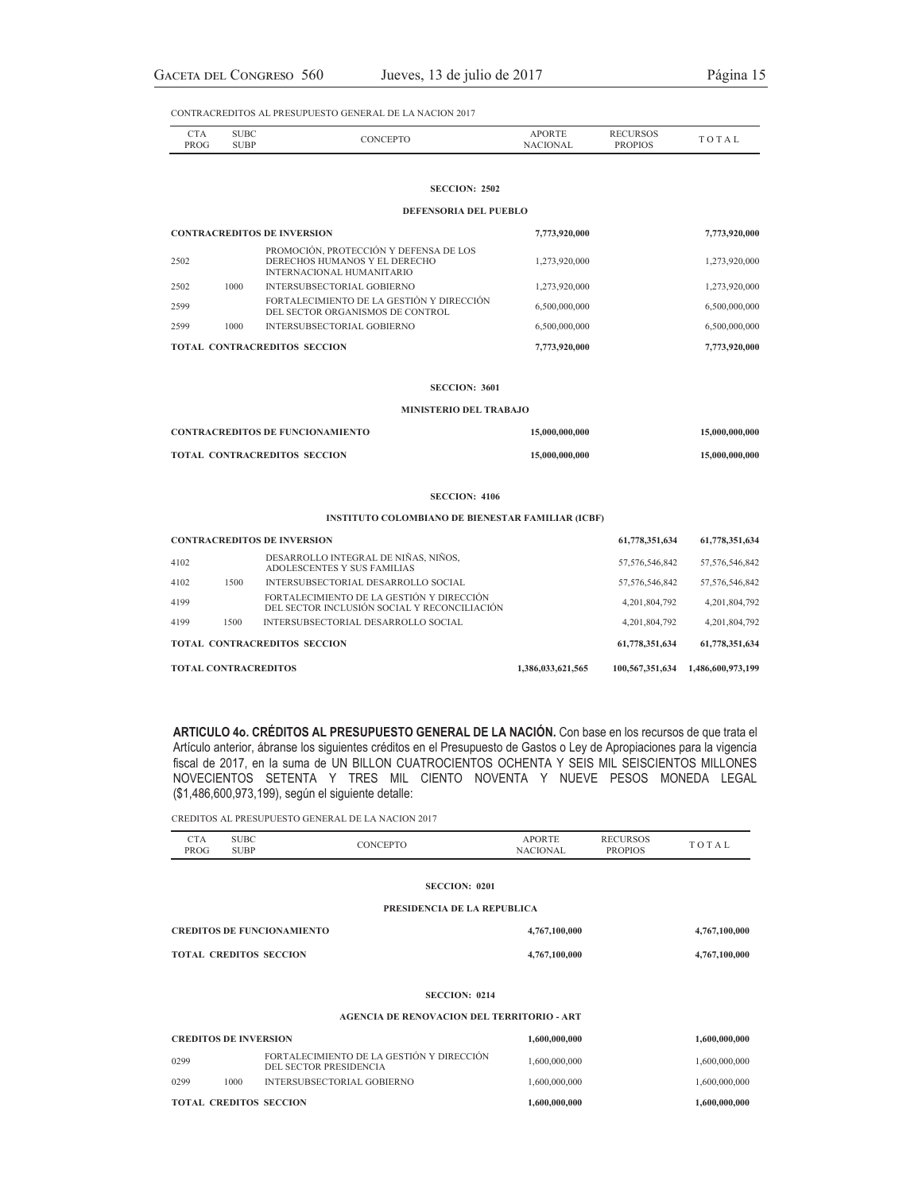CONTRACREDITOS AL PRESUPUESTO GENERAL DE LA NACION 2017

| CTA PROG | SUBC SUBP | CONCEPTO | APORTE NACIONAL | RECURSOS PROPIOS | TOTAL |
|---|---|---|---|---|---|
| | | **SECCION: 2502** | | | |
| | | **DEFENSORIA DEL PUEBLO** | | | |
| **CONTRACREDITOS DE INVERSION** | | | **7,773,920,000** | | **7,773,920,000** |
| 2502 | | PROMOCIÓN, PROTECCIÓN Y DEFENSA DE LOS DERECHOS HUMANOS Y EL DERECHO INTERNACIONAL HUMANITARIO | 1,273,920,000 | | 1,273,920,000 |
| 2502 | 1000 | INTERSUBSECTORIAL GOBIERNO | 1,273,920,000 | | 1,273,920,000 |
| 2599 | | FORTALECIMIENTO DE LA GESTIÓN Y DIRECCIÓN DEL SECTOR ORGANISMOS DE CONTROL | 6,500,000,000 | | 6,500,000,000 |
| 2599 | 1000 | INTERSUBSECTORIAL GOBIERNO | 6,500,000,000 | | 6,500,000,000 |
| **TOTAL CONTRACREDITOS SECCION** | | | **7,773,920,000** | | **7,773,920,000** |
| | | **SECCION: 3601** | | | |
| | | **MINISTERIO DEL TRABAJO** | | | |
| **CONTRACREDITOS DE FUNCIONAMIENTO** | | | **15,000,000,000** | | **15,000,000,000** |
| **TOTAL CONTRACREDITOS SECCION** | | | **15,000,000,000** | | **15,000,000,000** |
| | | **SECCION: 4106** | | | |
| | | **INSTITUTO COLOMBIANO DE BIENESTAR FAMILIAR (ICBF)** | | | |
| **CONTRACREDITOS DE INVERSION** | | | | **61,778,351,634** | **61,778,351,634** |
| 4102 | | DESARROLLO INTEGRAL DE NIÑAS, NIÑOS, ADOLESCENTES Y SUS FAMILIAS | | 57,576,546,842 | 57,576,546,842 |
| 4102 | 1500 | INTERSUBSECTORIAL DESARROLLO SOCIAL | | 57,576,546,842 | 57,576,546,842 |
| 4199 | | FORTALECIMIENTO DE LA GESTIÓN Y DIRECCIÓN DEL SECTOR INCLUSIÓN SOCIAL Y RECONCILIACIÓN | | 4,201,804,792 | 4,201,804,792 |
| 4199 | 1500 | INTERSUBSECTORIAL DESARROLLO SOCIAL | | 4,201,804,792 | 4,201,804,792 |
| **TOTAL CONTRACREDITOS SECCION** | | | | **61,778,351,634** | **61,778,351,634** |
| **TOTAL CONTRACREDITOS** | | | **1,386,033,621,565** | **100,567,351,634** | **1,486,600,973,199** |

**ARTICULO 4o. CRÉDITOS AL PRESUPUESTO GENERAL DE LA NACIÓN.** Con base en los recursos de que trata el Artículo anterior, ábranse los siguientes créditos en el Presupuesto de Gastos o Ley de Apropiaciones para la vigencia fiscal de 2017, en la suma de UN BILLON CUATROCIENTOS OCHENTA Y SEIS MIL SEISCIENTOS MILLONES NOVECIENTOS SETENTA Y TRES MIL CIENTO NOVENTA Y NUEVE PESOS MONEDA LEGAL ($1,486,600,973,199), según el siguiente detalle:

CREDITOS AL PRESUPUESTO GENERAL DE LA NACION 2017

| CTA PROG | SUBC SUBP | CONCEPTO | APORTE NACIONAL | RECURSOS PROPIOS | TOTAL |
|---|---|---|---|---|---|
| | | **SECCION: 0201** | | | |
| | | **PRESIDENCIA DE LA REPUBLICA** | | | |
| **CREDITOS DE FUNCIONAMIENTO** | | | **4,767,100,000** | | **4,767,100,000** |
| **TOTAL CREDITOS SECCION** | | | **4,767,100,000** | | **4,767,100,000** |
| | | **SECCION: 0214** | | | |
| | | **AGENCIA DE RENOVACION DEL TERRITORIO - ART** | | | |
| **CREDITOS DE INVERSION** | | | **1,600,000,000** | | **1,600,000,000** |
| 0299 | | FORTALECIMIENTO DE LA GESTIÓN Y DIRECCIÓN DEL SECTOR PRESIDENCIA | 1,600,000,000 | | 1,600,000,000 |
| 0299 | 1000 | INTERSUBSECTORIAL GOBIERNO | 1,600,000,000 | | 1,600,000,000 |
| **TOTAL CREDITOS SECCION** | | | **1,600,000,000** | | **1,600,000,000** |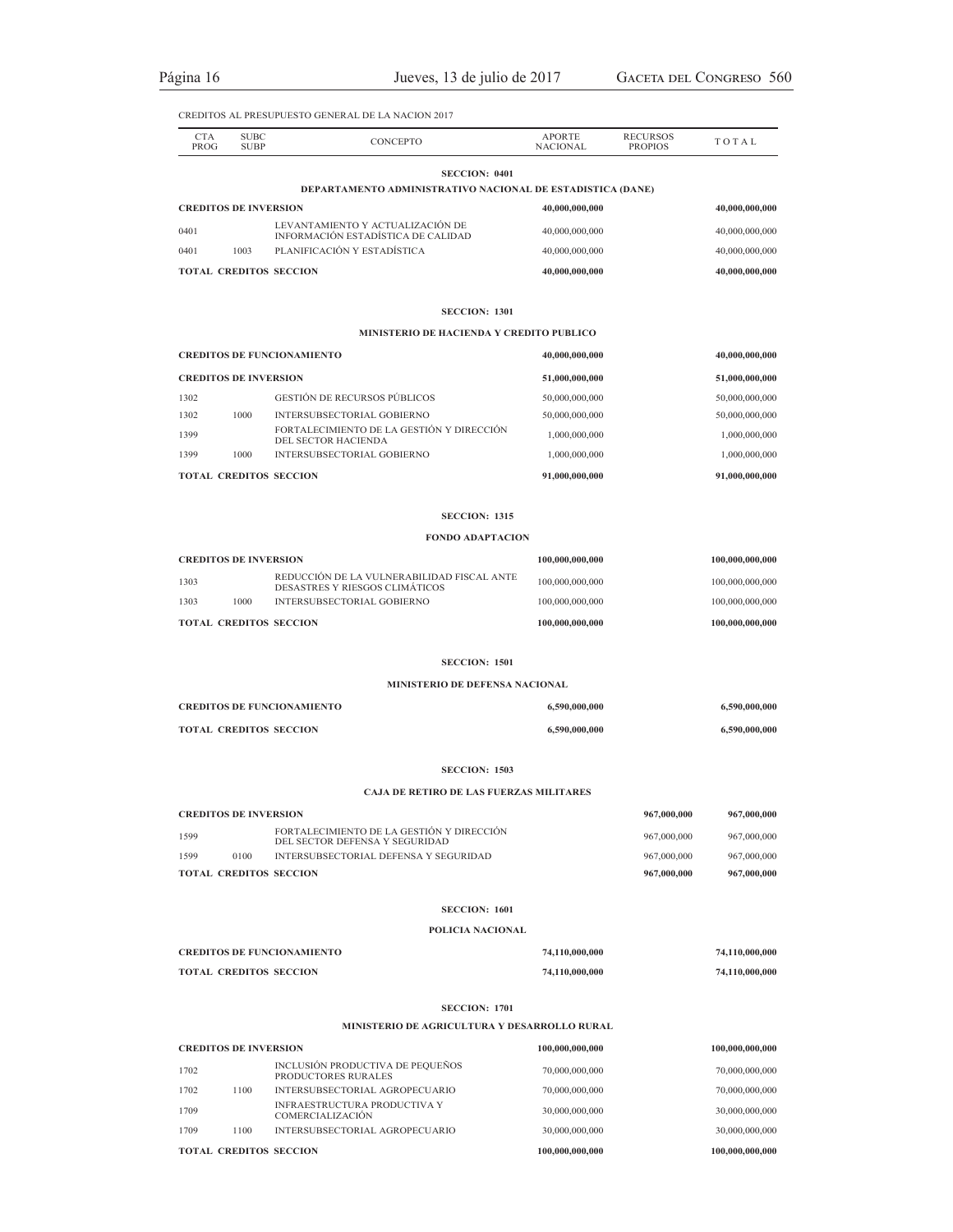CREDITOS AL PRESUPUESTO GENERAL DE LA NACION 2017

| CTA PROG | SUBC SUBP | CONCEPTO | APORTE NACIONAL | RECURSOS PROPIOS | TOTAL |
|---|---|---|---|---|---|
| | | **SECCION: 0401** | | | |
| | | **DEPARTAMENTO ADMINISTRATIVO NACIONAL DE ESTADISTICA (DANE)** | | | |
| **CREDITOS DE INVERSION** | | | **40,000,000,000** | | **40,000,000,000** |
| 0401 | | LEVANTAMIENTO Y ACTUALIZACIÓN DE INFORMACIÓN ESTADÍSTICA DE CALIDAD | 40,000,000,000 | | 40,000,000,000 |
| 0401 | 1003 | PLANIFICACIÓN Y ESTADÍSTICA | 40,000,000,000 | | 40,000,000,000 |
| **TOTAL CREDITOS SECCION** | | | **40,000,000,000** | | **40,000,000,000** |
| | | **SECCION: 1301** | | | |
| | | **MINISTERIO DE HACIENDA Y CREDITO PUBLICO** | | | |
| **CREDITOS DE FUNCIONAMIENTO** | | | **40,000,000,000** | | **40,000,000,000** |
| **CREDITOS DE INVERSION** | | | **51,000,000,000** | | **51,000,000,000** |
| 1302 | | GESTIÓN DE RECURSOS PÚBLICOS | 50,000,000,000 | | 50,000,000,000 |
| 1302 | 1000 | INTERSUBSECTORIAL GOBIERNO | 50,000,000,000 | | 50,000,000,000 |
| 1399 | | FORTALECIMIENTO DE LA GESTIÓN Y DIRECCIÓN DEL SECTOR HACIENDA | 1,000,000,000 | | 1,000,000,000 |
| 1399 | 1000 | INTERSUBSECTORIAL GOBIERNO | 1,000,000,000 | | 1,000,000,000 |
| **TOTAL CREDITOS SECCION** | | | **91,000,000,000** | | **91,000,000,000** |
| | | **SECCION: 1315** | | | |
| | | **FONDO ADAPTACION** | | | |
| **CREDITOS DE INVERSION** | | | **100,000,000,000** | | **100,000,000,000** |
| 1303 | | REDUCCIÓN DE LA VULNERABILIDAD FISCAL ANTE DESASTRES Y RIESGOS CLIMÁTICOS | 100,000,000,000 | | 100,000,000,000 |
| 1303 | 1000 | INTERSUBSECTORIAL GOBIERNO | 100,000,000,000 | | 100,000,000,000 |
| **TOTAL CREDITOS SECCION** | | | **100,000,000,000** | | **100,000,000,000** |
| | | **SECCION: 1501** | | | |
| | | **MINISTERIO DE DEFENSA NACIONAL** | | | |
| **CREDITOS DE FUNCIONAMIENTO** | | | **6,590,000,000** | | **6,590,000,000** |
| **TOTAL CREDITOS SECCION** | | | **6,590,000,000** | | **6,590,000,000** |
| | | **SECCION: 1503** | | | |
| | | **CAJA DE RETIRO DE LAS FUERZAS MILITARES** | | | |
| **CREDITOS DE INVERSION** | | | | **967,000,000** | **967,000,000** |
| 1599 | | FORTALECIMIENTO DE LA GESTIÓN Y DIRECCIÓN DEL SECTOR DEFENSA Y SEGURIDAD | | 967,000,000 | 967,000,000 |
| 1599 | 0100 | INTERSUBSECTORIAL DEFENSA Y SEGURIDAD | | 967,000,000 | 967,000,000 |
| **TOTAL CREDITOS SECCION** | | | | **967,000,000** | **967,000,000** |
| | | **SECCION: 1601** | | | |
| | | **POLICIA NACIONAL** | | | |
| **CREDITOS DE FUNCIONAMIENTO** | | | **74,110,000,000** | | **74,110,000,000** |
| **TOTAL CREDITOS SECCION** | | | **74,110,000,000** | | **74,110,000,000** |
| | | **SECCION: 1701** | | | |
| | | **MINISTERIO DE AGRICULTURA Y DESARROLLO RURAL** | | | |
| **CREDITOS DE INVERSION** | | | **100,000,000,000** | | **100,000,000,000** |
| 1702 | | INCLUSIÓN PRODUCTIVA DE PEQUEÑOS PRODUCTORES RURALES | 70,000,000,000 | | 70,000,000,000 |
| 1702 | 1100 | INTERSUBSECTORIAL AGROPECUARIO | 70,000,000,000 | | 70,000,000,000 |
| 1709 | | INFRAESTRUCTURA PRODUCTIVA Y COMERCIALIZACIÓN | 30,000,000,000 | | 30,000,000,000 |
| 1709 | 1100 | INTERSUBSECTORIAL AGROPECUARIO | 30,000,000,000 | | 30,000,000,000 |
| **TOTAL CREDITOS SECCION** | | | **100,000,000,000** | | **100,000,000,000** |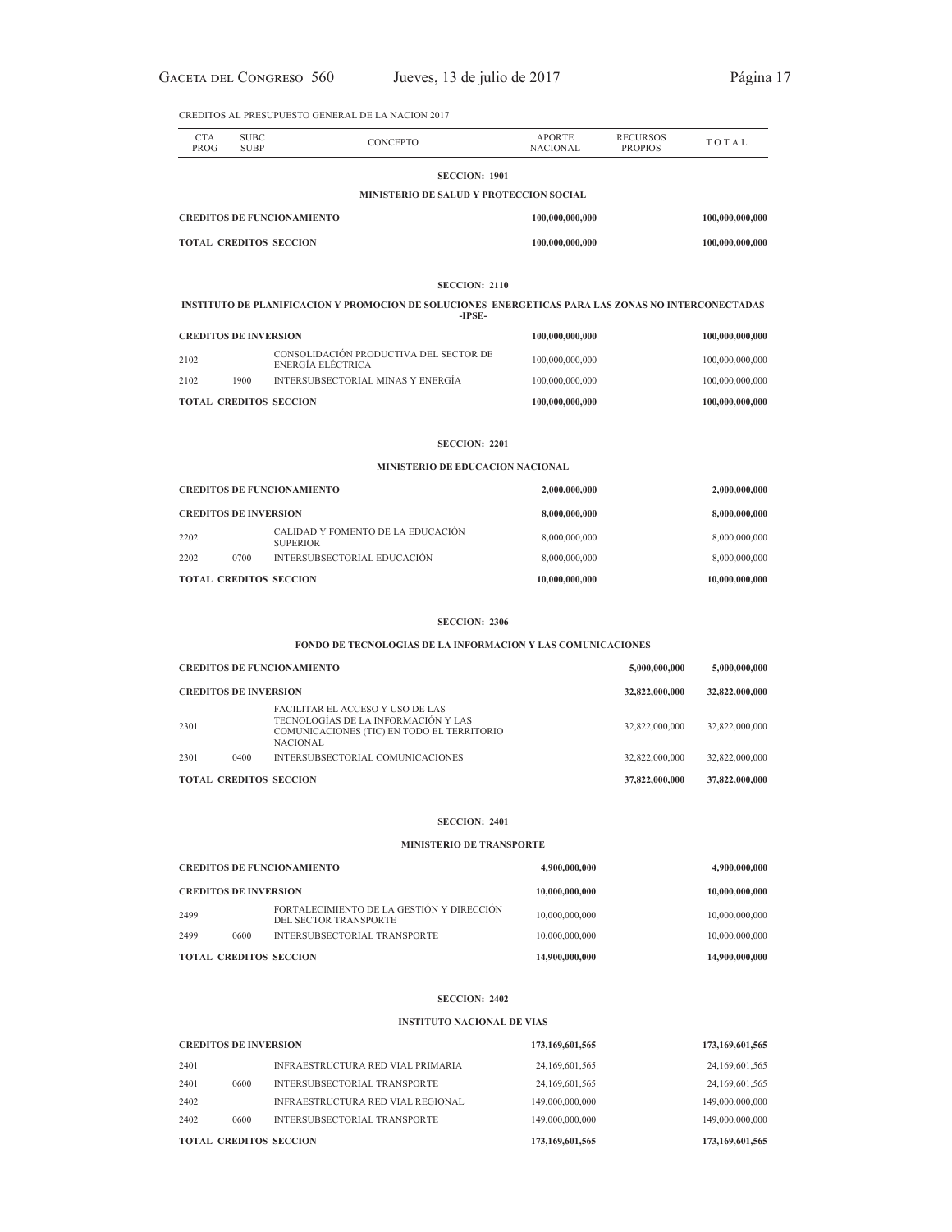CREDITOS AL PRESUPUESTO GENERAL DE LA NACION 2017

| CTA PROG | SUBC SUBP | CONCEPTO | APORTE NACIONAL | RECURSOS PROPIOS | TOTAL |
|---|---|---|---|---|---|
| | | **SECCION: 1901** | | | |
| | | **MINISTERIO DE SALUD Y PROTECCION SOCIAL** | | | |
| **CREDITOS DE FUNCIONAMIENTO** | | | **100,000,000,000** | | **100,000,000,000** |
| **TOTAL CREDITOS SECCION** | | | **100,000,000,000** | | **100,000,000,000** |
| | | **SECCION: 2110** | | | |
| | | **INSTITUTO DE PLANIFICACION Y PROMOCION DE SOLUCIONES ENERGETICAS PARA LAS ZONAS NO INTERCONECTADAS -IPSE-** | | | |
| **CREDITOS DE INVERSION** | | | **100,000,000,000** | | **100,000,000,000** |
| 2102 | | CONSOLIDACIÓN PRODUCTIVA DEL SECTOR DE ENERGÍA ELÉCTRICA | 100,000,000,000 | | 100,000,000,000 |
| 2102 | 1900 | INTERSUBSECTORIAL MINAS Y ENERGÍA | 100,000,000,000 | | 100,000,000,000 |
| **TOTAL CREDITOS SECCION** | | | **100,000,000,000** | | **100,000,000,000** |
| | | **SECCION: 2201** | | | |
| | | **MINISTERIO DE EDUCACION NACIONAL** | | | |
| **CREDITOS DE FUNCIONAMIENTO** | | | **2,000,000,000** | | **2,000,000,000** |
| **CREDITOS DE INVERSION** | | | **8,000,000,000** | | **8,000,000,000** |
| 2202 | | CALIDAD Y FOMENTO DE LA EDUCACIÓN SUPERIOR | 8,000,000,000 | | 8,000,000,000 |
| 2202 | 0700 | INTERSUBSECTORIAL EDUCACIÓN | 8,000,000,000 | | 8,000,000,000 |
| **TOTAL CREDITOS SECCION** | | | **10,000,000,000** | | **10,000,000,000** |
| | | **SECCION: 2306** | | | |
| | | **FONDO DE TECNOLOGIAS DE LA INFORMACION Y LAS COMUNICACIONES** | | | |
| **CREDITOS DE FUNCIONAMIENTO** | | | | **5,000,000,000** | **5,000,000,000** |
| **CREDITOS DE INVERSION** | | | | **32,822,000,000** | **32,822,000,000** |
| 2301 | | FACILITAR EL ACCESO Y USO DE LAS TECNOLOGÍAS DE LA INFORMACIÓN Y LAS COMUNICACIONES (TIC) EN TODO EL TERRITORIO NACIONAL | | 32,822,000,000 | 32,822,000,000 |
| 2301 | 0400 | INTERSUBSECTORIAL COMUNICACIONES | | 32,822,000,000 | 32,822,000,000 |
| **TOTAL CREDITOS SECCION** | | | | **37,822,000,000** | **37,822,000,000** |
| | | **SECCION: 2401** | | | |
| | | **MINISTERIO DE TRANSPORTE** | | | |
| **CREDITOS DE FUNCIONAMIENTO** | | | **4,900,000,000** | | **4,900,000,000** |
| **CREDITOS DE INVERSION** | | | **10,000,000,000** | | **10,000,000,000** |
| 2499 | | FORTALECIMIENTO DE LA GESTIÓN Y DIRECCIÓN DEL SECTOR TRANSPORTE | 10,000,000,000 | | 10,000,000,000 |
| 2499 | 0600 | INTERSUBSECTORIAL TRANSPORTE | 10,000,000,000 | | 10,000,000,000 |
| **TOTAL CREDITOS SECCION** | | | **14,900,000,000** | | **14,900,000,000** |
| | | **SECCION: 2402** | | | |
| | | **INSTITUTO NACIONAL DE VIAS** | | | |
| **CREDITOS DE INVERSION** | | | **173,169,601,565** | | **173,169,601,565** |
| 2401 | | INFRAESTRUCTURA RED VIAL PRIMARIA | 24,169,601,565 | | 24,169,601,565 |
| 2401 | 0600 | INTERSUBSECTORIAL TRANSPORTE | 24,169,601,565 | | 24,169,601,565 |
| 2402 | | INFRAESTRUCTURA RED VIAL REGIONAL | 149,000,000,000 | | 149,000,000,000 |
| 2402 | 0600 | INTERSUBSECTORIAL TRANSPORTE | 149,000,000,000 | | 149,000,000,000 |
| **TOTAL CREDITOS SECCION** | | | **173,169,601,565** | | **173,169,601,565** |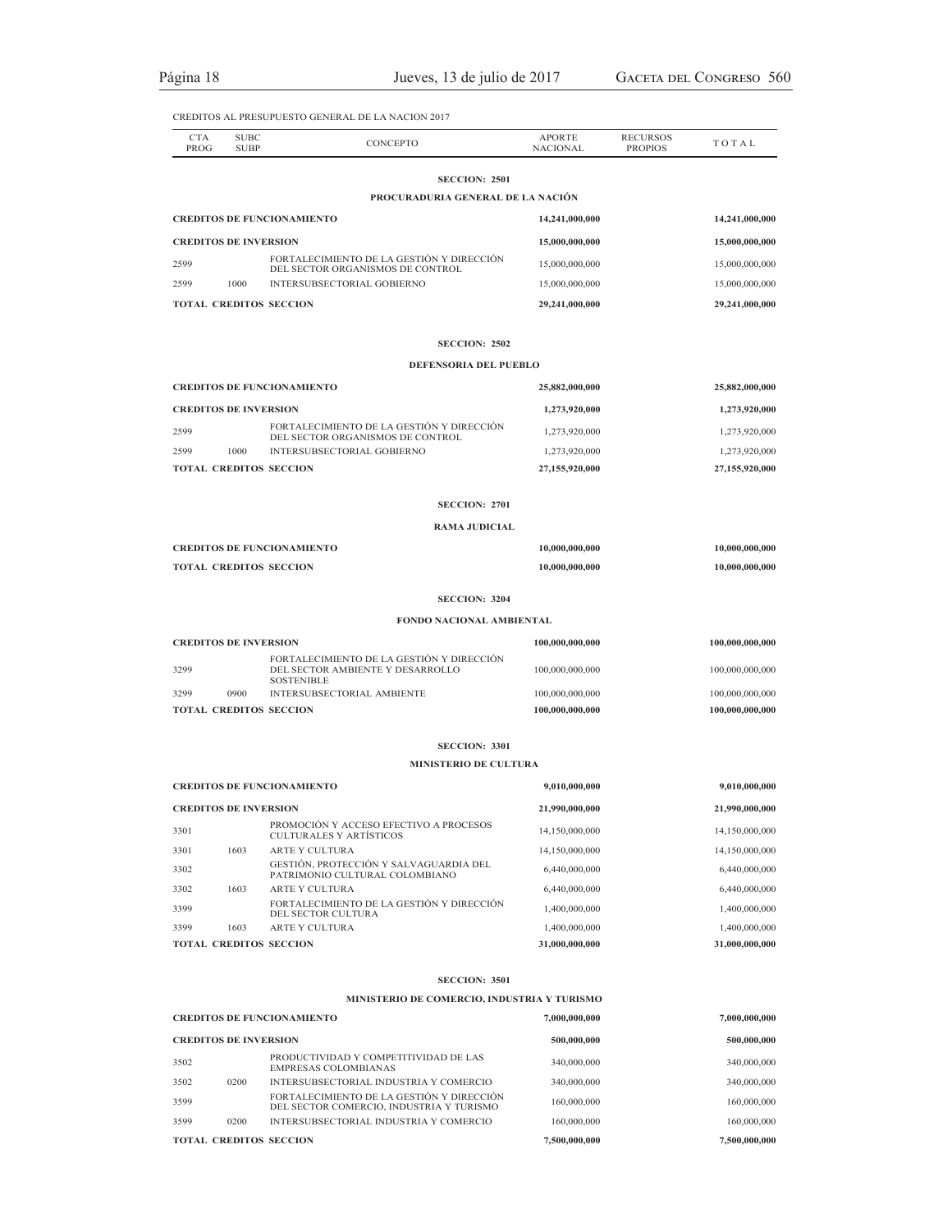CREDITOS AL PRESUPUESTO GENERAL DE LA NACION 2017

| CTA PROG | SUBC SUBP | CONCEPTO | APORTE NACIONAL | RECURSOS PROPIOS | TOTAL |
|---|---|---|---|---|---|
| | | **SECCION: 2501** | | | |
| | | **PROCURADURIA GENERAL DE LA NACIÓN** | | | |
| **CREDITOS DE FUNCIONAMIENTO** | | | **14,241,000,000** | | **14,241,000,000** |
| **CREDITOS DE INVERSION** | | | **15,000,000,000** | | **15,000,000,000** |
| 2599 | | FORTALECIMIENTO DE LA GESTIÓN Y DIRECCIÓN DEL SECTOR ORGANISMOS DE CONTROL | 15,000,000,000 | | 15,000,000,000 |
| 2599 | 1000 | INTERSUBSECTORIAL GOBIERNO | 15,000,000,000 | | 15,000,000,000 |
| **TOTAL CREDITOS SECCION** | | | **29,241,000,000** | | **29,241,000,000** |
| | | **SECCION: 2502** | | | |
| | | **DEFENSORIA DEL PUEBLO** | | | |
| **CREDITOS DE FUNCIONAMIENTO** | | | **25,882,000,000** | | **25,882,000,000** |
| **CREDITOS DE INVERSION** | | | **1,273,920,000** | | **1,273,920,000** |
| 2599 | | FORTALECIMIENTO DE LA GESTIÓN Y DIRECCIÓN DEL SECTOR ORGANISMOS DE CONTROL | 1,273,920,000 | | 1,273,920,000 |
| 2599 | 1000 | INTERSUBSECTORIAL GOBIERNO | 1,273,920,000 | | 1,273,920,000 |
| **TOTAL CREDITOS SECCION** | | | **27,155,920,000** | | **27,155,920,000** |
| | | **SECCION: 2701** | | | |
| | | **RAMA JUDICIAL** | | | |
| **CREDITOS DE FUNCIONAMIENTO** | | | **10,000,000,000** | | **10,000,000,000** |
| **TOTAL CREDITOS SECCION** | | | **10,000,000,000** | | **10,000,000,000** |
| | | **SECCION: 3204** | | | |
| | | **FONDO NACIONAL AMBIENTAL** | | | |
| **CREDITOS DE INVERSION** | | | **100,000,000,000** | | **100,000,000,000** |
| 3299 | | FORTALECIMIENTO DE LA GESTIÓN Y DIRECCIÓN DEL SECTOR AMBIENTE Y DESARROLLO SOSTENIBLE | 100,000,000,000 | | 100,000,000,000 |
| 3299 | 0900 | INTERSUBSECTORIAL AMBIENTE | 100,000,000,000 | | 100,000,000,000 |
| **TOTAL CREDITOS SECCION** | | | **100,000,000,000** | | **100,000,000,000** |
| | | **SECCION: 3301** | | | |
| | | **MINISTERIO DE CULTURA** | | | |
| **CREDITOS DE FUNCIONAMIENTO** | | | **9,010,000,000** | | **9,010,000,000** |
| **CREDITOS DE INVERSION** | | | **21,990,000,000** | | **21,990,000,000** |
| 3301 | | PROMOCIÓN Y ACCESO EFECTIVO A PROCESOS CULTURALES Y ARTÍSTICOS | 14,150,000,000 | | 14,150,000,000 |
| 3301 | 1603 | ARTE Y CULTURA | 14,150,000,000 | | 14,150,000,000 |
| 3302 | | GESTIÓN, PROTECCIÓN Y SALVAGUARDIA DEL PATRIMONIO CULTURAL COLOMBIANO | 6,440,000,000 | | 6,440,000,000 |
| 3302 | 1603 | ARTE Y CULTURA | 6,440,000,000 | | 6,440,000,000 |
| 3399 | | FORTALECIMIENTO DE LA GESTIÓN Y DIRECCIÓN DEL SECTOR CULTURA | 1,400,000,000 | | 1,400,000,000 |
| 3399 | 1603 | ARTE Y CULTURA | 1,400,000,000 | | 1,400,000,000 |
| **TOTAL CREDITOS SECCION** | | | **31,000,000,000** | | **31,000,000,000** |
| | | **SECCION: 3501** | | | |
| | | **MINISTERIO DE COMERCIO, INDUSTRIA Y TURISMO** | | | |
| **CREDITOS DE FUNCIONAMIENTO** | | | **7,000,000,000** | | **7,000,000,000** |
| **CREDITOS DE INVERSION** | | | **500,000,000** | | **500,000,000** |
| 3502 | | PRODUCTIVIDAD Y COMPETITIVIDAD DE LAS EMPRESAS COLOMBIANAS | 340,000,000 | | 340,000,000 |
| 3502 | 0200 | INTERSUBSECTORIAL INDUSTRIA Y COMERCIO | 340,000,000 | | 340,000,000 |
| 3599 | | FORTALECIMIENTO DE LA GESTIÓN Y DIRECCIÓN DEL SECTOR COMERCIO, INDUSTRIA Y TURISMO | 160,000,000 | | 160,000,000 |
| 3599 | 0200 | INTERSUBSECTORIAL INDUSTRIA Y COMERCIO | 160,000,000 | | 160,000,000 |
| **TOTAL CREDITOS SECCION** | | | **7,500,000,000** | | **7,500,000,000** |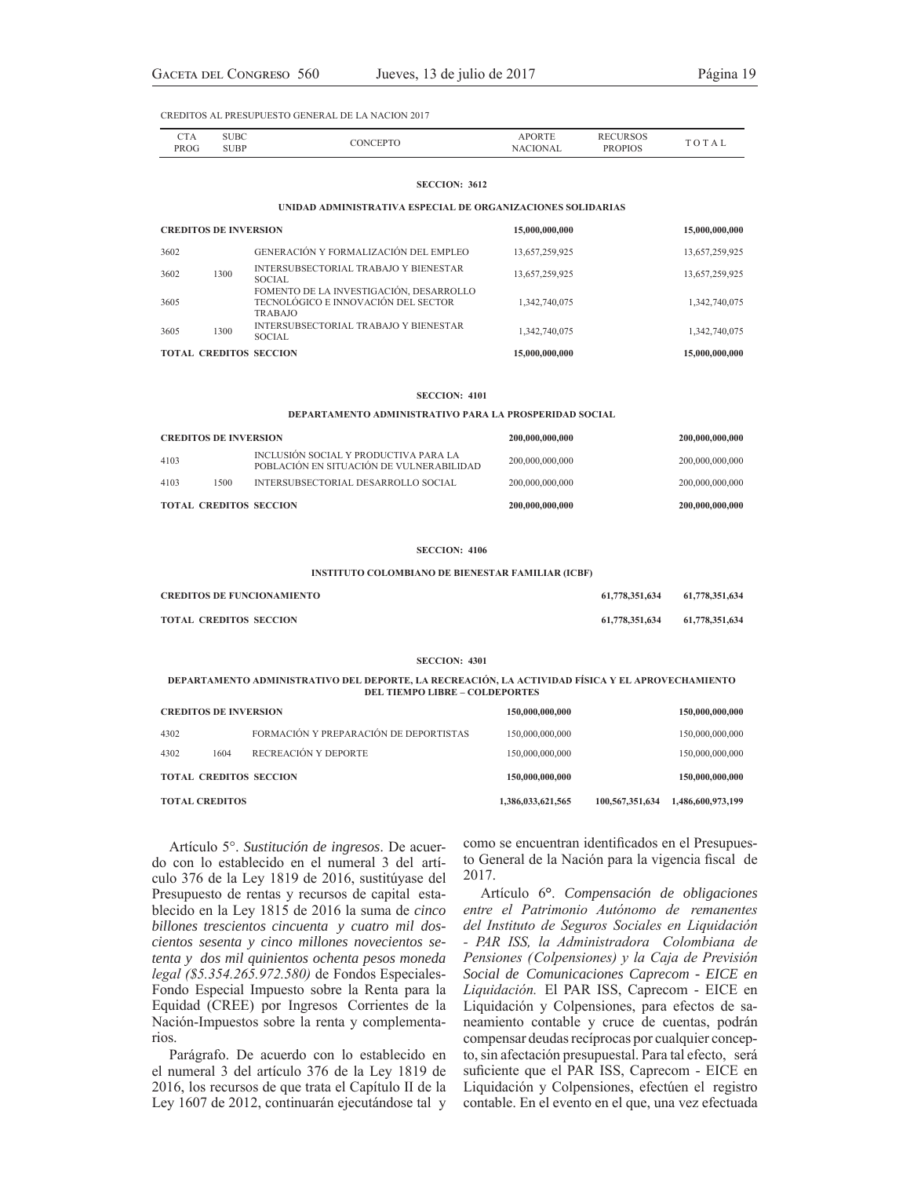CREDITOS AL PRESUPUESTO GENERAL DE LA NACION 2017

| CTA PROG | SUBC SUBP | CONCEPTO | APORTE NACIONAL | RECURSOS PROPIOS | TOTAL |
|---|---|---|---|---|---|
| | | **SECCION: 3612** | | | |
| | | **UNIDAD ADMINISTRATIVA ESPECIAL DE ORGANIZACIONES SOLIDARIAS** | | | |
| **CREDITOS DE INVERSION** | | | **15,000,000,000** | | **15,000,000,000** |
| 3602 | | GENERACIÓN Y FORMALIZACIÓN DEL EMPLEO | 13,657,259,925 | | 13,657,259,925 |
| 3602 | 1300 | INTERSUBSECTORIAL TRABAJO Y BIENESTAR SOCIAL | 13,657,259,925 | | 13,657,259,925 |
| 3605 | | FOMENTO DE LA INVESTIGACIÓN, DESARROLLO TECNOLÓGICO E INNOVACIÓN DEL SECTOR TRABAJO | 1,342,740,075 | | 1,342,740,075 |
| 3605 | 1300 | INTERSUBSECTORIAL TRABAJO Y BIENESTAR SOCIAL | 1,342,740,075 | | 1,342,740,075 |
| **TOTAL CREDITOS SECCION** | | | **15,000,000,000** | | **15,000,000,000** |
| | | **SECCION: 4101** | | | |
| | | **DEPARTAMENTO ADMINISTRATIVO PARA LA PROSPERIDAD SOCIAL** | | | |
| **CREDITOS DE INVERSION** | | | **200,000,000,000** | | **200,000,000,000** |
| 4103 | | INCLUSIÓN SOCIAL Y PRODUCTIVA PARA LA POBLACIÓN EN SITUACIÓN DE VULNERABILIDAD | 200,000,000,000 | | 200,000,000,000 |
| 4103 | 1500 | INTERSUBSECTORIAL DESARROLLO SOCIAL | 200,000,000,000 | | 200,000,000,000 |
| **TOTAL CREDITOS SECCION** | | | **200,000,000,000** | | **200,000,000,000** |
| | | **SECCION: 4106** | | | |
| | | **INSTITUTO COLOMBIANO DE BIENESTAR FAMILIAR (ICBF)** | | | |
| **CREDITOS DE FUNCIONAMIENTO** | | | | **61,778,351,634** | **61,778,351,634** |
| **TOTAL CREDITOS SECCION** | | | | **61,778,351,634** | **61,778,351,634** |
| | | **SECCION: 4301** | | | |
| | | **DEPARTAMENTO ADMINISTRATIVO DEL DEPORTE, LA RECREACIÓN, LA ACTIVIDAD FÍSICA Y EL APROVECHAMIENTO DEL TIEMPO LIBRE – COLDEPORTES** | | | |
| **CREDITOS DE INVERSION** | | | **150,000,000,000** | | **150,000,000,000** |
| 4302 | | FORMACIÓN Y PREPARACIÓN DE DEPORTISTAS | 150,000,000,000 | | 150,000,000,000 |
| 4302 | 1604 | RECREACIÓN Y DEPORTE | 150,000,000,000 | | 150,000,000,000 |
| **TOTAL CREDITOS SECCION** | | | **150,000,000,000** | | **150,000,000,000** |
| **TOTAL CREDITOS** | | | **1,386,033,621,565** | **100,567,351,634** | **1,486,600,973,199** |

Artículo 5°. *Sustitución de ingresos*. De acuerdo con lo establecido en el numeral 3 del artículo 376 de la Ley 1819 de 2016, sustitúyase del Presupuesto de rentas y recursos de capital establecido en la Ley 1815 de 2016 la suma de *cinco billones trescientos cincuenta y cuatro mil doscientos sesenta y cinco millones novecientos setenta y dos mil quinientos ochenta pesos moneda legal ($5.354.265.972.580)* de Fondos Especiales-Fondo Especial Impuesto sobre la Renta para la Equidad (CREE) por Ingresos Corrientes de la Nación-Impuestos sobre la renta y complementarios.

Parágrafo. De acuerdo con lo establecido en el numeral 3 del artículo 376 de la Ley 1819 de 2016, los recursos de que trata el Capítulo II de la Ley 1607 de 2012, continuarán ejecutándose tal y como se encuentran identificados en el Presupuesto General de la Nación para la vigencia fiscal de 2017.

Artículo 6°. *Compensación de obligaciones entre el Patrimonio Autónomo de remanentes del Instituto de Seguros Sociales en Liquidación - PAR ISS, la Administradora Colombiana de Pensiones (Colpensiones) y la Caja de Previsión Social de Comunicaciones Caprecom - EICE en Liquidación.* El PAR ISS, Caprecom - EICE en Liquidación y Colpensiones, para efectos de saneamiento contable y cruce de cuentas, podrán compensar deudas recíprocas por cualquier concepto, sin afectación presupuestal. Para tal efecto, será suficiente que el PAR ISS, Caprecom - EICE en Liquidación y Colpensiones, efectúen el registro contable. En el evento en el que, una vez efectuada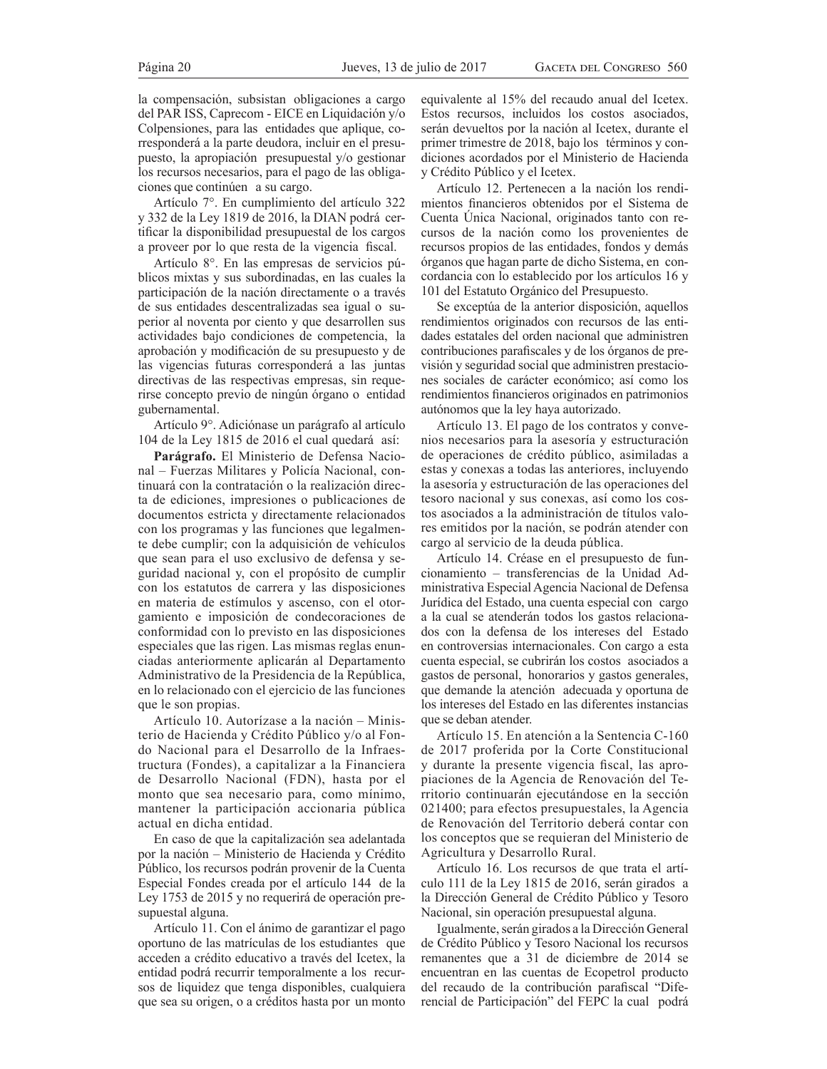la compensación, subsistan obligaciones a cargo del PAR ISS, Caprecom - EICE en Liquidación y/o Colpensiones, para las entidades que aplique, corresponderá a la parte deudora, incluir en el presupuesto, la apropiación presupuestal y/o gestionar los recursos necesarios, para el pago de las obligaciones que continúen a su cargo.

Artículo 7°. En cumplimiento del artículo 322 y 332 de la Ley 1819 de 2016, la DIAN podrá certificar la disponibilidad presupuestal de los cargos a proveer por lo que resta de la vigencia fiscal.

Artículo 8°. En las empresas de servicios públicos mixtas y sus subordinadas, en las cuales la participación de la nación directamente o a través de sus entidades descentralizadas sea igual o superior al noventa por ciento y que desarrollen sus actividades bajo condiciones de competencia, la aprobación y modificación de su presupuesto y de las vigencias futuras corresponderá a las juntas directivas de las respectivas empresas, sin requerirse concepto previo de ningún órgano o entidad gubernamental.

Artículo 9°. Adiciónase un parágrafo al artículo 104 de la Ley 1815 de 2016 el cual quedará así:

**Parágrafo.** El Ministerio de Defensa Nacional – Fuerzas Militares y Policía Nacional, continuará con la contratación o la realización directa de ediciones, impresiones o publicaciones de documentos estricta y directamente relacionados con los programas y las funciones que legalmente debe cumplir; con la adquisición de vehículos que sean para el uso exclusivo de defensa y seguridad nacional y, con el propósito de cumplir con los estatutos de carrera y las disposiciones en materia de estímulos y ascenso, con el otorgamiento e imposición de condecoraciones de conformidad con lo previsto en las disposiciones especiales que las rigen. Las mismas reglas enunciadas anteriormente aplicarán al Departamento Administrativo de la Presidencia de la República, en lo relacionado con el ejercicio de las funciones que le son propias.

Artículo 10. Autorízase a la nación – Ministerio de Hacienda y Crédito Público y/o al Fondo Nacional para el Desarrollo de la Infraestructura (Fondes), a capitalizar a la Financiera de Desarrollo Nacional (FDN), hasta por el monto que sea necesario para, como mínimo, mantener la participación accionaria pública actual en dicha entidad.

En caso de que la capitalización sea adelantada por la nación – Ministerio de Hacienda y Crédito Público, los recursos podrán provenir de la Cuenta Especial Fondes creada por el artículo 144 de la Ley 1753 de 2015 y no requerirá de operación presupuestal alguna.

Artículo 11. Con el ánimo de garantizar el pago oportuno de las matrículas de los estudiantes que acceden a crédito educativo a través del Icetex, la entidad podrá recurrir temporalmente a los recursos de liquidez que tenga disponibles, cualquiera que sea su origen, o a créditos hasta por un monto equivalente al 15% del recaudo anual del Icetex. Estos recursos, incluidos los costos asociados, serán devueltos por la nación al Icetex, durante el primer trimestre de 2018, bajo los términos y condiciones acordados por el Ministerio de Hacienda y Crédito Público y el Icetex.

Artículo 12. Pertenecen a la nación los rendimientos financieros obtenidos por el Sistema de Cuenta Única Nacional, originados tanto con recursos de la nación como los provenientes de recursos propios de las entidades, fondos y demás órganos que hagan parte de dicho Sistema, en concordancia con lo establecido por los artículos 16 y 101 del Estatuto Orgánico del Presupuesto.

Se exceptúa de la anterior disposición, aquellos rendimientos originados con recursos de las entidades estatales del orden nacional que administren contribuciones parafiscales y de los órganos de previsión y seguridad social que administren prestaciones sociales de carácter económico; así como los rendimientos financieros originados en patrimonios autónomos que la ley haya autorizado.

Artículo 13. El pago de los contratos y convenios necesarios para la asesoría y estructuración de operaciones de crédito público, asimiladas a estas y conexas a todas las anteriores, incluyendo la asesoría y estructuración de las operaciones del tesoro nacional y sus conexas, así como los costos asociados a la administración de títulos valores emitidos por la nación, se podrán atender con cargo al servicio de la deuda pública.

Artículo 14. Créase en el presupuesto de funcionamiento – transferencias de la Unidad Administrativa Especial Agencia Nacional de Defensa Jurídica del Estado, una cuenta especial con cargo a la cual se atenderán todos los gastos relacionados con la defensa de los intereses del Estado en controversias internacionales. Con cargo a esta cuenta especial, se cubrirán los costos asociados a gastos de personal, honorarios y gastos generales, que demande la atención adecuada y oportuna de los intereses del Estado en las diferentes instancias que se deban atender.

Artículo 15. En atención a la Sentencia C-160 de 2017 proferida por la Corte Constitucional y durante la presente vigencia fiscal, las apropiaciones de la Agencia de Renovación del Territorio continuarán ejecutándose en la sección 021400; para efectos presupuestales, la Agencia de Renovación del Territorio deberá contar con los conceptos que se requieran del Ministerio de Agricultura y Desarrollo Rural.

Artículo 16. Los recursos de que trata el artículo 111 de la Ley 1815 de 2016, serán girados a la Dirección General de Crédito Público y Tesoro Nacional, sin operación presupuestal alguna.

Igualmente, serán girados a la Dirección General de Crédito Público y Tesoro Nacional los recursos remanentes que a 31 de diciembre de 2014 se encuentran en las cuentas de Ecopetrol producto del recaudo de la contribución parafiscal "Diferencial de Participación" del FEPC la cual podrá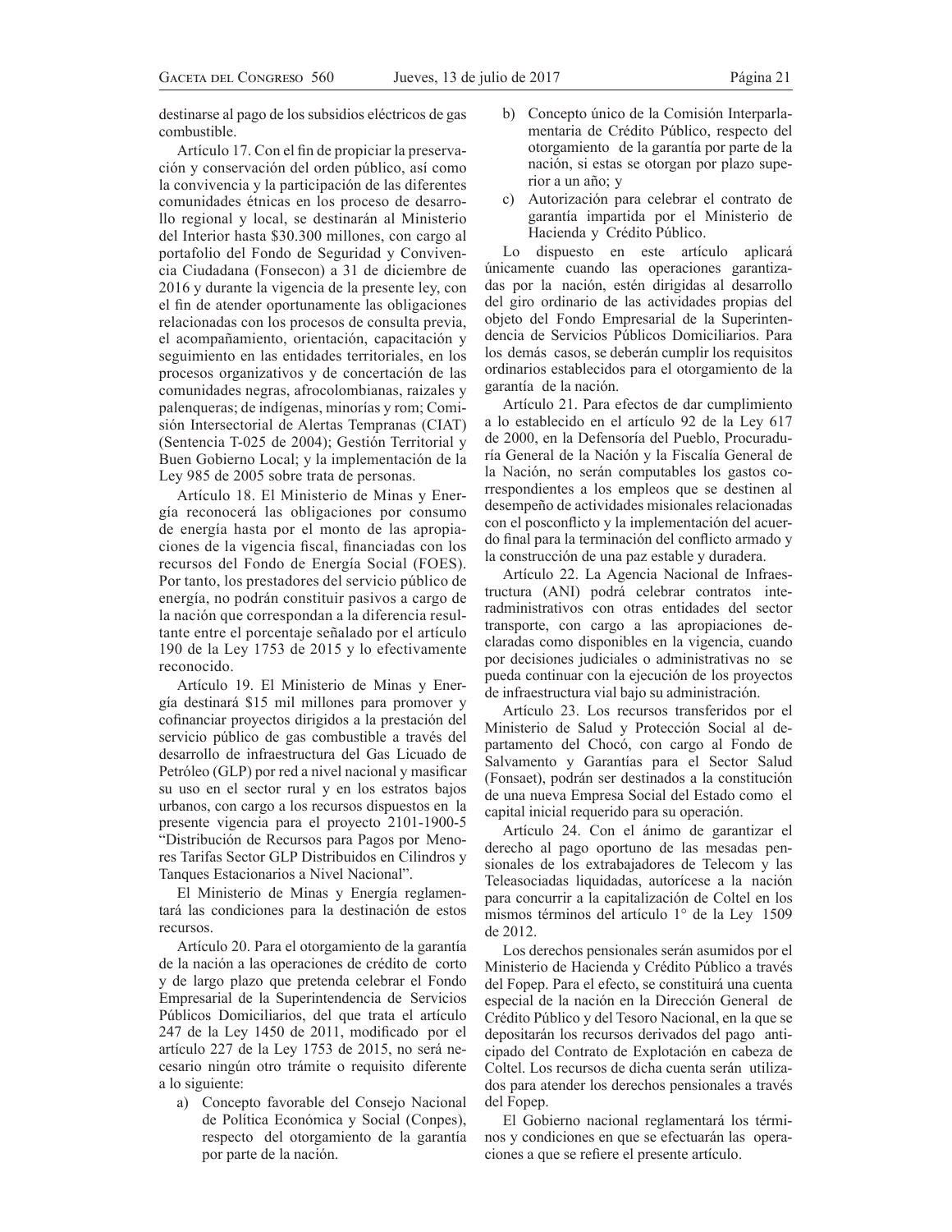destinarse al pago de los subsidios eléctricos de gas combustible.

Artículo 17. Con el fin de propiciar la preservación y conservación del orden público, así como la convivencia y la participación de las diferentes comunidades étnicas en los proceso de desarrollo regional y local, se destinarán al Ministerio del Interior hasta $30.300 millones, con cargo al portafolio del Fondo de Seguridad y Convivencia Ciudadana (Fonsecon) a 31 de diciembre de 2016 y durante la vigencia de la presente ley, con el fin de atender oportunamente las obligaciones relacionadas con los procesos de consulta previa, el acompañamiento, orientación, capacitación y seguimiento en las entidades territoriales, en los procesos organizativos y de concertación de las comunidades negras, afrocolombianas, raizales y palenqueras; de indígenas, minorías y rom; Comisión Intersectorial de Alertas Tempranas (CIAT) (Sentencia T-025 de 2004); Gestión Territorial y Buen Gobierno Local; y la implementación de la Ley 985 de 2005 sobre trata de personas.

Artículo 18. El Ministerio de Minas y Energía reconocerá las obligaciones por consumo de energía hasta por el monto de las apropiaciones de la vigencia fiscal, financiadas con los recursos del Fondo de Energía Social (FOES). Por tanto, los prestadores del servicio público de energía, no podrán constituir pasivos a cargo de la nación que correspondan a la diferencia resultante entre el porcentaje señalado por el artículo 190 de la Ley 1753 de 2015 y lo efectivamente reconocido.

Artículo 19. El Ministerio de Minas y Energía destinará $15 mil millones para promover y cofinanciar proyectos dirigidos a la prestación del servicio público de gas combustible a través del desarrollo de infraestructura del Gas Licuado de Petróleo (GLP) por red a nivel nacional y masificar su uso en el sector rural y en los estratos bajos urbanos, con cargo a los recursos dispuestos en la presente vigencia para el proyecto 2101-1900-5 "Distribución de Recursos para Pagos por Menores Tarifas Sector GLP Distribuidos en Cilindros y Tanques Estacionarios a Nivel Nacional".

El Ministerio de Minas y Energía reglamentará las condiciones para la destinación de estos recursos.

Artículo 20. Para el otorgamiento de la garantía de la nación a las operaciones de crédito de corto y de largo plazo que pretenda celebrar el Fondo Empresarial de la Superintendencia de Servicios Públicos Domiciliarios, del que trata el artículo 247 de la Ley 1450 de 2011, modificado por el artículo 227 de la Ley 1753 de 2015, no será necesario ningún otro trámite o requisito diferente a lo siguiente:

a) Concepto favorable del Consejo Nacional de Política Económica y Social (Conpes), respecto del otorgamiento de la garantía por parte de la nación.
b) Concepto único de la Comisión Interparlamentaria de Crédito Público, respecto del otorgamiento de la garantía por parte de la nación, si estas se otorgan por plazo superior a un año; y
c) Autorización para celebrar el contrato de garantía impartida por el Ministerio de Hacienda y Crédito Público.

Lo dispuesto en este artículo aplicará únicamente cuando las operaciones garantizadas por la nación, estén dirigidas al desarrollo del giro ordinario de las actividades propias del objeto del Fondo Empresarial de la Superintendencia de Servicios Públicos Domiciliarios. Para los demás casos, se deberán cumplir los requisitos ordinarios establecidos para el otorgamiento de la garantía de la nación.

Artículo 21. Para efectos de dar cumplimiento a lo establecido en el artículo 92 de la Ley 617 de 2000, en la Defensoría del Pueblo, Procuraduría General de la Nación y la Fiscalía General de la Nación, no serán computables los gastos correspondientes a los empleos que se destinen al desempeño de actividades misionales relacionadas con el posconflicto y la implementación del acuerdo final para la terminación del conflicto armado y la construcción de una paz estable y duradera.

Artículo 22. La Agencia Nacional de Infraestructura (ANI) podrá celebrar contratos interadministrativos con otras entidades del sector transporte, con cargo a las apropiaciones declaradas como disponibles en la vigencia, cuando por decisiones judiciales o administrativas no se pueda continuar con la ejecución de los proyectos de infraestructura vial bajo su administración.

Artículo 23. Los recursos transferidos por el Ministerio de Salud y Protección Social al departamento del Chocó, con cargo al Fondo de Salvamento y Garantías para el Sector Salud (Fonsaet), podrán ser destinados a la constitución de una nueva Empresa Social del Estado como el capital inicial requerido para su operación.

Artículo 24. Con el ánimo de garantizar el derecho al pago oportuno de las mesadas pensionales de los extrabajadores de Telecom y las Teleasociadas liquidadas, autorícese a la nación para concurrir a la capitalización de Coltel en los mismos términos del artículo 1° de la Ley 1509 de 2012.

Los derechos pensionales serán asumidos por el Ministerio de Hacienda y Crédito Público a través del Fopep. Para el efecto, se constituirá una cuenta especial de la nación en la Dirección General de Crédito Público y del Tesoro Nacional, en la que se depositarán los recursos derivados del pago anticipado del Contrato de Explotación en cabeza de Coltel. Los recursos de dicha cuenta serán utilizados para atender los derechos pensionales a través del Fopep.

El Gobierno nacional reglamentará los términos y condiciones en que se efectuarán las operaciones a que se refiere el presente artículo.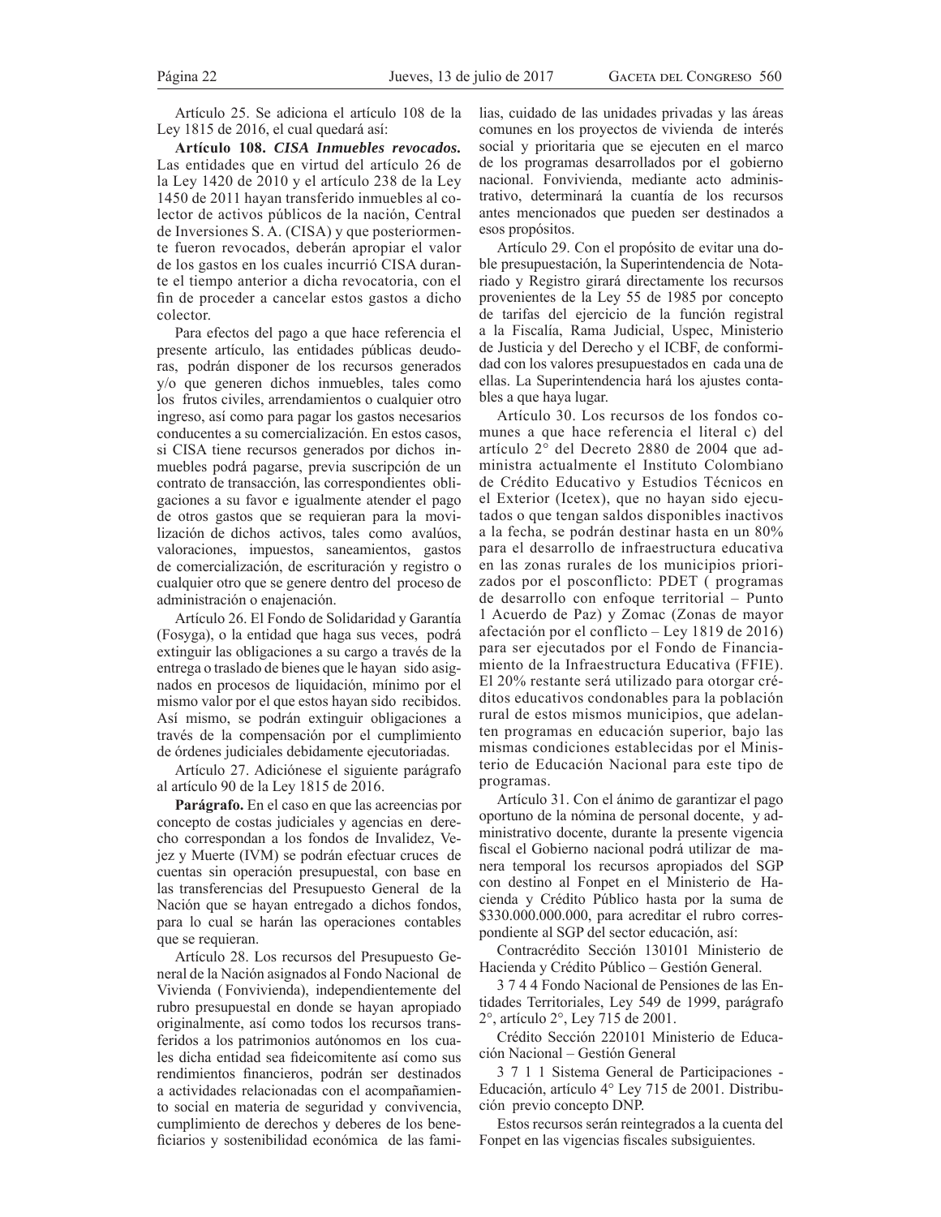Artículo 25. Se adiciona el artículo 108 de la Ley 1815 de 2016, el cual quedará así:

**Artículo 108.** ***CISA Inmuebles revocados.*** Las entidades que en virtud del artículo 26 de la Ley 1420 de 2010 y el artículo 238 de la Ley 1450 de 2011 hayan transferido inmuebles al colector de activos públicos de la nación, Central de Inversiones S. A. (CISA) y que posteriormente fueron revocados, deberán apropiar el valor de los gastos en los cuales incurrió CISA durante el tiempo anterior a dicha revocatoria, con el fin de proceder a cancelar estos gastos a dicho colector.

Para efectos del pago a que hace referencia el presente artículo, las entidades públicas deudoras, podrán disponer de los recursos generados y/o que generen dichos inmuebles, tales como los frutos civiles, arrendamientos o cualquier otro ingreso, así como para pagar los gastos necesarios conducentes a su comercialización. En estos casos, si CISA tiene recursos generados por dichos inmuebles podrá pagarse, previa suscripción de un contrato de transacción, las correspondientes obligaciones a su favor e igualmente atender el pago de otros gastos que se requieran para la movilización de dichos activos, tales como avalúos, valoraciones, impuestos, saneamientos, gastos de comercialización, de escrituración y registro o cualquier otro que se genere dentro del proceso de administración o enajenación.

Artículo 26. El Fondo de Solidaridad y Garantía (Fosyga), o la entidad que haga sus veces, podrá extinguir las obligaciones a su cargo a través de la entrega o traslado de bienes que le hayan sido asignados en procesos de liquidación, mínimo por el mismo valor por el que estos hayan sido recibidos. Así mismo, se podrán extinguir obligaciones a través de la compensación por el cumplimiento de órdenes judiciales debidamente ejecutoriadas.

Artículo 27. Adiciónese el siguiente parágrafo al artículo 90 de la Ley 1815 de 2016.

**Parágrafo.** En el caso en que las acreencias por concepto de costas judiciales y agencias en derecho correspondan a los fondos de Invalidez, Vejez y Muerte (IVM) se podrán efectuar cruces de cuentas sin operación presupuestal, con base en las transferencias del Presupuesto General de la Nación que se hayan entregado a dichos fondos, para lo cual se harán las operaciones contables que se requieran.

Artículo 28. Los recursos del Presupuesto General de la Nación asignados al Fondo Nacional de Vivienda (Fonvivienda), independientemente del rubro presupuestal en donde se hayan apropiado originalmente, así como todos los recursos transferidos a los patrimonios autónomos en los cuales dicha entidad sea fideicomitente así como sus rendimientos financieros, podrán ser destinados a actividades relacionadas con el acompañamiento social en materia de seguridad y convivencia, cumplimiento de derechos y deberes de los beneficiarios y sostenibilidad económica de las familias, cuidado de las unidades privadas y las áreas comunes en los proyectos de vivienda de interés social y prioritaria que se ejecuten en el marco de los programas desarrollados por el gobierno nacional. Fonvivienda, mediante acto administrativo, determinará la cuantía de los recursos antes mencionados que pueden ser destinados a esos propósitos.

Artículo 29. Con el propósito de evitar una doble presupuestación, la Superintendencia de Notariado y Registro girará directamente los recursos provenientes de la Ley 55 de 1985 por concepto de tarifas del ejercicio de la función registral a la Fiscalía, Rama Judicial, Uspec, Ministerio de Justicia y del Derecho y el ICBF, de conformidad con los valores presupuestados en cada una de ellas. La Superintendencia hará los ajustes contables a que haya lugar.

Artículo 30. Los recursos de los fondos comunes a que hace referencia el literal c) del artículo 2° del Decreto 2880 de 2004 que administra actualmente el Instituto Colombiano de Crédito Educativo y Estudios Técnicos en el Exterior (Icetex), que no hayan sido ejecutados o que tengan saldos disponibles inactivos a la fecha, se podrán destinar hasta en un 80% para el desarrollo de infraestructura educativa en las zonas rurales de los municipios priorizados por el posconflicto: PDET ( programas de desarrollo con enfoque territorial – Punto 1 Acuerdo de Paz) y Zomac (Zonas de mayor afectación por el conflicto – Ley 1819 de 2016) para ser ejecutados por el Fondo de Financiamiento de la Infraestructura Educativa (FFIE). El 20% restante será utilizado para otorgar créditos educativos condonables para la población rural de estos mismos municipios, que adelanten programas en educación superior, bajo las mismas condiciones establecidas por el Ministerio de Educación Nacional para este tipo de programas.

Artículo 31. Con el ánimo de garantizar el pago oportuno de la nómina de personal docente, y administrativo docente, durante la presente vigencia fiscal el Gobierno nacional podrá utilizar de manera temporal los recursos apropiados del SGP con destino al Fonpet en el Ministerio de Hacienda y Crédito Público hasta por la suma de $330.000.000.000, para acreditar el rubro correspondiente al SGP del sector educación, así:

Contracrédito Sección 130101 Ministerio de Hacienda y Crédito Público – Gestión General.

3 7 4 4 Fondo Nacional de Pensiones de las Entidades Territoriales, Ley 549 de 1999, parágrafo 2°, artículo 2°, Ley 715 de 2001.

Crédito Sección 220101 Ministerio de Educación Nacional – Gestión General

3 7 1 1 Sistema General de Participaciones - Educación, artículo 4° Ley 715 de 2001. Distribución previo concepto DNP.

Estos recursos serán reintegrados a la cuenta del Fonpet en las vigencias fiscales subsiguientes.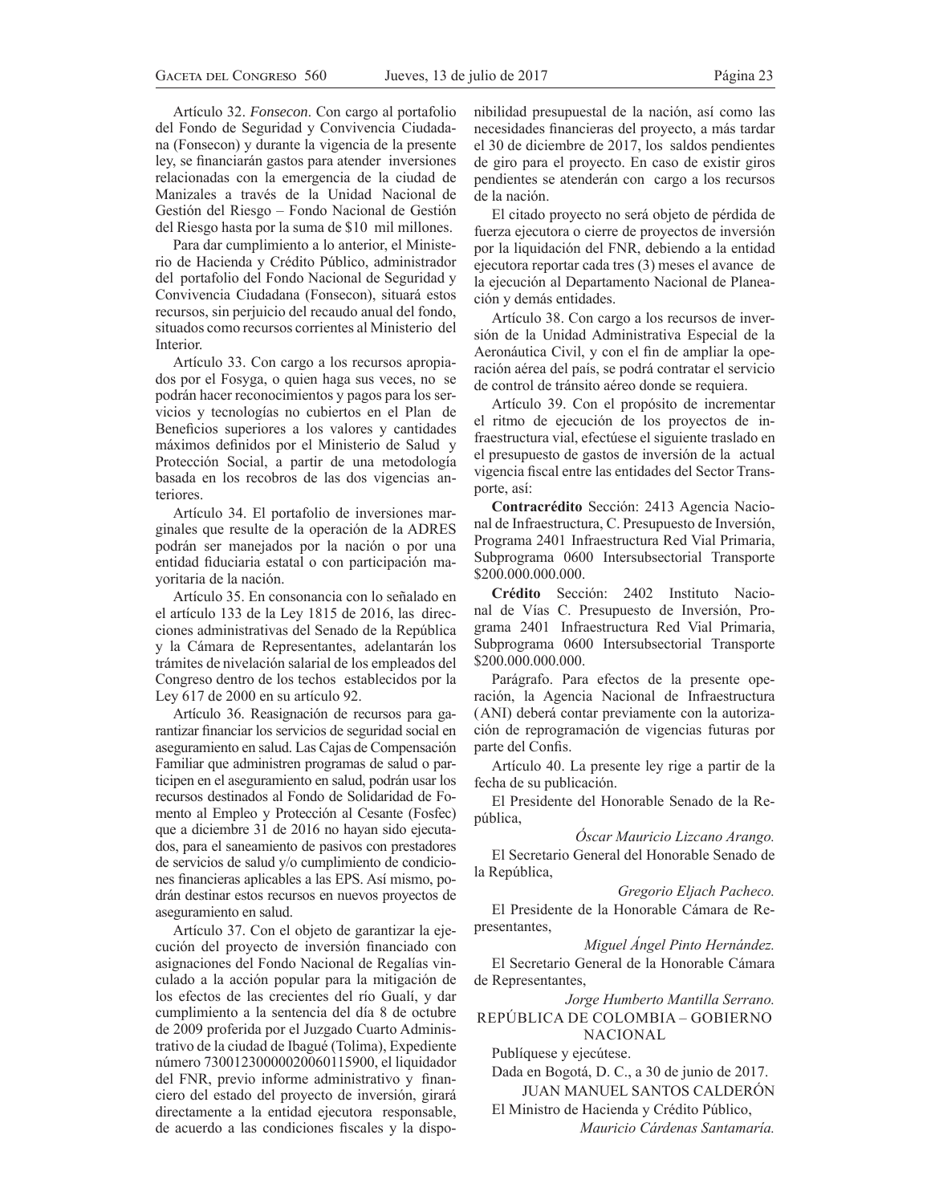Artículo 32. *Fonsecon*. Con cargo al portafolio del Fondo de Seguridad y Convivencia Ciudadana (Fonsecon) y durante la vigencia de la presente ley, se financiarán gastos para atender inversiones relacionadas con la emergencia de la ciudad de Manizales a través de la Unidad Nacional de Gestión del Riesgo – Fondo Nacional de Gestión del Riesgo hasta por la suma de $10 mil millones.

Para dar cumplimiento a lo anterior, el Ministerio de Hacienda y Crédito Público, administrador del portafolio del Fondo Nacional de Seguridad y Convivencia Ciudadana (Fonsecon), situará estos recursos, sin perjuicio del recaudo anual del fondo, situados como recursos corrientes al Ministerio del Interior.

Artículo 33. Con cargo a los recursos apropiados por el Fosyga, o quien haga sus veces, no se podrán hacer reconocimientos y pagos para los servicios y tecnologías no cubiertos en el Plan de Beneficios superiores a los valores y cantidades máximos definidos por el Ministerio de Salud y Protección Social, a partir de una metodología basada en los recobros de las dos vigencias anteriores.

Artículo 34. El portafolio de inversiones marginales que resulte de la operación de la ADRES podrán ser manejados por la nación o por una entidad fiduciaria estatal o con participación mayoritaria de la nación.

Artículo 35. En consonancia con lo señalado en el artículo 133 de la Ley 1815 de 2016, las direcciones administrativas del Senado de la República y la Cámara de Representantes, adelantarán los trámites de nivelación salarial de los empleados del Congreso dentro de los techos establecidos por la Ley 617 de 2000 en su artículo 92.

Artículo 36. Reasignación de recursos para garantizar financiar los servicios de seguridad social en aseguramiento en salud. Las Cajas de Compensación Familiar que administren programas de salud o participen en el aseguramiento en salud, podrán usar los recursos destinados al Fondo de Solidaridad de Fomento al Empleo y Protección al Cesante (Fosfec) que a diciembre 31 de 2016 no hayan sido ejecutados, para el saneamiento de pasivos con prestadores de servicios de salud y/o cumplimiento de condiciones financieras aplicables a las EPS. Así mismo, podrán destinar estos recursos en nuevos proyectos de aseguramiento en salud.

Artículo 37. Con el objeto de garantizar la ejecución del proyecto de inversión financiado con asignaciones del Fondo Nacional de Regalías vinculado a la acción popular para la mitigación de los efectos de las crecientes del río Gualí, y dar cumplimiento a la sentencia del día 8 de octubre de 2009 proferida por el Juzgado Cuarto Administrativo de la ciudad de Ibagué (Tolima), Expediente número 73001230000020060115900, el liquidador del FNR, previo informe administrativo y financiero del estado del proyecto de inversión, girará directamente a la entidad ejecutora responsable, de acuerdo a las condiciones fiscales y la disponibilidad presupuestal de la nación, así como las necesidades financieras del proyecto, a más tardar el 30 de diciembre de 2017, los saldos pendientes de giro para el proyecto. En caso de existir giros pendientes se atenderán con cargo a los recursos de la nación.

El citado proyecto no será objeto de pérdida de fuerza ejecutora o cierre de proyectos de inversión por la liquidación del FNR, debiendo a la entidad ejecutora reportar cada tres (3) meses el avance de la ejecución al Departamento Nacional de Planeación y demás entidades.

Artículo 38. Con cargo a los recursos de inversión de la Unidad Administrativa Especial de la Aeronáutica Civil, y con el fin de ampliar la operación aérea del país, se podrá contratar el servicio de control de tránsito aéreo donde se requiera.

Artículo 39. Con el propósito de incrementar el ritmo de ejecución de los proyectos de infraestructura vial, efectúese el siguiente traslado en el presupuesto de gastos de inversión de la actual vigencia fiscal entre las entidades del Sector Transporte, así:

**Contracrédito** Sección: 2413 Agencia Nacional de Infraestructura, C. Presupuesto de Inversión, Programa 2401 Infraestructura Red Vial Primaria, Subprograma 0600 Intersubsectorial Transporte $200.000.000.000.

**Crédito** Sección: 2402 Instituto Nacional de Vías C. Presupuesto de Inversión, Programa 2401 Infraestructura Red Vial Primaria, Subprograma 0600 Intersubsectorial Transporte $200.000.000.000.

Parágrafo. Para efectos de la presente operación, la Agencia Nacional de Infraestructura (ANI) deberá contar previamente con la autorización de reprogramación de vigencias futuras por parte del Confis.

Artículo 40. La presente ley rige a partir de la fecha de su publicación.

El Presidente del Honorable Senado de la República,

*Óscar Mauricio Lizcano Arango.*

El Secretario General del Honorable Senado de la República,

*Gregorio Eljach Pacheco.*

El Presidente de la Honorable Cámara de Representantes,

*Miguel Ángel Pinto Hernández.*

El Secretario General de la Honorable Cámara de Representantes,

*Jorge Humberto Mantilla Serrano.*

REPÚBLICA DE COLOMBIA – GOBIERNO NACIONAL

Publíquese y ejecútese.

Dada en Bogotá, D. C., a 30 de junio de 2017.

JUAN MANUEL SANTOS CALDERÓN

El Ministro de Hacienda y Crédito Público,

*Mauricio Cárdenas Santamaría.*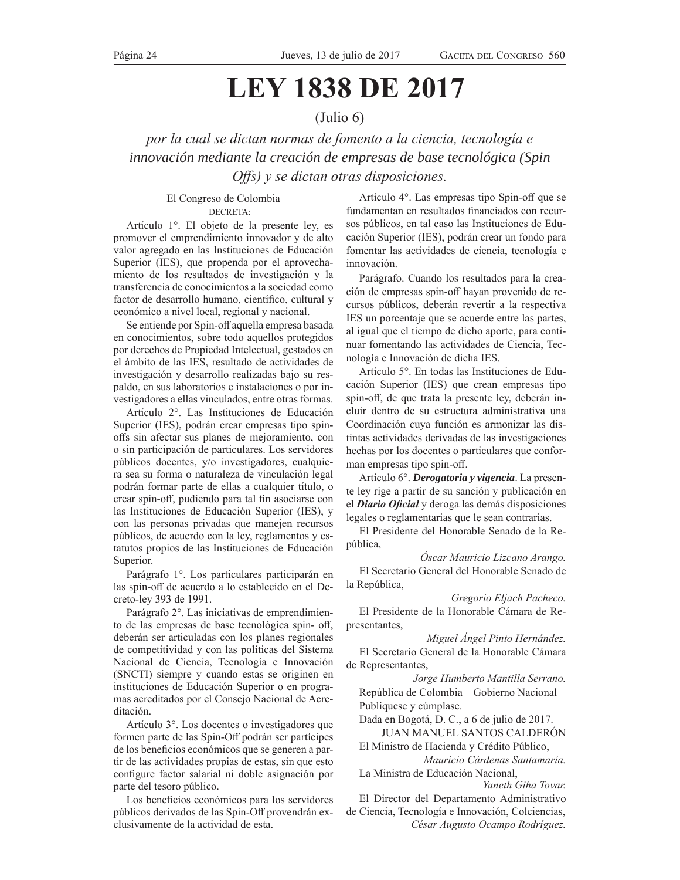# LEY 1838 DE 2017

(Julio 6)

*por la cual se dictan normas de fomento a la ciencia, tecnología e innovación mediante la creación de empresas de base tecnológica (Spin Offs) y se dictan otras disposiciones.*

El Congreso de Colombia

DECRETA:

Artículo 1°. El objeto de la presente ley, es promover el emprendimiento innovador y de alto valor agregado en las Instituciones de Educación Superior (IES), que propenda por el aprovechamiento de los resultados de investigación y la transferencia de conocimientos a la sociedad como factor de desarrollo humano, científico, cultural y económico a nivel local, regional y nacional.

Se entiende por Spin-off aquella empresa basada en conocimientos, sobre todo aquellos protegidos por derechos de Propiedad Intelectual, gestados en el ámbito de las IES, resultado de actividades de investigación y desarrollo realizadas bajo su respaldo, en sus laboratorios e instalaciones o por investigadores a ellas vinculados, entre otras formas.

Artículo 2°. Las Instituciones de Educación Superior (IES), podrán crear empresas tipo spin-offs sin afectar sus planes de mejoramiento, con o sin participación de particulares. Los servidores públicos docentes, y/o investigadores, cualquiera sea su forma o naturaleza de vinculación legal podrán formar parte de ellas a cualquier título, o crear spin-off, pudiendo para tal fin asociarse con las Instituciones de Educación Superior (IES), y con las personas privadas que manejen recursos públicos, de acuerdo con la ley, reglamentos y estatutos propios de las Instituciones de Educación Superior.

Parágrafo 1°. Los particulares participarán en las spin-off de acuerdo a lo establecido en el Decreto-ley 393 de 1991.

Parágrafo 2°. Las iniciativas de emprendimiento de las empresas de base tecnológica spin- off, deberán ser articuladas con los planes regionales de competitividad y con las políticas del Sistema Nacional de Ciencia, Tecnología e Innovación (SNCTI) siempre y cuando estas se originen en instituciones de Educación Superior o en programas acreditados por el Consejo Nacional de Acreditación.

Artículo 3°. Los docentes o investigadores que formen parte de las Spin-Off podrán ser partícipes de los beneficios económicos que se generen a partir de las actividades propias de estas, sin que esto configure factor salarial ni doble asignación por parte del tesoro público.

Los beneficios económicos para los servidores públicos derivados de las Spin-Off provendrán exclusivamente de la actividad de esta.

Artículo 4°. Las empresas tipo Spin-off que se fundamentan en resultados financiados con recursos públicos, en tal caso las Instituciones de Educación Superior (IES), podrán crear un fondo para fomentar las actividades de ciencia, tecnología e innovación.

Parágrafo. Cuando los resultados para la creación de empresas spin-off hayan provenido de recursos públicos, deberán revertir a la respectiva IES un porcentaje que se acuerde entre las partes, al igual que el tiempo de dicho aporte, para continuar fomentando las actividades de Ciencia, Tecnología e Innovación de dicha IES.

Artículo 5°. En todas las Instituciones de Educación Superior (IES) que crean empresas tipo spin-off, de que trata la presente ley, deberán incluir dentro de su estructura administrativa una Coordinación cuya función es armonizar las distintas actividades derivadas de las investigaciones hechas por los docentes o particulares que conforman empresas tipo spin-off.

Artículo 6°. ***Derogatoria y vigencia***. La presente ley rige a partir de su sanción y publicación en el ***Diario Oficial*** y deroga las demás disposiciones legales o reglamentarias que le sean contrarias.

El Presidente del Honorable Senado de la República,

*Óscar Mauricio Lizcano Arango.*

El Secretario General del Honorable Senado de la República,

*Gregorio Eljach Pacheco.*

El Presidente de la Honorable Cámara de Representantes,

*Miguel Ángel Pinto Hernández.*

El Secretario General de la Honorable Cámara de Representantes,

*Jorge Humberto Mantilla Serrano.*

República de Colombia – Gobierno Nacional

Publíquese y cúmplase.

Dada en Bogotá, D. C., a 6 de julio de 2017.

JUAN MANUEL SANTOS CALDERÓN

El Ministro de Hacienda y Crédito Público,

*Mauricio Cárdenas Santamaría.*

La Ministra de Educación Nacional,

*Yaneth Giha Tovar.*

El Director del Departamento Administrativo de Ciencia, Tecnología e Innovación, Colciencias,

*César Augusto Ocampo Rodríguez.*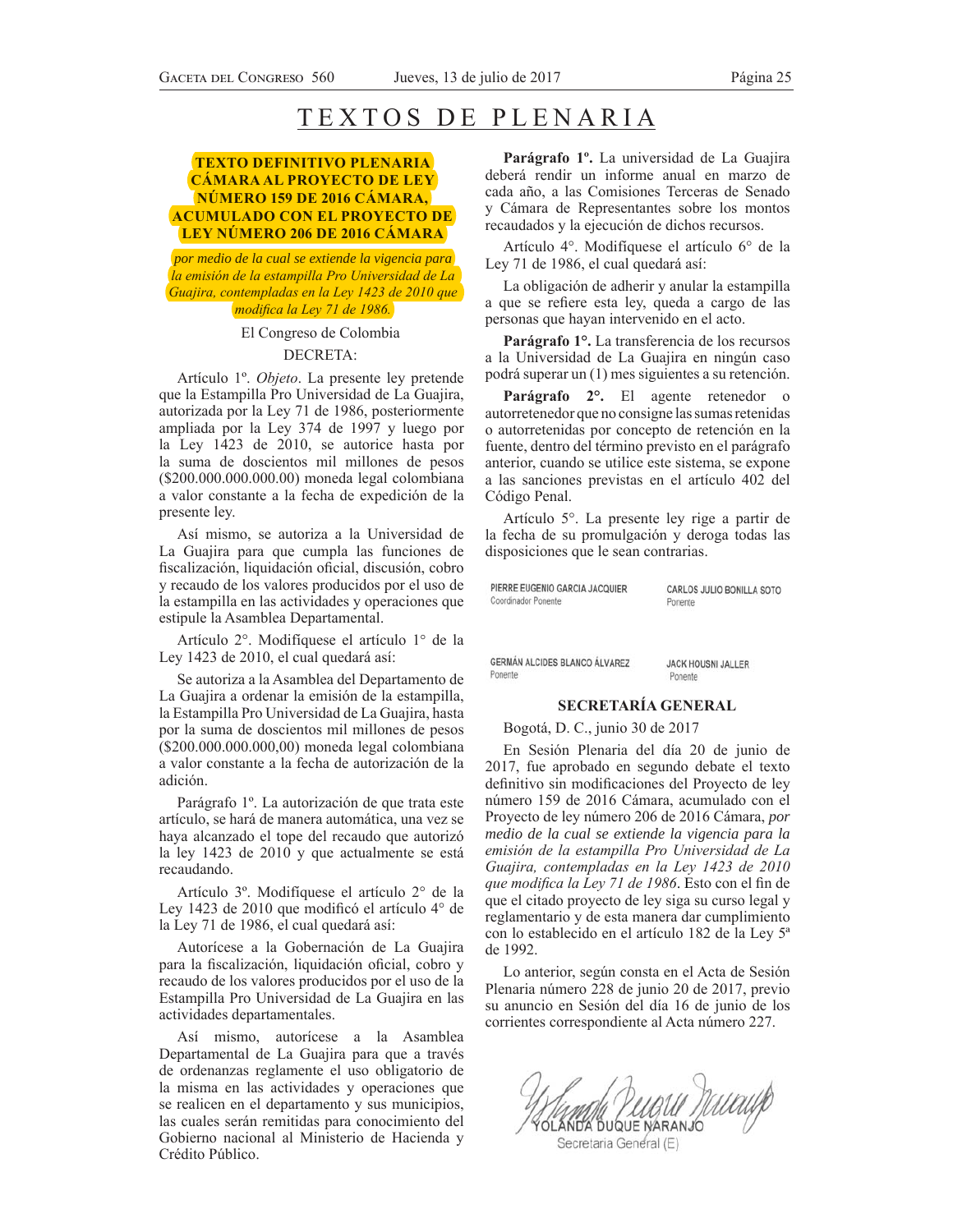# TEXTOS DE PLENARIA

## TEXTO DEFINITIVO PLENARIA CÁMARA AL PROYECTO DE LEY NÚMERO 159 DE 2016 CÁMARA, ACUMULADO CON EL PROYECTO DE LEY NÚMERO 206 DE 2016 CÁMARA

*por medio de la cual se extiende la vigencia para la emisión de la estampilla Pro Universidad de La Guajira, contempladas en la Ley 1423 de 2010 que modifica la Ley 71 de 1986.*

El Congreso de Colombia

DECRETA:

Artículo 1º. *Objeto*. La presente ley pretende que la Estampilla Pro Universidad de La Guajira, autorizada por la Ley 71 de 1986, posteriormente ampliada por la Ley 374 de 1997 y luego por la Ley 1423 de 2010, se autorice hasta por la suma de doscientos mil millones de pesos ($200.000.000.000.00) moneda legal colombiana a valor constante a la fecha de expedición de la presente ley.

Así mismo, se autoriza a la Universidad de La Guajira para que cumpla las funciones de fiscalización, liquidación oficial, discusión, cobro y recaudo de los valores producidos por el uso de la estampilla en las actividades y operaciones que estipule la Asamblea Departamental.

Artículo 2°. Modifíquese el artículo 1° de la Ley 1423 de 2010, el cual quedará así:

Se autoriza a la Asamblea del Departamento de La Guajira a ordenar la emisión de la estampilla, la Estampilla Pro Universidad de La Guajira, hasta por la suma de doscientos mil millones de pesos ($200.000.000.000,00) moneda legal colombiana a valor constante a la fecha de autorización de la adición.

Parágrafo 1º. La autorización de que trata este artículo, se hará de manera automática, una vez se haya alcanzado el tope del recaudo que autorizó la ley 1423 de 2010 y que actualmente se está recaudando.

Artículo 3º. Modifíquese el artículo 2° de la Ley 1423 de 2010 que modificó el artículo 4° de la Ley 71 de 1986, el cual quedará así:

Autorícese a la Gobernación de La Guajira para la fiscalización, liquidación oficial, cobro y recaudo de los valores producidos por el uso de la Estampilla Pro Universidad de La Guajira en las actividades departamentales.

Así mismo, autorícese a la Asamblea Departamental de La Guajira para que a través de ordenanzas reglamente el uso obligatorio de la misma en las actividades y operaciones que se realicen en el departamento y sus municipios, las cuales serán remitidas para conocimiento del Gobierno nacional al Ministerio de Hacienda y Crédito Público.

**Parágrafo 1º.** La universidad de La Guajira deberá rendir un informe anual en marzo de cada año, a las Comisiones Terceras de Senado y Cámara de Representantes sobre los montos recaudados y la ejecución de dichos recursos.

Artículo 4°. Modifíquese el artículo 6° de la Ley 71 de 1986, el cual quedará así:

La obligación de adherir y anular la estampilla a que se refiere esta ley, queda a cargo de las personas que hayan intervenido en el acto.

**Parágrafo 1°.** La transferencia de los recursos a la Universidad de La Guajira en ningún caso podrá superar un (1) mes siguientes a su retención.

**Parágrafo 2°.** El agente retenedor o autorretenedor que no consigne las sumas retenidas o autorretenidas por concepto de retención en la fuente, dentro del término previsto en el parágrafo anterior, cuando se utilice este sistema, se expone a las sanciones previstas en el artículo 402 del Código Penal.

Artículo 5°. La presente ley rige a partir de la fecha de su promulgación y deroga todas las disposiciones que le sean contrarias.

PIERRE EUGENIO GARCIA JACQUIER
Coordinador Ponente

CARLOS JULIO BONILLA SOTO
Ponente

GERMÁN ALCIDES BLANCO ÁLVAREZ
Ponente

JACK HOUSNI JALLER
Ponente

### SECRETARÍA GENERAL

Bogotá, D. C., junio 30 de 2017

En Sesión Plenaria del día 20 de junio de 2017, fue aprobado en segundo debate el texto definitivo sin modificaciones del Proyecto de ley número 159 de 2016 Cámara, acumulado con el Proyecto de ley número 206 de 2016 Cámara, *por medio de la cual se extiende la vigencia para la emisión de la estampilla Pro Universidad de La Guajira, contempladas en la Ley 1423 de 2010 que modifica la Ley 71 de 1986*. Esto con el fin de que el citado proyecto de ley siga su curso legal y reglamentario y de esta manera dar cumplimiento con lo establecido en el artículo 182 de la Ley 5ª de 1992.

Lo anterior, según consta en el Acta de Sesión Plenaria número 228 de junio 20 de 2017, previo su anuncio en Sesión del día 16 de junio de los corrientes correspondiente al Acta número 227.

YOLANDA DUQUE NARANJO
Secretaria General (E)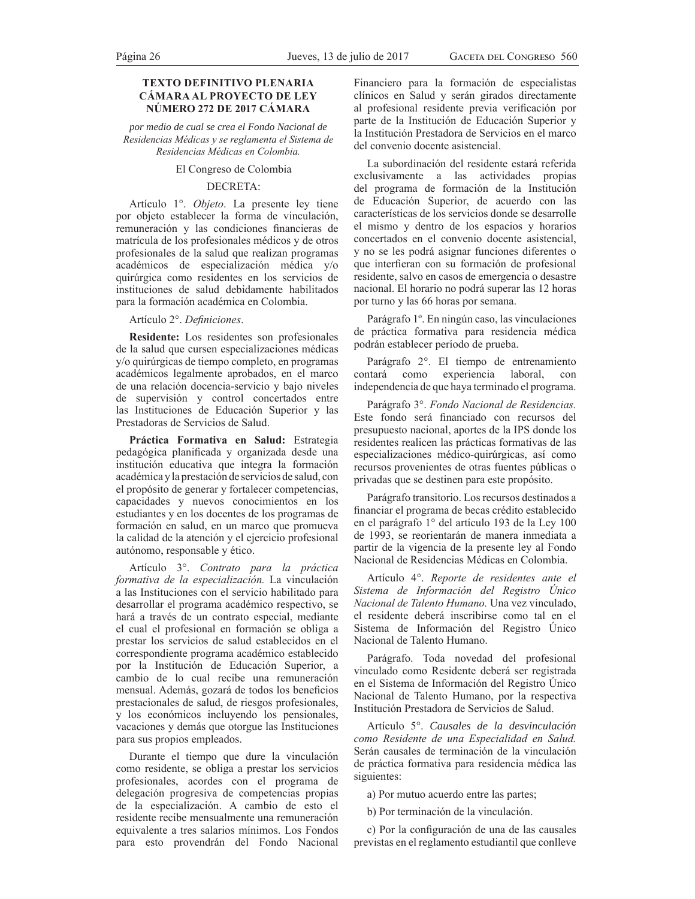**TEXTO DEFINITIVO PLENARIA CÁMARA AL PROYECTO DE LEY NÚMERO 272 DE 2017 CÁMARA**

*por medio de cual se crea el Fondo Nacional de Residencias Médicas y se reglamenta el Sistema de Residencias Médicas en Colombia.*

El Congreso de Colombia

DECRETA:

Artículo 1°. *Objeto*. La presente ley tiene por objeto establecer la forma de vinculación, remuneración y las condiciones financieras de matrícula de los profesionales médicos y de otros profesionales de la salud que realizan programas académicos de especialización médica y/o quirúrgica como residentes en los servicios de instituciones de salud debidamente habilitados para la formación académica en Colombia.

Artículo 2°. *Definiciones*.

**Residente:** Los residentes son profesionales de la salud que cursen especializaciones médicas y/o quirúrgicas de tiempo completo, en programas académicos legalmente aprobados, en el marco de una relación docencia-servicio y bajo niveles de supervisión y control concertados entre las Instituciones de Educación Superior y las Prestadoras de Servicios de Salud.

**Práctica Formativa en Salud:** Estrategia pedagógica planificada y organizada desde una institución educativa que integra la formación académica y la prestación de servicios de salud, con el propósito de generar y fortalecer competencias, capacidades y nuevos conocimientos en los estudiantes y en los docentes de los programas de formación en salud, en un marco que promueva la calidad de la atención y el ejercicio profesional autónomo, responsable y ético.

Artículo 3°. *Contrato para la práctica formativa de la especialización.* La vinculación a las Instituciones con el servicio habilitado para desarrollar el programa académico respectivo, se hará a través de un contrato especial, mediante el cual el profesional en formación se obliga a prestar los servicios de salud establecidos en el correspondiente programa académico establecido por la Institución de Educación Superior, a cambio de lo cual recibe una remuneración mensual. Además, gozará de todos los beneficios prestacionales de salud, de riesgos profesionales, y los económicos incluyendo los pensionales, vacaciones y demás que otorgue las Instituciones para sus propios empleados.

Durante el tiempo que dure la vinculación como residente, se obliga a prestar los servicios profesionales, acordes con el programa de delegación progresiva de competencias propias de la especialización. A cambio de esto el residente recibe mensualmente una remuneración equivalente a tres salarios mínimos. Los Fondos para esto provendrán del Fondo Nacional Financiero para la formación de especialistas clínicos en Salud y serán girados directamente al profesional residente previa verificación por parte de la Institución de Educación Superior y la Institución Prestadora de Servicios en el marco del convenio docente asistencial.

La subordinación del residente estará referida exclusivamente a las actividades propias del programa de formación de la Institución de Educación Superior, de acuerdo con las características de los servicios donde se desarrolle el mismo y dentro de los espacios y horarios concertados en el convenio docente asistencial, y no se les podrá asignar funciones diferentes o que interfieran con su formación de profesional residente, salvo en casos de emergencia o desastre nacional. El horario no podrá superar las 12 horas por turno y las 66 horas por semana.

Parágrafo 1º. En ningún caso, las vinculaciones de práctica formativa para residencia médica podrán establecer período de prueba.

Parágrafo 2°. El tiempo de entrenamiento contará como experiencia laboral, con independencia de que haya terminado el programa.

Parágrafo 3°. *Fondo Nacional de Residencias.* Este fondo será financiado con recursos del presupuesto nacional, aportes de la IPS donde los residentes realicen las prácticas formativas de las especializaciones médico-quirúrgicas, así como recursos provenientes de otras fuentes públicas o privadas que se destinen para este propósito.

Parágrafo transitorio. Los recursos destinados a financiar el programa de becas crédito establecido en el parágrafo 1° del artículo 193 de la Ley 100 de 1993, se reorientarán de manera inmediata a partir de la vigencia de la presente ley al Fondo Nacional de Residencias Médicas en Colombia.

Artículo 4°. *Reporte de residentes ante el Sistema de Información del Registro Único Nacional de Talento Humano.* Una vez vinculado, el residente deberá inscribirse como tal en el Sistema de Información del Registro Único Nacional de Talento Humano.

Parágrafo. Toda novedad del profesional vinculado como Residente deberá ser registrada en el Sistema de Información del Registro Único Nacional de Talento Humano, por la respectiva Institución Prestadora de Servicios de Salud.

Artículo 5°. *Causales de la desvinculación como Residente de una Especialidad en Salud.* Serán causales de terminación de la vinculación de práctica formativa para residencia médica las siguientes:

a) Por mutuo acuerdo entre las partes;

b) Por terminación de la vinculación.

c) Por la configuración de una de las causales previstas en el reglamento estudiantil que conlleve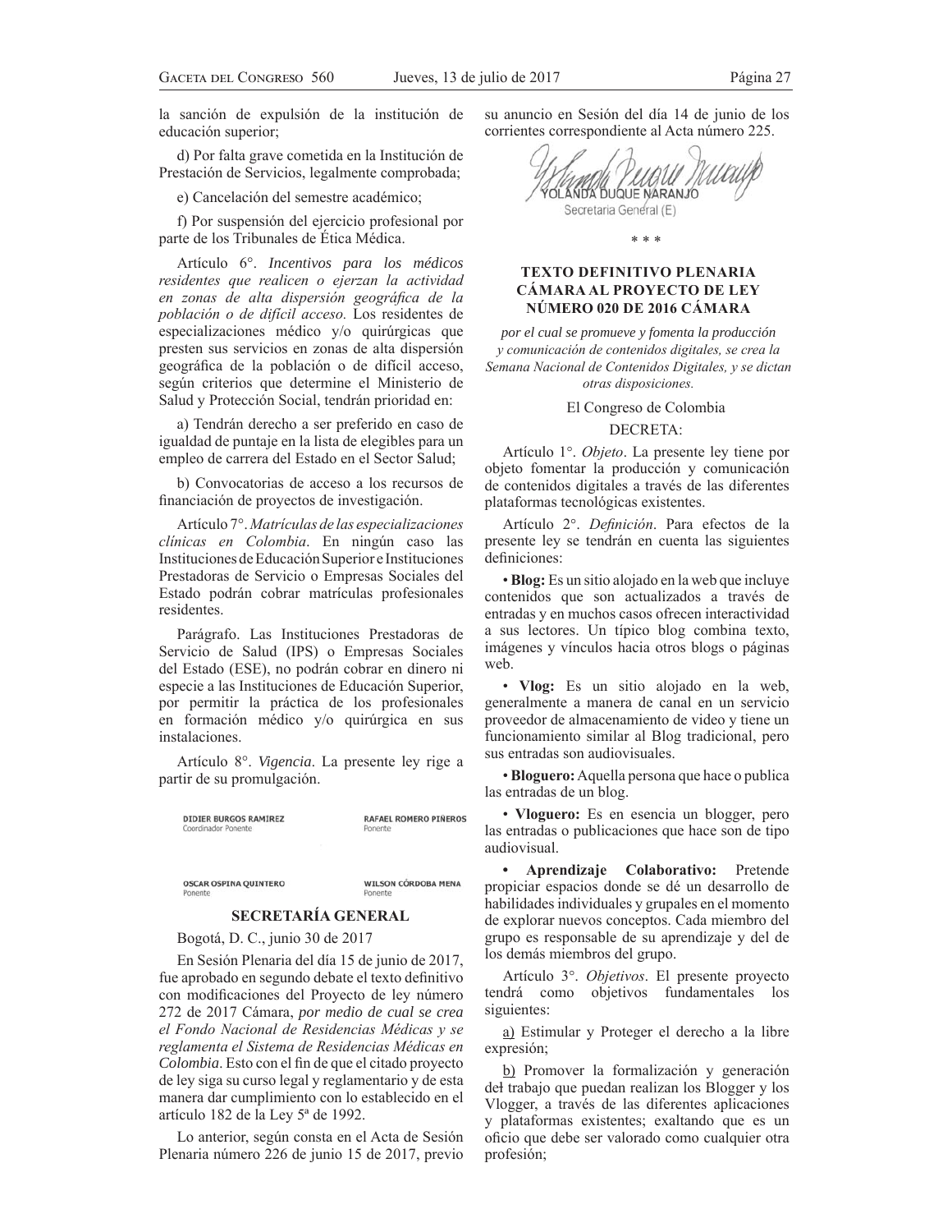la sanción de expulsión de la institución de educación superior;

d) Por falta grave cometida en la Institución de Prestación de Servicios, legalmente comprobada;

e) Cancelación del semestre académico;

f) Por suspensión del ejercicio profesional por parte de los Tribunales de Ética Médica.

Artículo 6°. *Incentivos para los médicos residentes que realicen o ejerzan la actividad en zonas de alta dispersión geográfica de la población o de difícil acceso.* Los residentes de especializaciones médico y/o quirúrgicas que presten sus servicios en zonas de alta dispersión geográfica de la población o de difícil acceso, según criterios que determine el Ministerio de Salud y Protección Social, tendrán prioridad en:

a) Tendrán derecho a ser preferido en caso de igualdad de puntaje en la lista de elegibles para un empleo de carrera del Estado en el Sector Salud;

b) Convocatorias de acceso a los recursos de financiación de proyectos de investigación.

Artículo 7°. *Matrículas de las especializaciones clínicas en Colombia*. En ningún caso las Instituciones de Educación Superior e Instituciones Prestadoras de Servicio o Empresas Sociales del Estado podrán cobrar matrículas profesionales residentes.

Parágrafo. Las Instituciones Prestadoras de Servicio de Salud (IPS) o Empresas Sociales del Estado (ESE), no podrán cobrar en dinero ni especie a las Instituciones de Educación Superior, por permitir la práctica de los profesionales en formación médico y/o quirúrgica en sus instalaciones.

Artículo 8°. *Vigencia*. La presente ley rige a partir de su promulgación.

| | |
|---|---|
| DIDIER BURGOS RAMÍREZ<br>Coordinador Ponente | RAFAEL ROMERO PIÑEROS<br>Ponente |
| OSCAR OSPINA QUINTERO<br>Ponente | WILSON CÓRDOBA MENA<br>Ponente |

## SECRETARÍA GENERAL

Bogotá, D. C., junio 30 de 2017

En Sesión Plenaria del día 15 de junio de 2017, fue aprobado en segundo debate el texto definitivo con modificaciones del Proyecto de ley número 272 de 2017 Cámara, *por medio de cual se crea el Fondo Nacional de Residencias Médicas y se reglamenta el Sistema de Residencias Médicas en Colombia*. Esto con el fin de que el citado proyecto de ley siga su curso legal y reglamentario y de esta manera dar cumplimiento con lo establecido en el artículo 182 de la Ley 5ª de 1992.

Lo anterior, según consta en el Acta de Sesión Plenaria número 226 de junio 15 de 2017, previo su anuncio en Sesión del día 14 de junio de los corrientes correspondiente al Acta número 225.

YOLANDA DUQUE NARANJO
Secretaria General (E)

\* \* \*

## TEXTO DEFINITIVO PLENARIA CÁMARA AL PROYECTO DE LEY NÚMERO 020 DE 2016 CÁMARA

*por el cual se promueve y fomenta la producción y comunicación de contenidos digitales, se crea la Semana Nacional de Contenidos Digitales, y se dictan otras disposiciones.*

El Congreso de Colombia

DECRETA:

Artículo 1°. *Objeto*. La presente ley tiene por objeto fomentar la producción y comunicación de contenidos digitales a través de las diferentes plataformas tecnológicas existentes.

Artículo 2°. *Definición*. Para efectos de la presente ley se tendrán en cuenta las siguientes definiciones:

• **Blog:** Es un sitio alojado en la web que incluye contenidos que son actualizados a través de entradas y en muchos casos ofrecen interactividad a sus lectores. Un típico blog combina texto, imágenes y vínculos hacia otros blogs o páginas web.

• **Vlog:** Es un sitio alojado en la web, generalmente a manera de canal en un servicio proveedor de almacenamiento de video y tiene un funcionamiento similar al Blog tradicional, pero sus entradas son audiovisuales.

• **Bloguero:** Aquella persona que hace o publica las entradas de un blog.

• **Vloguero:** Es en esencia un blogger, pero las entradas o publicaciones que hace son de tipo audiovisual.

• **Aprendizaje Colaborativo:** Pretende propiciar espacios donde se dé un desarrollo de habilidades individuales y grupales en el momento de explorar nuevos conceptos. Cada miembro del grupo es responsable de su aprendizaje y del de los demás miembros del grupo.

Artículo 3°. *Objetivos*. El presente proyecto tendrá como objetivos fundamentales los siguientes:

a) Estimular y Proteger el derecho a la libre expresión;

b) Promover la formalización y generación del trabajo que puedan realizan los Blogger y los Vlogger, a través de las diferentes aplicaciones y plataformas existentes; exaltando que es un oficio que debe ser valorado como cualquier otra profesión;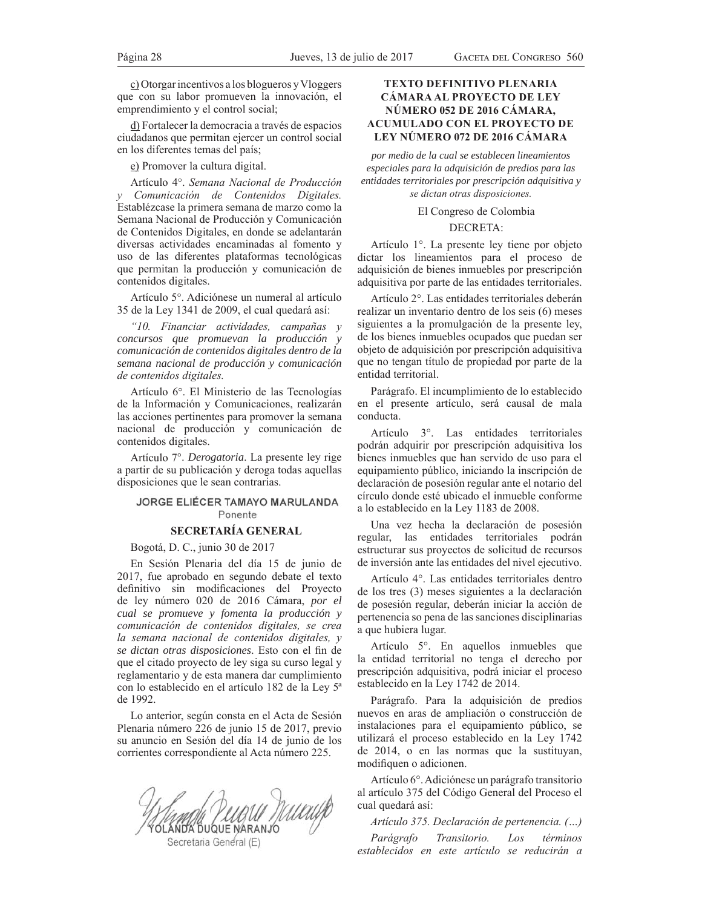c) Otorgar incentivos a los blogueros y Vloggers que con su labor promueven la innovación, el emprendimiento y el control social;

d) Fortalecer la democracia a través de espacios ciudadanos que permitan ejercer un control social en los diferentes temas del país;

e) Promover la cultura digital.

Artículo 4°. *Semana Nacional de Producción y Comunicación de Contenidos Digitales.* Establézcase la primera semana de marzo como la Semana Nacional de Producción y Comunicación de Contenidos Digitales, en donde se adelantarán diversas actividades encaminadas al fomento y uso de las diferentes plataformas tecnológicas que permitan la producción y comunicación de contenidos digitales.

Artículo 5°. Adiciónese un numeral al artículo 35 de la Ley 1341 de 2009, el cual quedará así:

*"10. Financiar actividades, campañas y concursos que promuevan la producción y comunicación de contenidos digitales dentro de la semana nacional de producción y comunicación de contenidos digitales.*

Artículo 6°. El Ministerio de las Tecnologías de la Información y Comunicaciones, realizarán las acciones pertinentes para promover la semana nacional de producción y comunicación de contenidos digitales.

Artículo 7°. *Derogatoria*. La presente ley rige a partir de su publicación y deroga todas aquellas disposiciones que le sean contrarias.

**JORGE ELIÉCER TAMAYO MARULANDA**
Ponente

**SECRETARÍA GENERAL**

Bogotá, D. C., junio 30 de 2017

En Sesión Plenaria del día 15 de junio de 2017, fue aprobado en segundo debate el texto definitivo sin modificaciones del Proyecto de ley número 020 de 2016 Cámara, *por el cual se promueve y fomenta la producción y comunicación de contenidos digitales, se crea la semana nacional de contenidos digitales, y se dictan otras disposiciones*. Esto con el fin de que el citado proyecto de ley siga su curso legal y reglamentario y de esta manera dar cumplimiento con lo establecido en el artículo 182 de la Ley 5ª de 1992.

Lo anterior, según consta en el Acta de Sesión Plenaria número 226 de junio 15 de 2017, previo su anuncio en Sesión del día 14 de junio de los corrientes correspondiente al Acta número 225.

YOLANDA DUQUE NARANJO
Secretaria General (E)

**TEXTO DEFINITIVO PLENARIA CÁMARA AL PROYECTO DE LEY NÚMERO 052 DE 2016 CÁMARA, ACUMULADO CON EL PROYECTO DE LEY NÚMERO 072 DE 2016 CÁMARA**

*por medio de la cual se establecen lineamientos especiales para la adquisición de predios para las entidades territoriales por prescripción adquisitiva y se dictan otras disposiciones.*

El Congreso de Colombia

DECRETA:

Artículo 1°. La presente ley tiene por objeto dictar los lineamientos para el proceso de adquisición de bienes inmuebles por prescripción adquisitiva por parte de las entidades territoriales.

Artículo 2°. Las entidades territoriales deberán realizar un inventario dentro de los seis (6) meses siguientes a la promulgación de la presente ley, de los bienes inmuebles ocupados que puedan ser objeto de adquisición por prescripción adquisitiva que no tengan título de propiedad por parte de la entidad territorial.

Parágrafo. El incumplimiento de lo establecido en el presente artículo, será causal de mala conducta.

Artículo 3°. Las entidades territoriales podrán adquirir por prescripción adquisitiva los bienes inmuebles que han servido de uso para el equipamiento público, iniciando la inscripción de declaración de posesión regular ante el notario del círculo donde esté ubicado el inmueble conforme a lo establecido en la Ley 1183 de 2008.

Una vez hecha la declaración de posesión regular, las entidades territoriales podrán estructurar sus proyectos de solicitud de recursos de inversión ante las entidades del nivel ejecutivo.

Artículo 4°. Las entidades territoriales dentro de los tres (3) meses siguientes a la declaración de posesión regular, deberán iniciar la acción de pertenencia so pena de las sanciones disciplinarias a que hubiera lugar.

Artículo 5°. En aquellos inmuebles que la entidad territorial no tenga el derecho por prescripción adquisitiva, podrá iniciar el proceso establecido en la Ley 1742 de 2014.

Parágrafo. Para la adquisición de predios nuevos en aras de ampliación o construcción de instalaciones para el equipamiento público, se utilizará el proceso establecido en la Ley 1742 de 2014, o en las normas que la sustituyan, modifiquen o adicionen.

Artículo 6°. Adiciónese un parágrafo transitorio al artículo 375 del Código General del Proceso el cual quedará así:

*Artículo 375. Declaración de pertenencia. (…)*

*Parágrafo Transitorio. Los términos establecidos en este artículo se reducirán a*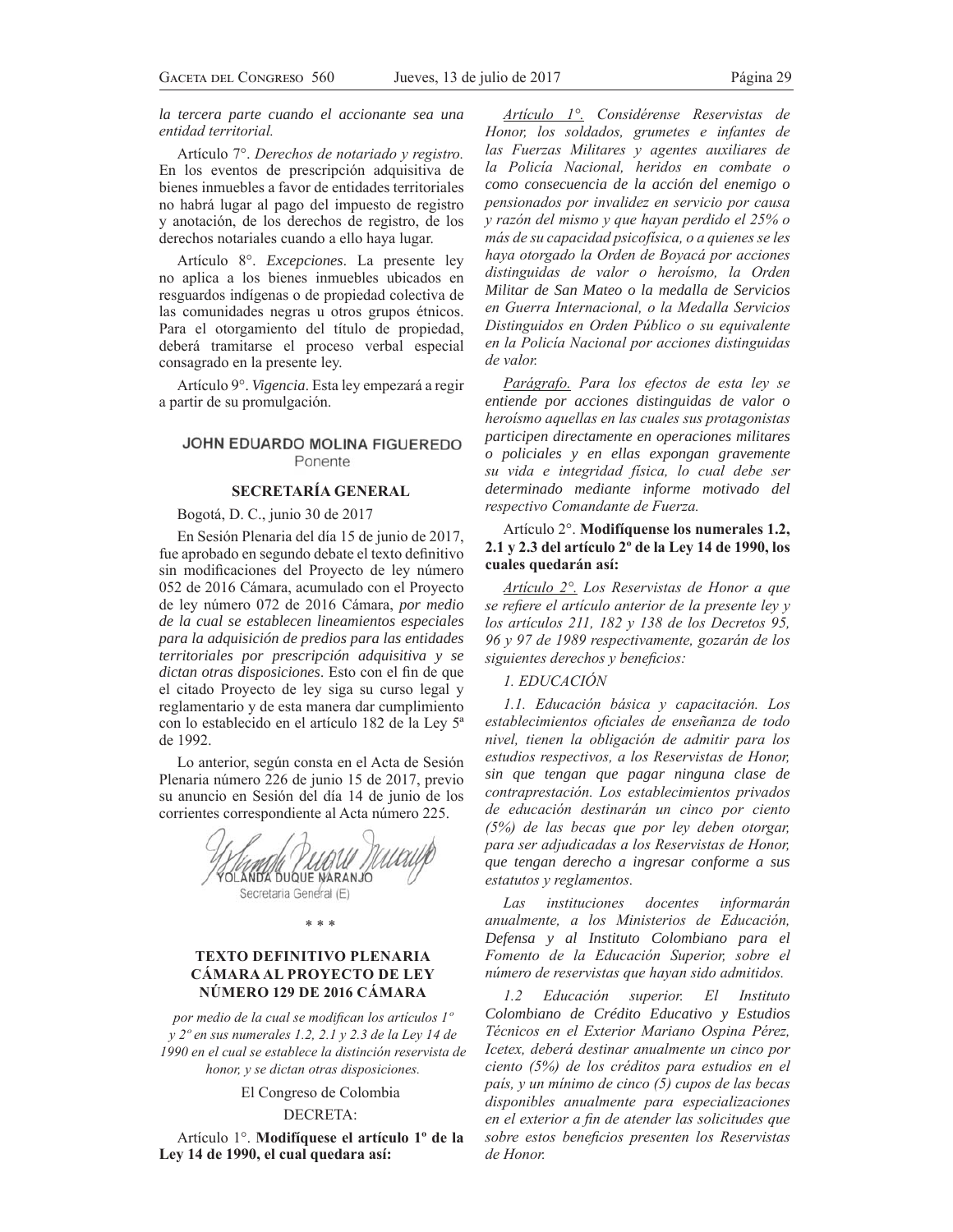*la tercera parte cuando el accionante sea una entidad territorial.*

Artículo 7°. *Derechos de notariado y registro.* En los eventos de prescripción adquisitiva de bienes inmuebles a favor de entidades territoriales no habrá lugar al pago del impuesto de registro y anotación, de los derechos de registro, de los derechos notariales cuando a ello haya lugar.

Artículo 8°. *Excepciones*. La presente ley no aplica a los bienes inmuebles ubicados en resguardos indígenas o de propiedad colectiva de las comunidades negras u otros grupos étnicos. Para el otorgamiento del título de propiedad, deberá tramitarse el proceso verbal especial consagrado en la presente ley.

Artículo 9°. *Vigencia*. Esta ley empezará a regir a partir de su promulgación.

**JOHN EDUARDO MOLINA FIGUEREDO**
Ponente

**SECRETARÍA GENERAL**

Bogotá, D. C., junio 30 de 2017

En Sesión Plenaria del día 15 de junio de 2017, fue aprobado en segundo debate el texto definitivo sin modificaciones del Proyecto de ley número 052 de 2016 Cámara, acumulado con el Proyecto de ley número 072 de 2016 Cámara, *por medio de la cual se establecen lineamientos especiales para la adquisición de predios para las entidades territoriales por prescripción adquisitiva y se dictan otras disposiciones*. Esto con el fin de que el citado Proyecto de ley siga su curso legal y reglamentario y de esta manera dar cumplimiento con lo establecido en el artículo 182 de la Ley 5ª de 1992.

Lo anterior, según consta en el Acta de Sesión Plenaria número 226 de junio 15 de 2017, previo su anuncio en Sesión del día 14 de junio de los corrientes correspondiente al Acta número 225.

YOLANDA DUQUE NARANJO
Secretaria General (E)

\* \* \*

## TEXTO DEFINITIVO PLENARIA CÁMARA AL PROYECTO DE LEY NÚMERO 129 DE 2016 CÁMARA

*por medio de la cual se modifican los artículos 1º y 2º en sus numerales 1.2, 2.1 y 2.3 de la Ley 14 de 1990 en el cual se establece la distinción reservista de honor, y se dictan otras disposiciones.*

El Congreso de Colombia

DECRETA:

Artículo 1°. **Modifíquese el artículo 1º de la Ley 14 de 1990, el cual quedara así:**

*Artículo 1°. Considérense Reservistas de Honor, los soldados, grumetes e infantes de las Fuerzas Militares y agentes auxiliares de la Policía Nacional, heridos en combate o como consecuencia de la acción del enemigo o pensionados por invalidez en servicio por causa y razón del mismo y que hayan perdido el 25% o más de su capacidad psicofísica, o a quienes se les haya otorgado la Orden de Boyacá por acciones distinguidas de valor o heroísmo, la Orden Militar de San Mateo o la medalla de Servicios en Guerra Internacional, o la Medalla Servicios Distinguidos en Orden Público o su equivalente en la Policía Nacional por acciones distinguidas de valor.*

*Parágrafo. Para los efectos de esta ley se entiende por acciones distinguidas de valor o heroísmo aquellas en las cuales sus protagonistas participen directamente en operaciones militares o policiales y en ellas expongan gravemente su vida e integridad física, lo cual debe ser determinado mediante informe motivado del respectivo Comandante de Fuerza.*

Artículo 2°. **Modifíquense los numerales 1.2, 2.1 y 2.3 del artículo 2º de la Ley 14 de 1990, los cuales quedarán así:**

*Artículo 2°. Los Reservistas de Honor a que se refiere el artículo anterior de la presente ley y los artículos 211, 182 y 138 de los Decretos 95, 96 y 97 de 1989 respectivamente, gozarán de los siguientes derechos y beneficios:*

*1. EDUCACIÓN*

*1.1. Educación básica y capacitación. Los establecimientos oficiales de enseñanza de todo nivel, tienen la obligación de admitir para los estudios respectivos, a los Reservistas de Honor, sin que tengan que pagar ninguna clase de contraprestación. Los establecimientos privados de educación destinarán un cinco por ciento (5%) de las becas que por ley deben otorgar, para ser adjudicadas a los Reservistas de Honor, que tengan derecho a ingresar conforme a sus estatutos y reglamentos.*

*Las instituciones docentes informarán anualmente, a los Ministerios de Educación, Defensa y al Instituto Colombiano para el Fomento de la Educación Superior, sobre el número de reservistas que hayan sido admitidos.*

*1.2 Educación superior. El Instituto Colombiano de Crédito Educativo y Estudios Técnicos en el Exterior Mariano Ospina Pérez, Icetex, deberá destinar anualmente un cinco por ciento (5%) de los créditos para estudios en el país, y un mínimo de cinco (5) cupos de las becas disponibles anualmente para especializaciones en el exterior a fin de atender las solicitudes que sobre estos beneficios presenten los Reservistas de Honor.*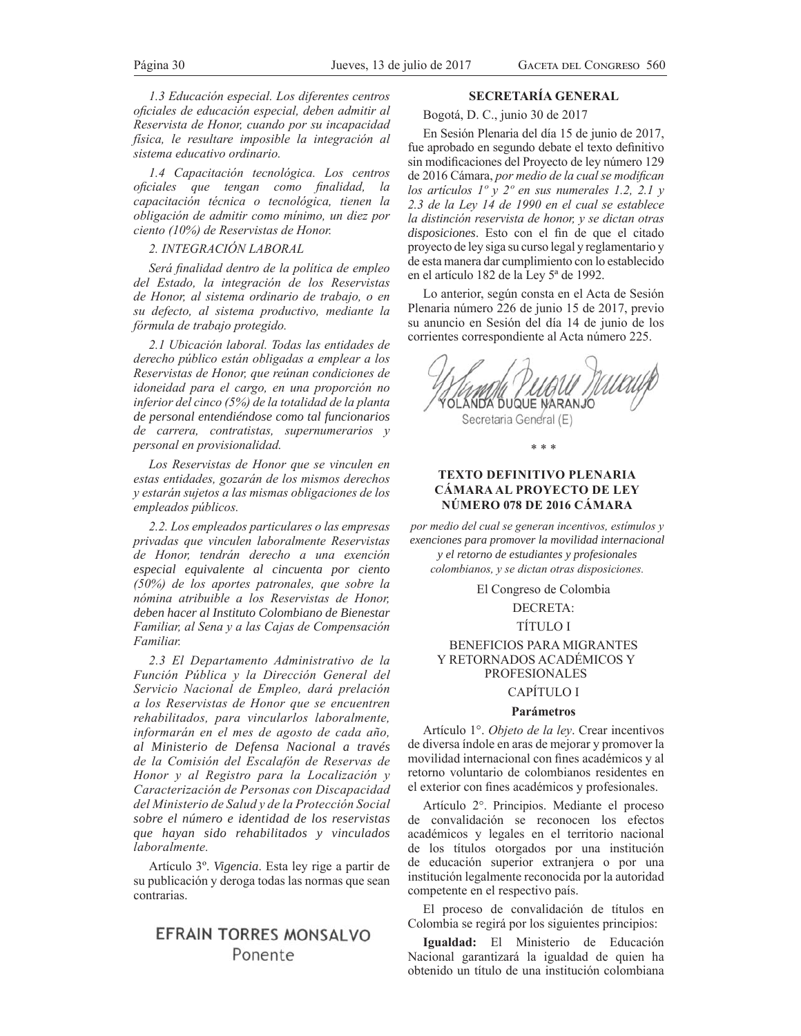*1.3 Educación especial. Los diferentes centros oficiales de educación especial, deben admitir al Reservista de Honor, cuando por su incapacidad física, le resultare imposible la integración al sistema educativo ordinario.*

*1.4 Capacitación tecnológica. Los centros oficiales que tengan como finalidad, la capacitación técnica o tecnológica, tienen la obligación de admitir como mínimo, un diez por ciento (10%) de Reservistas de Honor.*

*2. INTEGRACIÓN LABORAL*

*Será finalidad dentro de la política de empleo del Estado, la integración de los Reservistas de Honor, al sistema ordinario de trabajo, o en su defecto, al sistema productivo, mediante la fórmula de trabajo protegido.*

*2.1 Ubicación laboral. Todas las entidades de derecho público están obligadas a emplear a los Reservistas de Honor, que reúnan condiciones de idoneidad para el cargo, en una proporción no inferior del cinco (5%) de la totalidad de la planta de personal entendiéndose como tal funcionarios de carrera, contratistas, supernumerarios y personal en provisionalidad.*

*Los Reservistas de Honor que se vinculen en estas entidades, gozarán de los mismos derechos y estarán sujetos a las mismas obligaciones de los empleados públicos.*

*2.2. Los empleados particulares o las empresas privadas que vinculen laboralmente Reservistas de Honor, tendrán derecho a una exención especial equivalente al cincuenta por ciento (50%) de los aportes patronales, que sobre la nómina atribuible a los Reservistas de Honor, deben hacer al Instituto Colombiano de Bienestar Familiar, al Sena y a las Cajas de Compensación Familiar.*

*2.3 El Departamento Administrativo de la Función Pública y la Dirección General del Servicio Nacional de Empleo, dará prelación a los Reservistas de Honor que se encuentren rehabilitados, para vincularlos laboralmente, informarán en el mes de agosto de cada año, al Ministerio de Defensa Nacional a través de la Comisión del Escalafón de Reservas de Honor y al Registro para la Localización y Caracterización de Personas con Discapacidad del Ministerio de Salud y de la Protección Social sobre el número e identidad de los reservistas que hayan sido rehabilitados y vinculados laboralmente.*

Artículo 3º. *Vigencia*. Esta ley rige a partir de su publicación y deroga todas las normas que sean contrarias.

EFRAIN TORRES MONSALVO
Ponente

**SECRETARÍA GENERAL**

Bogotá, D. C., junio 30 de 2017

En Sesión Plenaria del día 15 de junio de 2017, fue aprobado en segundo debate el texto definitivo sin modificaciones del Proyecto de ley número 129 de 2016 Cámara, *por medio de la cual se modifican los artículos 1º y 2º en sus numerales 1.2, 2.1 y 2.3 de la Ley 14 de 1990 en el cual se establece la distinción reservista de honor, y se dictan otras disposiciones*. Esto con el fin de que el citado proyecto de ley siga su curso legal y reglamentario y de esta manera dar cumplimiento con lo establecido en el artículo 182 de la Ley 5ª de 1992.

Lo anterior, según consta en el Acta de Sesión Plenaria número 226 de junio 15 de 2017, previo su anuncio en Sesión del día 14 de junio de los corrientes correspondiente al Acta número 225.

YOLANDA DUQUE NARANJO
Secretaria General (E)

\* \* \*

## TEXTO DEFINITIVO PLENARIA CÁMARA AL PROYECTO DE LEY NÚMERO 078 DE 2016 CÁMARA

*por medio del cual se generan incentivos, estímulos y exenciones para promover la movilidad internacional y el retorno de estudiantes y profesionales colombianos, y se dictan otras disposiciones.*

El Congreso de Colombia

DECRETA:

TÍTULO I

BENEFICIOS PARA MIGRANTES Y RETORNADOS ACADÉMICOS Y PROFESIONALES

CAPÍTULO I

**Parámetros**

Artículo 1°. *Objeto de la ley*. Crear incentivos de diversa índole en aras de mejorar y promover la movilidad internacional con fines académicos y al retorno voluntario de colombianos residentes en el exterior con fines académicos y profesionales.

Artículo 2°. Principios. Mediante el proceso de convalidación se reconocen los efectos académicos y legales en el territorio nacional de los títulos otorgados por una institución de educación superior extranjera o por una institución legalmente reconocida por la autoridad competente en el respectivo país.

El proceso de convalidación de títulos en Colombia se regirá por los siguientes principios:

**Igualdad:** El Ministerio de Educación Nacional garantizará la igualdad de quien ha obtenido un título de una institución colombiana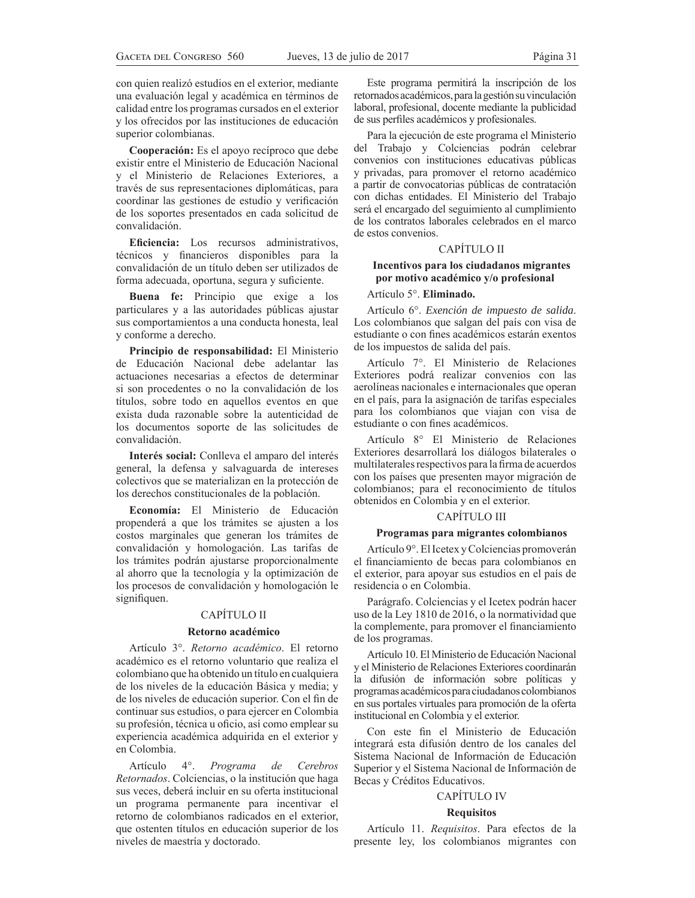con quien realizó estudios en el exterior, mediante una evaluación legal y académica en términos de calidad entre los programas cursados en el exterior y los ofrecidos por las instituciones de educación superior colombianas.

**Cooperación:** Es el apoyo recíproco que debe existir entre el Ministerio de Educación Nacional y el Ministerio de Relaciones Exteriores, a través de sus representaciones diplomáticas, para coordinar las gestiones de estudio y verificación de los soportes presentados en cada solicitud de convalidación.

**Eficiencia:** Los recursos administrativos, técnicos y financieros disponibles para la convalidación de un título deben ser utilizados de forma adecuada, oportuna, segura y suficiente.

**Buena fe:** Principio que exige a los particulares y a las autoridades públicas ajustar sus comportamientos a una conducta honesta, leal y conforme a derecho.

**Principio de responsabilidad:** El Ministerio de Educación Nacional debe adelantar las actuaciones necesarias a efectos de determinar si son procedentes o no la convalidación de los títulos, sobre todo en aquellos eventos en que exista duda razonable sobre la autenticidad de los documentos soporte de las solicitudes de convalidación.

**Interés social:** Conlleva el amparo del interés general, la defensa y salvaguarda de intereses colectivos que se materializan en la protección de los derechos constitucionales de la población.

**Economía:** El Ministerio de Educación propenderá a que los trámites se ajusten a los costos marginales que generan los trámites de convalidación y homologación. Las tarifas de los trámites podrán ajustarse proporcionalmente al ahorro que la tecnología y la optimización de los procesos de convalidación y homologación le signifiquen.

## CAPÍTULO II

### Retorno académico

Artículo 3°. *Retorno académico*. El retorno académico es el retorno voluntario que realiza el colombiano que ha obtenido un título en cualquiera de los niveles de la educación Básica y media; y de los niveles de educación superior. Con el fin de continuar sus estudios, o para ejercer en Colombia su profesión, técnica u oficio, así como emplear su experiencia académica adquirida en el exterior y en Colombia.

Artículo 4°. *Programa de Cerebros Retornados*. Colciencias, o la institución que haga sus veces, deberá incluir en su oferta institucional un programa permanente para incentivar el retorno de colombianos radicados en el exterior, que ostenten títulos en educación superior de los niveles de maestría y doctorado.

Este programa permitirá la inscripción de los retornados académicos, para la gestión su vinculación laboral, profesional, docente mediante la publicidad de sus perfiles académicos y profesionales.

Para la ejecución de este programa el Ministerio del Trabajo y Colciencias podrán celebrar convenios con instituciones educativas públicas y privadas, para promover el retorno académico a partir de convocatorias públicas de contratación con dichas entidades. El Ministerio del Trabajo será el encargado del seguimiento al cumplimiento de los contratos laborales celebrados en el marco de estos convenios.

## CAPÍTULO II

### Incentivos para los ciudadanos migrantes por motivo académico y/o profesional

Artículo 5°. **Eliminado.**

Artículo 6°. *Exención de impuesto de salida*. Los colombianos que salgan del país con visa de estudiante o con fines académicos estarán exentos de los impuestos de salida del país.

Artículo 7°. El Ministerio de Relaciones Exteriores podrá realizar convenios con las aerolíneas nacionales e internacionales que operan en el país, para la asignación de tarifas especiales para los colombianos que viajan con visa de estudiante o con fines académicos.

Artículo 8° El Ministerio de Relaciones Exteriores desarrollará los diálogos bilaterales o multilaterales respectivos para la firma de acuerdos con los países que presenten mayor migración de colombianos; para el reconocimiento de títulos obtenidos en Colombia y en el exterior.

## CAPÍTULO III

### Programas para migrantes colombianos

Artículo 9°. El Icetex y Colciencias promoverán el financiamiento de becas para colombianos en el exterior, para apoyar sus estudios en el país de residencia o en Colombia.

Parágrafo. Colciencias y el Icetex podrán hacer uso de la Ley 1810 de 2016, o la normatividad que la complemente, para promover el financiamiento de los programas.

Artículo 10. El Ministerio de Educación Nacional y el Ministerio de Relaciones Exteriores coordinarán la difusión de información sobre políticas y programas académicos para ciudadanos colombianos en sus portales virtuales para promoción de la oferta institucional en Colombia y el exterior.

Con este fin el Ministerio de Educación integrará esta difusión dentro de los canales del Sistema Nacional de Información de Educación Superior y el Sistema Nacional de Información de Becas y Créditos Educativos.

## CAPÍTULO IV

### Requisitos

Artículo 11. *Requisitos*. Para efectos de la presente ley, los colombianos migrantes con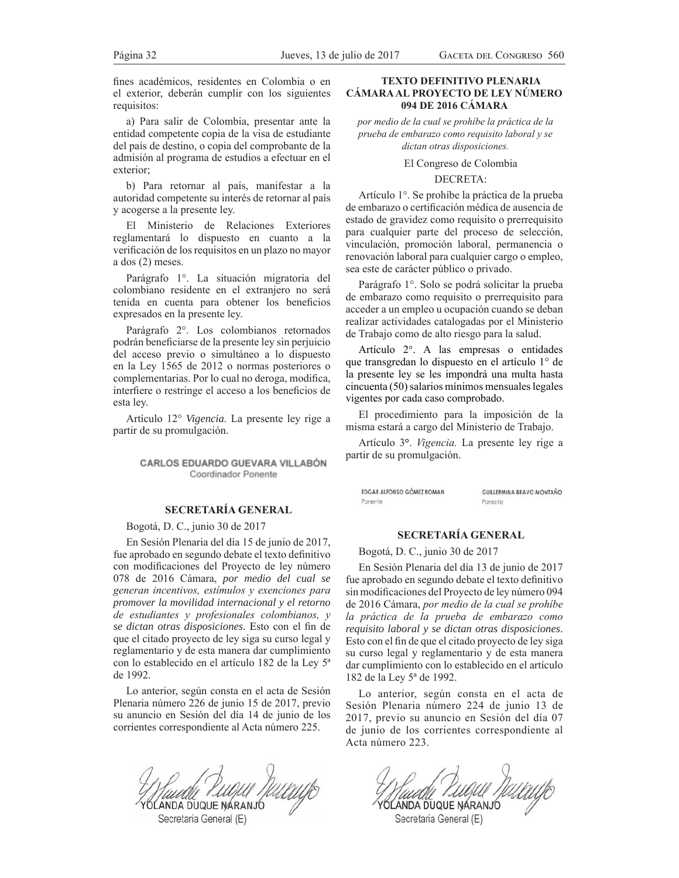fines académicos, residentes en Colombia o en el exterior, deberán cumplir con los siguientes requisitos:

a) Para salir de Colombia, presentar ante la entidad competente copia de la visa de estudiante del país de destino, o copia del comprobante de la admisión al programa de estudios a efectuar en el exterior;

b) Para retornar al país, manifestar a la autoridad competente su interés de retornar al país y acogerse a la presente ley.

El Ministerio de Relaciones Exteriores reglamentará lo dispuesto en cuanto a la verificación de los requisitos en un plazo no mayor a dos (2) meses.

Parágrafo 1°. La situación migratoria del colombiano residente en el extranjero no será tenida en cuenta para obtener los beneficios expresados en la presente ley.

Parágrafo 2°. Los colombianos retornados podrán beneficiarse de la presente ley sin perjuicio del acceso previo o simultáneo a lo dispuesto en la Ley 1565 de 2012 o normas posteriores o complementarias. Por lo cual no deroga, modifica, interfiere o restringe el acceso a los beneficios de esta ley.

Artículo 12° *Vigencia*. La presente ley rige a partir de su promulgación.

CARLOS EDUARDO GUEVARA VILLABÓN
Coordinador Ponente

### SECRETARÍA GENERAL

Bogotá, D. C., junio 30 de 2017

En Sesión Plenaria del día 15 de junio de 2017, fue aprobado en segundo debate el texto definitivo con modificaciones del Proyecto de ley número 078 de 2016 Cámara, *por medio del cual se generan incentivos, estímulos y exenciones para promover la movilidad internacional y el retorno de estudiantes y profesionales colombianos, y se dictan otras disposiciones*. Esto con el fin de que el citado proyecto de ley siga su curso legal y reglamentario y de esta manera dar cumplimiento con lo establecido en el artículo 182 de la Ley 5ª de 1992.

Lo anterior, según consta en el acta de Sesión Plenaria número 226 de junio 15 de 2017, previo su anuncio en Sesión del día 14 de junio de los corrientes correspondiente al Acta número 225.

YOLANDA DUQUE NARANJO
Secretaria General (E)

### TEXTO DEFINITIVO PLENARIA CÁMARA AL PROYECTO DE LEY NÚMERO 094 DE 2016 CÁMARA

*por medio de la cual se prohíbe la práctica de la prueba de embarazo como requisito laboral y se dictan otras disposiciones.*

El Congreso de Colombia

DECRETA:

Artículo 1°. Se prohíbe la práctica de la prueba de embarazo o certificación médica de ausencia de estado de gravidez como requisito o prerrequisito para cualquier parte del proceso de selección, vinculación, promoción laboral, permanencia o renovación laboral para cualquier cargo o empleo, sea este de carácter público o privado.

Parágrafo 1°. Solo se podrá solicitar la prueba de embarazo como requisito o prerrequisito para acceder a un empleo u ocupación cuando se deban realizar actividades catalogadas por el Ministerio de Trabajo como de alto riesgo para la salud.

Artículo 2°. A las empresas o entidades que transgredan lo dispuesto en el artículo 1° de la presente ley se les impondrá una multa hasta cincuenta (50) salarios mínimos mensuales legales vigentes por cada caso comprobado.

El procedimiento para la imposición de la misma estará a cargo del Ministerio de Trabajo.

Artículo 3°. *Vigencia.* La presente ley rige a partir de su promulgación.

EDGAR ALFONSO GÓMEZ ROMAN
Ponente

GUILLERMINA BRAVO MONTAÑO
Ponente

### SECRETARÍA GENERAL

Bogotá, D. C., junio 30 de 2017

En Sesión Plenaria del día 13 de junio de 2017 fue aprobado en segundo debate el texto definitivo sin modificaciones del Proyecto de ley número 094 de 2016 Cámara, *por medio de la cual se prohíbe la práctica de la prueba de embarazo como requisito laboral y se dictan otras disposiciones*. Esto con el fin de que el citado proyecto de ley siga su curso legal y reglamentario y de esta manera dar cumplimiento con lo establecido en el artículo 182 de la Ley 5ª de 1992.

Lo anterior, según consta en el acta de Sesión Plenaria número 224 de junio 13 de 2017, previo su anuncio en Sesión del día 07 de junio de los corrientes correspondiente al Acta número 223.

YOLANDA DUQUE NARANJO
Secretaria General (E)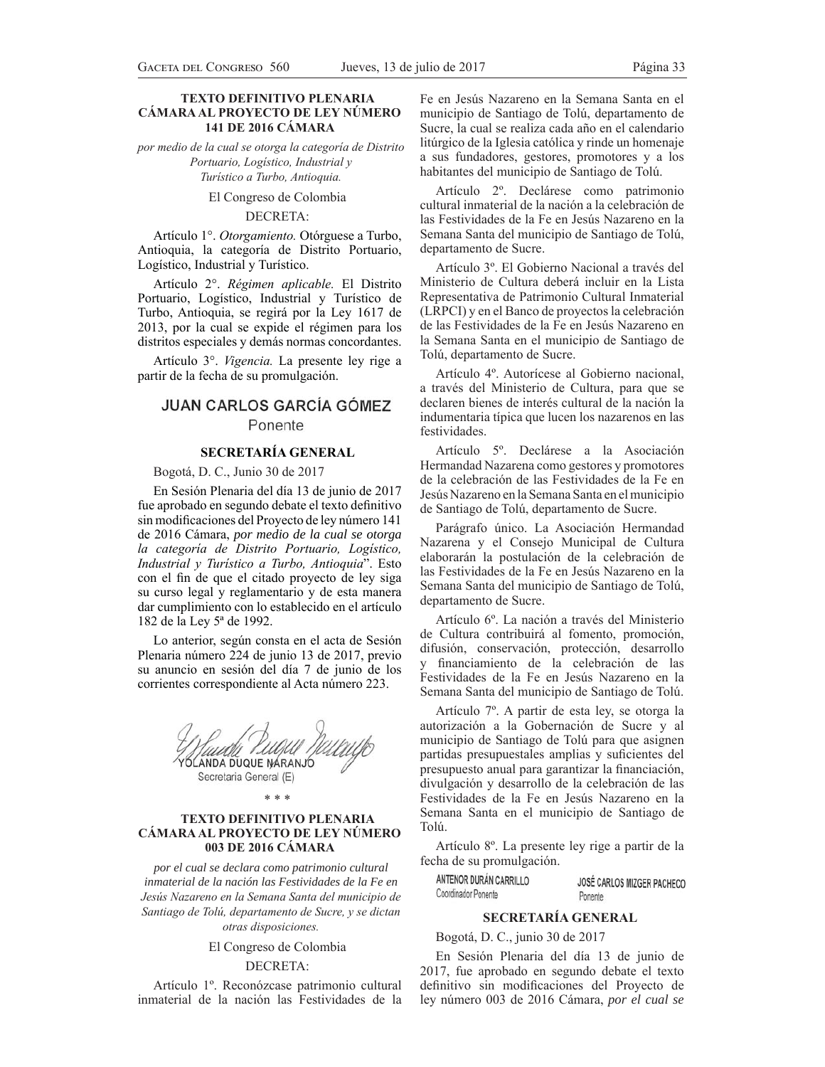### TEXTO DEFINITIVO PLENARIA CÁMARA AL PROYECTO DE LEY NÚMERO 141 DE 2016 CÁMARA

*por medio de la cual se otorga la categoría de Distrito Portuario, Logístico, Industrial y Turístico a Turbo, Antioquia.*

El Congreso de Colombia

DECRETA:

Artículo 1°. *Otorgamiento.* Otórguese a Turbo, Antioquia, la categoría de Distrito Portuario, Logístico, Industrial y Turístico.

Artículo 2°. *Régimen aplicable.* El Distrito Portuario, Logístico, Industrial y Turístico de Turbo, Antioquia, se regirá por la Ley 1617 de 2013, por la cual se expide el régimen para los distritos especiales y demás normas concordantes.

Artículo 3°. *Vigencia.* La presente ley rige a partir de la fecha de su promulgación.

**JUAN CARLOS GARCÍA GÓMEZ**
Ponente

#### SECRETARÍA GENERAL

Bogotá, D. C., Junio 30 de 2017

En Sesión Plenaria del día 13 de junio de 2017 fue aprobado en segundo debate el texto definitivo sin modificaciones del Proyecto de ley número 141 de 2016 Cámara, *por medio de la cual se otorga la categoría de Distrito Portuario, Logístico, Industrial y Turístico a Turbo, Antioquia*". Esto con el fin de que el citado proyecto de ley siga su curso legal y reglamentario y de esta manera dar cumplimiento con lo establecido en el artículo 182 de la Ley 5ª de 1992.

Lo anterior, según consta en el acta de Sesión Plenaria número 224 de junio 13 de 2017, previo su anuncio en sesión del día 7 de junio de los corrientes correspondiente al Acta número 223.

YOLANDA DUQUE NARANJO
Secretaria General (E)

\* \* \*

### TEXTO DEFINITIVO PLENARIA CÁMARA AL PROYECTO DE LEY NÚMERO 003 DE 2016 CÁMARA

*por el cual se declara como patrimonio cultural inmaterial de la nación las Festividades de la Fe en Jesús Nazareno en la Semana Santa del municipio de Santiago de Tolú, departamento de Sucre, y se dictan otras disposiciones.*

El Congreso de Colombia

DECRETA:

Artículo 1º. Reconózcase patrimonio cultural inmaterial de la nación las Festividades de la Fe en Jesús Nazareno en la Semana Santa en el municipio de Santiago de Tolú, departamento de Sucre, la cual se realiza cada año en el calendario litúrgico de la Iglesia católica y rinde un homenaje a sus fundadores, gestores, promotores y a los habitantes del municipio de Santiago de Tolú.

Artículo 2º. Declárese como patrimonio cultural inmaterial de la nación a la celebración de las Festividades de la Fe en Jesús Nazareno en la Semana Santa del municipio de Santiago de Tolú, departamento de Sucre.

Artículo 3º. El Gobierno Nacional a través del Ministerio de Cultura deberá incluir en la Lista Representativa de Patrimonio Cultural Inmaterial (LRPCI) y en el Banco de proyectos la celebración de las Festividades de la Fe en Jesús Nazareno en la Semana Santa en el municipio de Santiago de Tolú, departamento de Sucre.

Artículo 4º. Autorícese al Gobierno nacional, a través del Ministerio de Cultura, para que se declaren bienes de interés cultural de la nación la indumentaria típica que lucen los nazarenos en las festividades.

Artículo 5º. Declárese a la Asociación Hermandad Nazarena como gestores y promotores de la celebración de las Festividades de la Fe en Jesús Nazareno en la Semana Santa en el municipio de Santiago de Tolú, departamento de Sucre.

Parágrafo único. La Asociación Hermandad Nazarena y el Consejo Municipal de Cultura elaborarán la postulación de la celebración de las Festividades de la Fe en Jesús Nazareno en la Semana Santa del municipio de Santiago de Tolú, departamento de Sucre.

Artículo 6º. La nación a través del Ministerio de Cultura contribuirá al fomento, promoción, difusión, conservación, protección, desarrollo y financiamiento de la celebración de las Festividades de la Fe en Jesús Nazareno en la Semana Santa del municipio de Santiago de Tolú.

Artículo 7º. A partir de esta ley, se otorga la autorización a la Gobernación de Sucre y al municipio de Santiago de Tolú para que asignen partidas presupuestales amplias y suficientes del presupuesto anual para garantizar la financiación, divulgación y desarrollo de la celebración de las Festividades de la Fe en Jesús Nazareno en la Semana Santa en el municipio de Santiago de Tolú.

Artículo 8º. La presente ley rige a partir de la fecha de su promulgación.

**ANTENOR DURÁN CARRILLO**
Coordinador Ponente

**JOSÉ CARLOS MIZGER PACHECO**
Ponente

#### SECRETARÍA GENERAL

Bogotá, D. C., junio 30 de 2017

En Sesión Plenaria del día 13 de junio de 2017, fue aprobado en segundo debate el texto definitivo sin modificaciones del Proyecto de ley número 003 de 2016 Cámara, *por el cual se*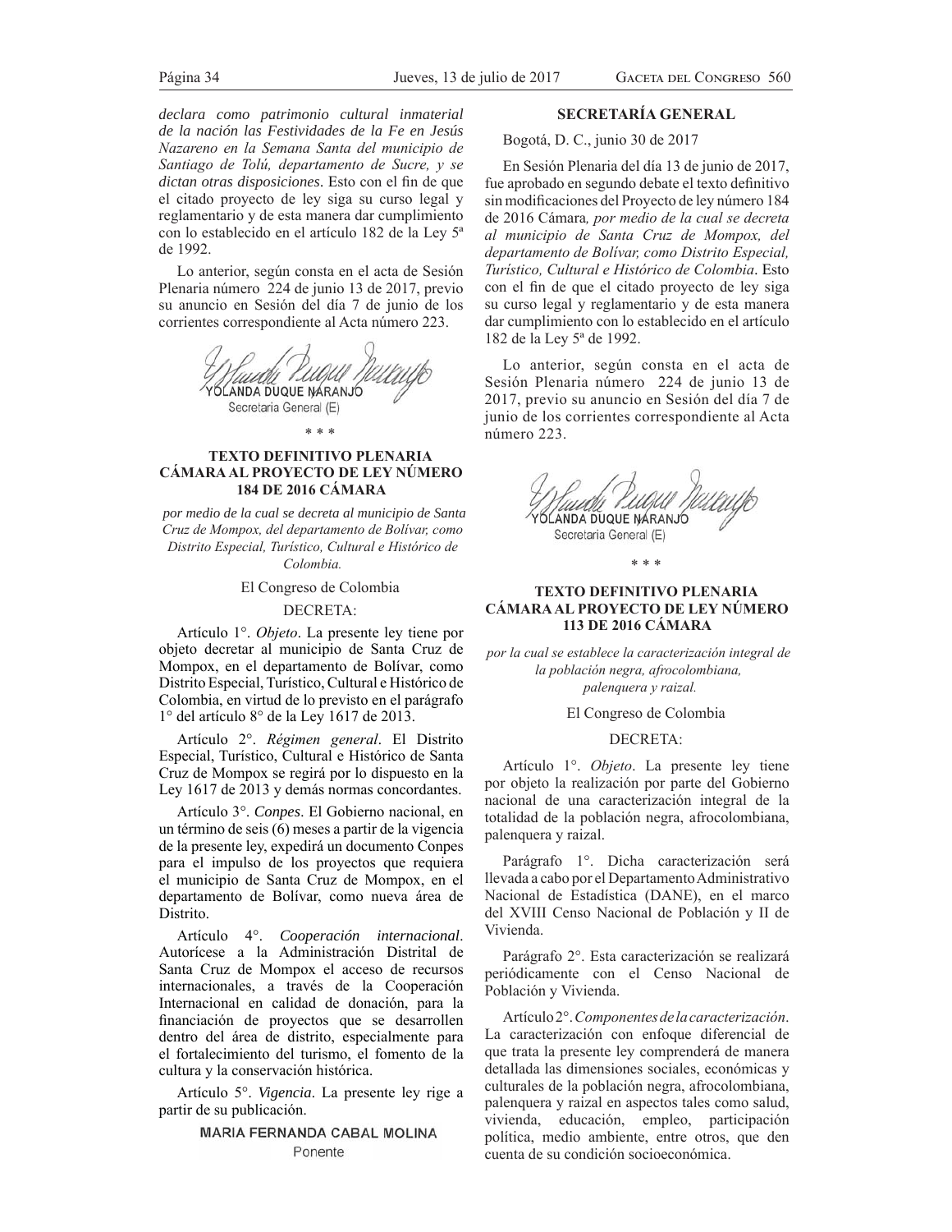*declara como patrimonio cultural inmaterial de la nación las Festividades de la Fe en Jesús Nazareno en la Semana Santa del municipio de Santiago de Tolú, departamento de Sucre, y se dictan otras disposiciones*. Esto con el fin de que el citado proyecto de ley siga su curso legal y reglamentario y de esta manera dar cumplimiento con lo establecido en el artículo 182 de la Ley 5ª de 1992.

Lo anterior, según consta en el acta de Sesión Plenaria número 224 de junio 13 de 2017, previo su anuncio en Sesión del día 7 de junio de los corrientes correspondiente al Acta número 223.

YOLANDA DUQUE NARANJO
Secretaria General (E)

\* \* \*

### TEXTO DEFINITIVO PLENARIA CÁMARA AL PROYECTO DE LEY NÚMERO 184 DE 2016 CÁMARA

*por medio de la cual se decreta al municipio de Santa Cruz de Mompox, del departamento de Bolívar, como Distrito Especial, Turístico, Cultural e Histórico de Colombia.*

El Congreso de Colombia

DECRETA:

Artículo 1°. *Objeto*. La presente ley tiene por objeto decretar al municipio de Santa Cruz de Mompox, en el departamento de Bolívar, como Distrito Especial, Turístico, Cultural e Histórico de Colombia, en virtud de lo previsto en el parágrafo 1° del artículo 8° de la Ley 1617 de 2013.

Artículo 2°. *Régimen general*. El Distrito Especial, Turístico, Cultural e Histórico de Santa Cruz de Mompox se regirá por lo dispuesto en la Ley 1617 de 2013 y demás normas concordantes.

Artículo 3°. *Conpes*. El Gobierno nacional, en un término de seis (6) meses a partir de la vigencia de la presente ley, expedirá un documento Conpes para el impulso de los proyectos que requiera el municipio de Santa Cruz de Mompox, en el departamento de Bolívar, como nueva área de Distrito.

Artículo 4°. *Cooperación internacional*. Autorícese a la Administración Distrital de Santa Cruz de Mompox el acceso de recursos internacionales, a través de la Cooperación Internacional en calidad de donación, para la financiación de proyectos que se desarrollen dentro del área de distrito, especialmente para el fortalecimiento del turismo, el fomento de la cultura y la conservación histórica.

Artículo 5°. *Vigencia*. La presente ley rige a partir de su publicación.

MARIA FERNANDA CABAL MOLINA
Ponente

**SECRETARÍA GENERAL**

Bogotá, D. C., junio 30 de 2017

En Sesión Plenaria del día 13 de junio de 2017, fue aprobado en segundo debate el texto definitivo sin modificaciones del Proyecto de ley número 184 de 2016 Cámara*, por medio de la cual se decreta al municipio de Santa Cruz de Mompox, del departamento de Bolívar, como Distrito Especial, Turístico, Cultural e Histórico de Colombia*. Esto con el fin de que el citado proyecto de ley siga su curso legal y reglamentario y de esta manera dar cumplimiento con lo establecido en el artículo 182 de la Ley 5ª de 1992.

Lo anterior, según consta en el acta de Sesión Plenaria número 224 de junio 13 de 2017, previo su anuncio en Sesión del día 7 de junio de los corrientes correspondiente al Acta número 223.

YOLANDA DUQUE NARANJO
Secretaria General (E)

\* \* \*

### TEXTO DEFINITIVO PLENARIA CÁMARA AL PROYECTO DE LEY NÚMERO 113 DE 2016 CÁMARA

*por la cual se establece la caracterización integral de la población negra, afrocolombiana, palenquera y raizal.*

El Congreso de Colombia

DECRETA:

Artículo 1°. *Objeto*. La presente ley tiene por objeto la realización por parte del Gobierno nacional de una caracterización integral de la totalidad de la población negra, afrocolombiana, palenquera y raizal.

Parágrafo 1°. Dicha caracterización será llevada a cabo por el Departamento Administrativo Nacional de Estadística (DANE), en el marco del XVIII Censo Nacional de Población y II de Vivienda.

Parágrafo 2°. Esta caracterización se realizará periódicamente con el Censo Nacional de Población y Vivienda.

Artículo 2°. *Componentes de la caracterización*. La caracterización con enfoque diferencial de que trata la presente ley comprenderá de manera detallada las dimensiones sociales, económicas y culturales de la población negra, afrocolombiana, palenquera y raizal en aspectos tales como salud, vivienda, educación, empleo, participación política, medio ambiente, entre otros, que den cuenta de su condición socioeconómica.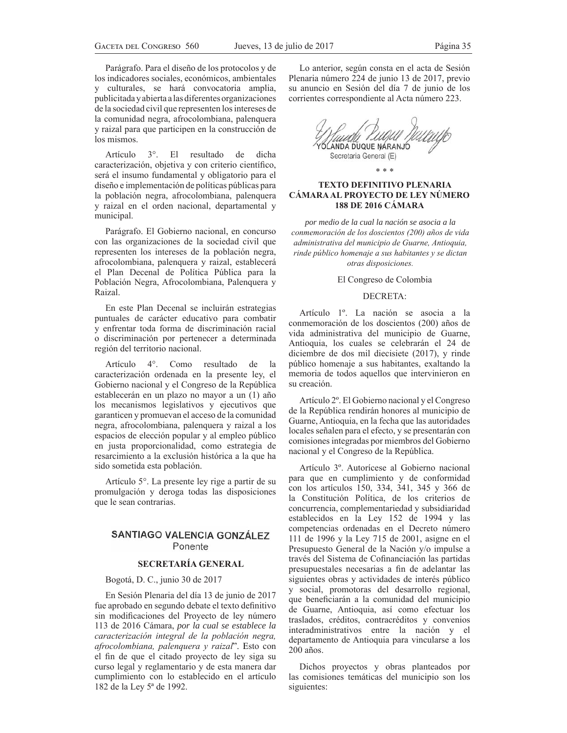Parágrafo. Para el diseño de los protocolos y de los indicadores sociales, económicos, ambientales y culturales, se hará convocatoria amplia, publicitada y abierta a las diferentes organizaciones de la sociedad civil que representen los intereses de la comunidad negra, afrocolombiana, palenquera y raizal para que participen en la construcción de los mismos.

Artículo 3°. El resultado de dicha caracterización, objetiva y con criterio científico, será el insumo fundamental y obligatorio para el diseño e implementación de políticas públicas para la población negra, afrocolombiana, palenquera y raizal en el orden nacional, departamental y municipal.

Parágrafo. El Gobierno nacional, en concurso con las organizaciones de la sociedad civil que representen los intereses de la población negra, afrocolombiana, palenquera y raizal, establecerá el Plan Decenal de Política Pública para la Población Negra, Afrocolombiana, Palenquera y Raizal.

En este Plan Decenal se incluirán estrategias puntuales de carácter educativo para combatir y enfrentar toda forma de discriminación racial o discriminación por pertenecer a determinada región del territorio nacional.

Artículo 4°. Como resultado de la caracterización ordenada en la presente ley, el Gobierno nacional y el Congreso de la República establecerán en un plazo no mayor a un (1) año los mecanismos legislativos y ejecutivos que garanticen y promuevan el acceso de la comunidad negra, afrocolombiana, palenquera y raizal a los espacios de elección popular y al empleo público en justa proporcionalidad, como estrategia de resarcimiento a la exclusión histórica a la que ha sido sometida esta población.

Artículo 5°. La presente ley rige a partir de su promulgación y deroga todas las disposiciones que le sean contrarias.

**SANTIAGO VALENCIA GONZÁLEZ**
Ponente

**SECRETARÍA GENERAL**

Bogotá, D. C., junio 30 de 2017

En Sesión Plenaria del día 13 de junio de 2017 fue aprobado en segundo debate el texto definitivo sin modificaciones del Proyecto de ley número 113 de 2016 Cámara, *por la cual se establece la caracterización integral de la población negra, afrocolombiana, palenquera y raizal*". Esto con el fin de que el citado proyecto de ley siga su curso legal y reglamentario y de esta manera dar cumplimiento con lo establecido en el artículo 182 de la Ley 5ª de 1992.

Lo anterior, según consta en el acta de Sesión Plenaria número 224 de junio 13 de 2017, previo su anuncio en Sesión del día 7 de junio de los corrientes correspondiente al Acta número 223.

YOLANDA DUQUE NARANJO
Secretaria General (E)

\* \* \*

## TEXTO DEFINITIVO PLENARIA CÁMARA AL PROYECTO DE LEY NÚMERO 188 DE 2016 CÁMARA

*por medio de la cual la nación se asocia a la conmemoración de los doscientos (200) años de vida administrativa del municipio de Guarne, Antioquia, rinde público homenaje a sus habitantes y se dictan otras disposiciones.*

El Congreso de Colombia

DECRETA:

Artículo 1º. La nación se asocia a la conmemoración de los doscientos (200) años de vida administrativa del municipio de Guarne, Antioquia, los cuales se celebrarán el 24 de diciembre de dos mil diecisiete (2017), y rinde público homenaje a sus habitantes, exaltando la memoria de todos aquellos que intervinieron en su creación.

Artículo 2º. El Gobierno nacional y el Congreso de la República rendirán honores al municipio de Guarne, Antioquia, en la fecha que las autoridades locales señalen para el efecto, y se presentarán con comisiones integradas por miembros del Gobierno nacional y el Congreso de la República.

Artículo 3º. Autorícese al Gobierno nacional para que en cumplimiento y de conformidad con los artículos 150, 334, 341, 345 y 366 de la Constitución Política, de los criterios de concurrencia, complementariedad y subsidiaridad establecidos en la Ley 152 de 1994 y las competencias ordenadas en el Decreto número 111 de 1996 y la Ley 715 de 2001, asigne en el Presupuesto General de la Nación y/o impulse a través del Sistema de Cofinanciación las partidas presupuestales necesarias a fin de adelantar las siguientes obras y actividades de interés público y social, promotoras del desarrollo regional, que beneficiarán a la comunidad del municipio de Guarne, Antioquia, así como efectuar los traslados, créditos, contracréditos y convenios interadministrativos entre la nación y el departamento de Antioquia para vincularse a los 200 años.

Dichos proyectos y obras planteados por las comisiones temáticas del municipio son los siguientes: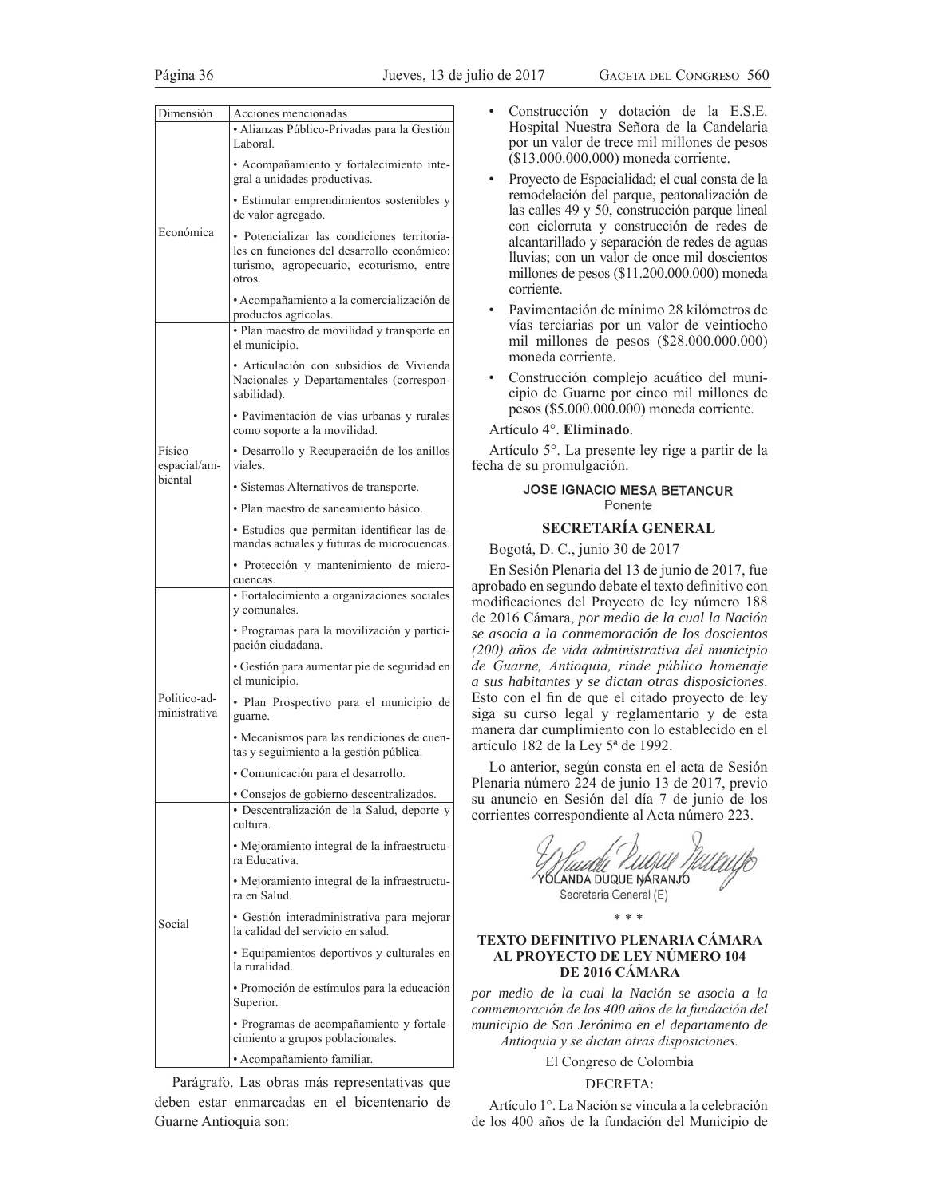| Dimensión | Acciones mencionadas |
|---|---|
| Económica | • Alianzas Público-Privadas para la Gestión Laboral. |
| | • Acompañamiento y fortalecimiento integral a unidades productivas. |
| | • Estimular emprendimientos sostenibles y de valor agregado. |
| | • Potencializar las condiciones territoriales en funciones del desarrollo económico: turismo, agropecuario, ecoturismo, entre otros. |
| | • Acompañamiento a la comercialización de productos agrícolas. |
| Físico espacial/ambiental | • Plan maestro de movilidad y transporte en el municipio. |
| | • Articulación con subsidios de Vivienda Nacionales y Departamentales (corresponsabilidad). |
| | • Pavimentación de vías urbanas y rurales como soporte a la movilidad. |
| | • Desarrollo y Recuperación de los anillos viales. |
| | • Sistemas Alternativos de transporte. |
| | • Plan maestro de saneamiento básico. |
| | • Estudios que permitan identificar las demandas actuales y futuras de microcuencas. |
| | • Protección y mantenimiento de microcuencas. |
| Político-administrativa | • Fortalecimiento a organizaciones sociales y comunales. |
| | • Programas para la movilización y participación ciudadana. |
| | • Gestión para aumentar pie de seguridad en el municipio. |
| | • Plan Prospectivo para el municipio de guarne. |
| | • Mecanismos para las rendiciones de cuentas y seguimiento a la gestión pública. |
| | • Comunicación para el desarrollo. |
| | • Consejos de gobierno descentralizados. |
| Social | • Descentralización de la Salud, deporte y cultura. |
| | • Mejoramiento integral de la infraestructura Educativa. |
| | • Mejoramiento integral de la infraestructura en Salud. |
| | • Gestión interadministrativa para mejorar la calidad del servicio en salud. |
| | • Equipamientos deportivos y culturales en la ruralidad. |
| | • Promoción de estímulos para la educación Superior. |
| | • Programas de acompañamiento y fortalecimiento a grupos poblacionales. |
| | • Acompañamiento familiar. |

Parágrafo. Las obras más representativas que deben estar enmarcadas en el bicentenario de Guarne Antioquia son:

- Construcción y dotación de la E.S.E. Hospital Nuestra Señora de la Candelaria por un valor de trece mil millones de pesos ($13.000.000.000) moneda corriente.
- Proyecto de Espacialidad; el cual consta de la remodelación del parque, peatonalización de las calles 49 y 50, construcción parque lineal con ciclorruta y construcción de redes de alcantarillado y separación de redes de aguas lluvias; con un valor de once mil doscientos millones de pesos ($11.200.000.000) moneda corriente.
- Pavimentación de mínimo 28 kilómetros de vías terciarias por un valor de veintiocho mil millones de pesos ($28.000.000.000) moneda corriente.
- Construcción complejo acuático del municipio de Guarne por cinco mil millones de pesos ($5.000.000.000) moneda corriente.

Artículo 4°. **Eliminado**.

Artículo 5°. La presente ley rige a partir de la fecha de su promulgación.

**JOSE IGNACIO MESA BETANCUR**
Ponente

## SECRETARÍA GENERAL

Bogotá, D. C., junio 30 de 2017

En Sesión Plenaria del 13 de junio de 2017, fue aprobado en segundo debate el texto definitivo con modificaciones del Proyecto de ley número 188 de 2016 Cámara, *por medio de la cual la Nación se asocia a la conmemoración de los doscientos (200) años de vida administrativa del municipio de Guarne, Antioquia, rinde público homenaje a sus habitantes y se dictan otras disposiciones*. Esto con el fin de que el citado proyecto de ley siga su curso legal y reglamentario y de esta manera dar cumplimiento con lo establecido en el artículo 182 de la Ley 5ª de 1992.

Lo anterior, según consta en el acta de Sesión Plenaria número 224 de junio 13 de 2017, previo su anuncio en Sesión del día 7 de junio de los corrientes correspondiente al Acta número 223.

YOLANDA DUQUE NARANJO
Secretaria General (E)

\* \* \*

## TEXTO DEFINITIVO PLENARIA CÁMARA AL PROYECTO DE LEY NÚMERO 104 DE 2016 CÁMARA

*por medio de la cual la Nación se asocia a la conmemoración de los 400 años de la fundación del municipio de San Jerónimo en el departamento de Antioquia y se dictan otras disposiciones.*

El Congreso de Colombia

DECRETA:

Artículo 1°. La Nación se vincula a la celebración de los 400 años de la fundación del Municipio de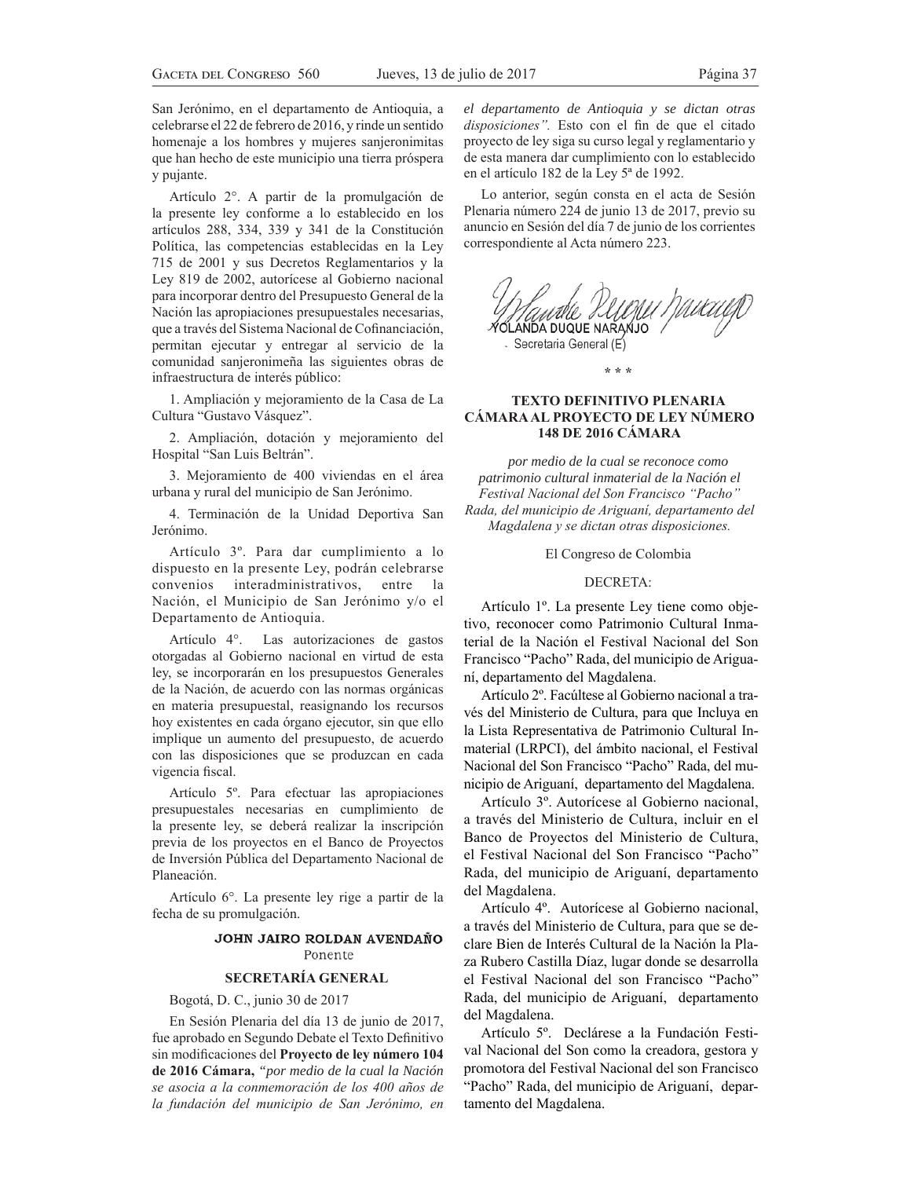San Jerónimo, en el departamento de Antioquia, a celebrarse el 22 de febrero de 2016, y rinde un sentido homenaje a los hombres y mujeres sanjeronimitas que han hecho de este municipio una tierra próspera y pujante.

Artículo 2°. A partir de la promulgación de la presente ley conforme a lo establecido en los artículos 288, 334, 339 y 341 de la Constitución Política, las competencias establecidas en la Ley 715 de 2001 y sus Decretos Reglamentarios y la Ley 819 de 2002, autorícese al Gobierno nacional para incorporar dentro del Presupuesto General de la Nación las apropiaciones presupuestales necesarias, que a través del Sistema Nacional de Cofinanciación, permitan ejecutar y entregar al servicio de la comunidad sanjeronimeña las siguientes obras de infraestructura de interés público:

1. Ampliación y mejoramiento de la Casa de La Cultura "Gustavo Vásquez".

2. Ampliación, dotación y mejoramiento del Hospital "San Luis Beltrán".

3. Mejoramiento de 400 viviendas en el área urbana y rural del municipio de San Jerónimo.

4. Terminación de la Unidad Deportiva San Jerónimo.

Artículo 3º. Para dar cumplimiento a lo dispuesto en la presente Ley, podrán celebrarse convenios interadministrativos, entre la Nación, el Municipio de San Jerónimo y/o el Departamento de Antioquia.

Artículo 4°. Las autorizaciones de gastos otorgadas al Gobierno nacional en virtud de esta ley, se incorporarán en los presupuestos Generales de la Nación, de acuerdo con las normas orgánicas en materia presupuestal, reasignando los recursos hoy existentes en cada órgano ejecutor, sin que ello implique un aumento del presupuesto, de acuerdo con las disposiciones que se produzcan en cada vigencia fiscal.

Artículo 5º. Para efectuar las apropiaciones presupuestales necesarias en cumplimiento de la presente ley, se deberá realizar la inscripción previa de los proyectos en el Banco de Proyectos de Inversión Pública del Departamento Nacional de Planeación.

Artículo 6°. La presente ley rige a partir de la fecha de su promulgación.

**JOHN JAIRO ROLDAN AVENDAÑO**
Ponente

**SECRETARÍA GENERAL**

Bogotá, D. C., junio 30 de 2017

En Sesión Plenaria del día 13 de junio de 2017, fue aprobado en Segundo Debate el Texto Definitivo sin modificaciones del **Proyecto de ley número 104 de 2016 Cámara,** *"por medio de la cual la Nación se asocia a la conmemoración de los 400 años de la fundación del municipio de San Jerónimo, en el departamento de Antioquia y se dictan otras disposiciones".* Esto con el fin de que el citado proyecto de ley siga su curso legal y reglamentario y de esta manera dar cumplimiento con lo establecido en el artículo 182 de la Ley 5ª de 1992.

Lo anterior, según consta en el acta de Sesión Plenaria número 224 de junio 13 de 2017, previo su anuncio en Sesión del día 7 de junio de los corrientes correspondiente al Acta número 223.

YOLANDA DUQUE NARANJO
Secretaria General (E)

\* \* \*

## TEXTO DEFINITIVO PLENARIA CÁMARA AL PROYECTO DE LEY NÚMERO 148 DE 2016 CÁMARA

*por medio de la cual se reconoce como patrimonio cultural inmaterial de la Nación el Festival Nacional del Son Francisco "Pacho" Rada, del municipio de Ariguaní, departamento del Magdalena y se dictan otras disposiciones.*

El Congreso de Colombia

DECRETA:

Artículo 1º. La presente Ley tiene como objetivo, reconocer como Patrimonio Cultural Inmaterial de la Nación el Festival Nacional del Son Francisco "Pacho" Rada, del municipio de Ariguaní, departamento del Magdalena.

Artículo 2º. Facúltese al Gobierno nacional a través del Ministerio de Cultura, para que Incluya en la Lista Representativa de Patrimonio Cultural Inmaterial (LRPCI), del ámbito nacional, el Festival Nacional del Son Francisco "Pacho" Rada, del municipio de Ariguaní, departamento del Magdalena.

Artículo 3º. Autorícese al Gobierno nacional, a través del Ministerio de Cultura, incluir en el Banco de Proyectos del Ministerio de Cultura, el Festival Nacional del Son Francisco "Pacho" Rada, del municipio de Ariguaní, departamento del Magdalena.

Artículo 4º. Autorícese al Gobierno nacional, a través del Ministerio de Cultura, para que se declare Bien de Interés Cultural de la Nación la Plaza Rubero Castilla Díaz, lugar donde se desarrolla el Festival Nacional del son Francisco "Pacho" Rada, del municipio de Ariguaní, departamento del Magdalena.

Artículo 5º. Declárese a la Fundación Festival Nacional del Son como la creadora, gestora y promotora del Festival Nacional del son Francisco "Pacho" Rada, del municipio de Ariguaní, departamento del Magdalena.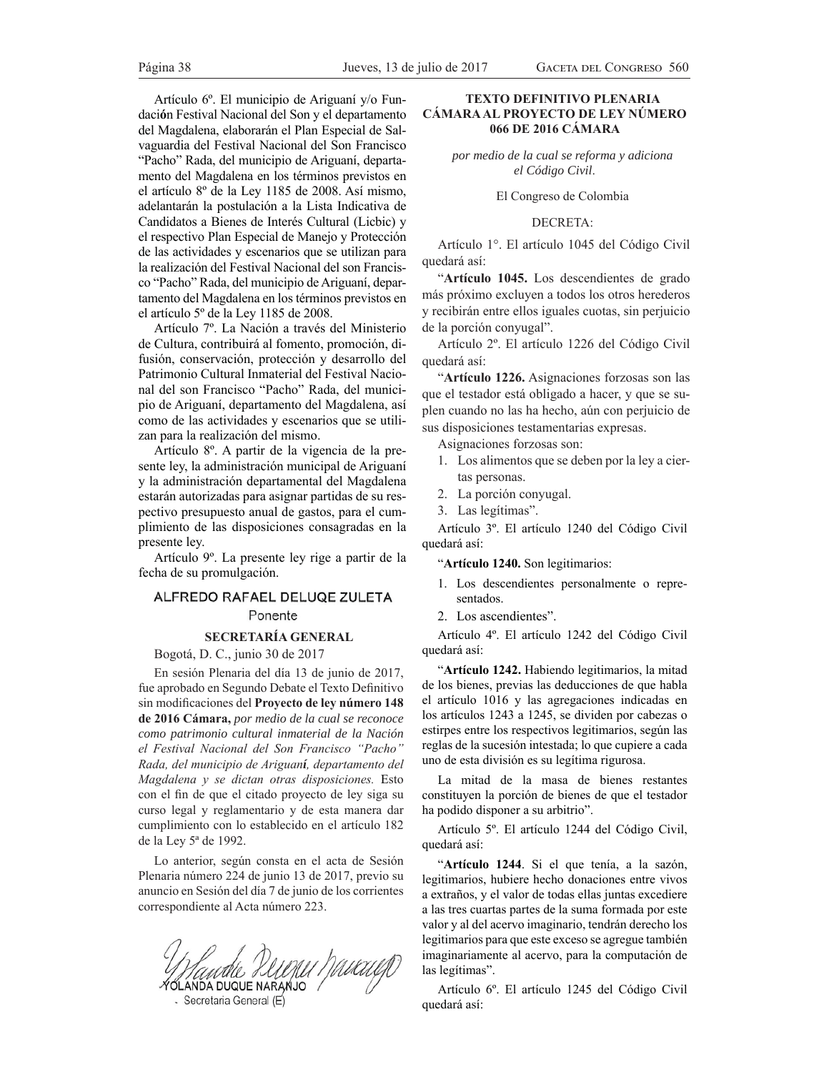Artículo 6º. El municipio de Ariguaní y/o Fundación Festival Nacional del Son y el departamento del Magdalena, elaborarán el Plan Especial de Salvaguardia del Festival Nacional del Son Francisco "Pacho" Rada, del municipio de Ariguaní, departamento del Magdalena en los términos previstos en el artículo 8º de la Ley 1185 de 2008. Así mismo, adelantarán la postulación a la Lista Indicativa de Candidatos a Bienes de Interés Cultural (Licbic) y el respectivo Plan Especial de Manejo y Protección de las actividades y escenarios que se utilizan para la realización del Festival Nacional del son Francisco "Pacho" Rada, del municipio de Ariguaní, departamento del Magdalena en los términos previstos en el artículo 5º de la Ley 1185 de 2008.

Artículo 7º. La Nación a través del Ministerio de Cultura, contribuirá al fomento, promoción, difusión, conservación, protección y desarrollo del Patrimonio Cultural Inmaterial del Festival Nacional del son Francisco "Pacho" Rada, del municipio de Ariguaní, departamento del Magdalena, así como de las actividades y escenarios que se utilizan para la realización del mismo.

Artículo 8º. A partir de la vigencia de la presente ley, la administración municipal de Ariguaní y la administración departamental del Magdalena estarán autorizadas para asignar partidas de su respectivo presupuesto anual de gastos, para el cumplimiento de las disposiciones consagradas en la presente ley.

Artículo 9º. La presente ley rige a partir de la fecha de su promulgación.

ALFREDO RAFAEL DELUQE ZULETA

Ponente

**SECRETARÍA GENERAL**

Bogotá, D. C., junio 30 de 2017

En sesión Plenaria del día 13 de junio de 2017, fue aprobado en Segundo Debate el Texto Definitivo sin modificaciones del **Proyecto de ley número 148 de 2016 Cámara,** *por medio de la cual se reconoce como patrimonio cultural inmaterial de la Nación el Festival Nacional del Son Francisco "Pacho" Rada, del municipio de Ariguaní, departamento del Magdalena y se dictan otras disposiciones.* Esto con el fin de que el citado proyecto de ley siga su curso legal y reglamentario y de esta manera dar cumplimiento con lo establecido en el artículo 182 de la Ley 5ª de 1992.

Lo anterior, según consta en el acta de Sesión Plenaria número 224 de junio 13 de 2017, previo su anuncio en Sesión del día 7 de junio de los corrientes correspondiente al Acta número 223.

YOLANDA DUQUE NARANJO

Secretaria General (E)

**TEXTO DEFINITIVO PLENARIA CÁMARA AL PROYECTO DE LEY NÚMERO 066 DE 2016 CÁMARA**

*por medio de la cual se reforma y adiciona el Código Civil.*

El Congreso de Colombia

DECRETA:

Artículo 1°. El artículo 1045 del Código Civil quedará así:

"**Artículo 1045.** Los descendientes de grado más próximo excluyen a todos los otros herederos y recibirán entre ellos iguales cuotas, sin perjuicio de la porción conyugal".

Artículo 2º. El artículo 1226 del Código Civil quedará así:

"**Artículo 1226.** Asignaciones forzosas son las que el testador está obligado a hacer, y que se suplen cuando no las ha hecho, aún con perjuicio de sus disposiciones testamentarias expresas.

Asignaciones forzosas son:

1. Los alimentos que se deben por la ley a ciertas personas.
2. La porción conyugal.
3. Las legítimas".

Artículo 3º. El artículo 1240 del Código Civil quedará así:

"**Artículo 1240.** Son legitimarios:

1. Los descendientes personalmente o representados.
2. Los ascendientes".

Artículo 4º. El artículo 1242 del Código Civil quedará así:

"**Artículo 1242.** Habiendo legitimarios, la mitad de los bienes, previas las deducciones de que habla el artículo 1016 y las agregaciones indicadas en los artículos 1243 a 1245, se dividen por cabezas o estirpes entre los respectivos legitimarios, según las reglas de la sucesión intestada; lo que cupiere a cada uno de esta división es su legítima rigurosa.

La mitad de la masa de bienes restantes constituyen la porción de bienes de que el testador ha podido disponer a su arbitrio".

Artículo 5º. El artículo 1244 del Código Civil, quedará así:

"**Artículo 1244**. Si el que tenía, a la sazón, legitimarios, hubiere hecho donaciones entre vivos a extraños, y el valor de todas ellas juntas excediere a las tres cuartas partes de la suma formada por este valor y al del acervo imaginario, tendrán derecho los legitimarios para que este exceso se agregue también imaginariamente al acervo, para la computación de las legítimas".

Artículo 6º. El artículo 1245 del Código Civil quedará así: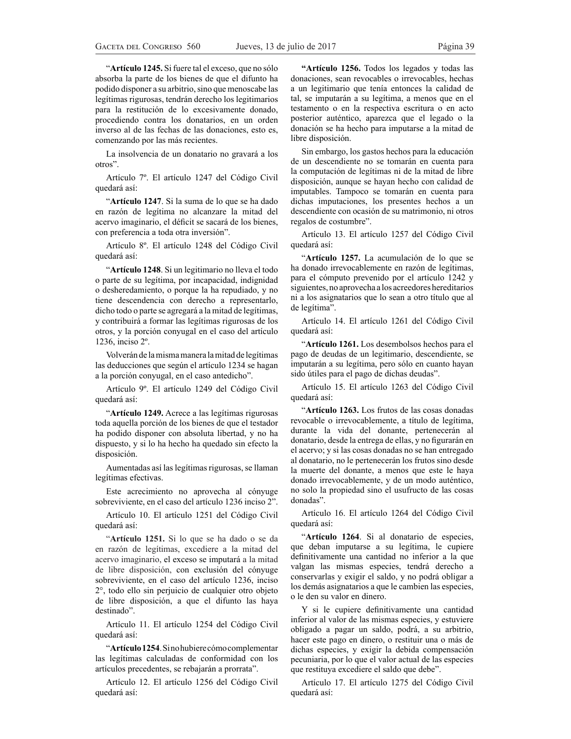"**Artículo 1245.** Si fuere tal el exceso, que no sólo absorba la parte de los bienes de que el difunto ha podido disponer a su arbitrio, sino que menoscabe las legítimas rigurosas, tendrán derecho los legitimarios para la restitución de lo excesivamente donado, procediendo contra los donatarios, en un orden inverso al de las fechas de las donaciones, esto es, comenzando por las más recientes.

La insolvencia de un donatario no gravará a los otros".

Artículo 7º. El artículo 1247 del Código Civil quedará así:

"**Artículo 1247**. Si la suma de lo que se ha dado en razón de legítima no alcanzare la mitad del acervo imaginario, el déficit se sacará de los bienes, con preferencia a toda otra inversión".

Artículo 8º. El artículo 1248 del Código Civil quedará así:

"**Artículo 1248**. Si un legitimario no lleva el todo o parte de su legítima, por incapacidad, indignidad o desheredamiento, o porque la ha repudiado, y no tiene descendencia con derecho a representarlo, dicho todo o parte se agregará a la mitad de legítimas, y contribuirá a formar las legítimas rigurosas de los otros, y la porción conyugal en el caso del artículo 1236, inciso 2º.

Volverán de la misma manera la mitad de legítimas las deducciones que según el artículo 1234 se hagan a la porción conyugal, en el caso antedicho".

Artículo 9º. El artículo 1249 del Código Civil quedará así:

"**Artículo 1249.** Acrece a las legítimas rigurosas toda aquella porción de los bienes de que el testador ha podido disponer con absoluta libertad, y no ha dispuesto, y si lo ha hecho ha quedado sin efecto la disposición.

Aumentadas así las legítimas rigurosas, se llaman legítimas efectivas.

Este acrecimiento no aprovecha al cónyuge sobreviviente, en el caso del artículo 1236 inciso 2".

Artículo 10. El artículo 1251 del Código Civil quedará así:

"**Artículo 1251.** Si lo que se ha dado o se da en razón de legítimas, excediere a la mitad del acervo imaginario, el exceso se imputará a la mitad de libre disposición, con exclusión del cónyuge sobreviviente, en el caso del artículo 1236, inciso 2°, todo ello sin perjuicio de cualquier otro objeto de libre disposición, a que el difunto las haya destinado".

Artículo 11. El artículo 1254 del Código Civil quedará así:

"**Artículo 1254**. Si no hubiere cómo complementar las legítimas calculadas de conformidad con los artículos precedentes, se rebajarán a prorrata".

Artículo 12. El artículo 1256 del Código Civil quedará así:

"**Artículo 1256.** Todos los legados y todas las donaciones, sean revocables o irrevocables, hechas a un legitimario que tenía entonces la calidad de tal, se imputarán a su legítima, a menos que en el testamento o en la respectiva escritura o en acto posterior auténtico, aparezca que el legado o la donación se ha hecho para imputarse a la mitad de libre disposición.

Sin embargo, los gastos hechos para la educación de un descendiente no se tomarán en cuenta para la computación de legítimas ni de la mitad de libre disposición, aunque se hayan hecho con calidad de imputables. Tampoco se tomarán en cuenta para dichas imputaciones, los presentes hechos a un descendiente con ocasión de su matrimonio, ni otros regalos de costumbre".

Artículo 13. El artículo 1257 del Código Civil quedará así:

"**Artículo 1257.** La acumulación de lo que se ha donado irrevocablemente en razón de legítimas, para el cómputo prevenido por el artículo 1242 y siguientes, no aprovecha a los acreedores hereditarios ni a los asignatarios que lo sean a otro título que al de legítima".

Artículo 14. El artículo 1261 del Código Civil quedará así:

"**Artículo 1261.** Los desembolsos hechos para el pago de deudas de un legitimario, descendiente, se imputarán a su legítima, pero sólo en cuanto hayan sido útiles para el pago de dichas deudas".

Artículo 15. El artículo 1263 del Código Civil quedará así:

"**Artículo 1263.** Los frutos de las cosas donadas revocable o irrevocablemente, a título de legítima, durante la vida del donante, pertenecerán al donatario, desde la entrega de ellas, y no figurarán en el acervo; y si las cosas donadas no se han entregado al donatario, no le pertenecerán los frutos sino desde la muerte del donante, a menos que este le haya donado irrevocablemente, y de un modo auténtico, no solo la propiedad sino el usufructo de las cosas donadas".

Artículo 16. El artículo 1264 del Código Civil quedará así:

"**Artículo 1264**. Si al donatario de especies, que deban imputarse a su legítima, le cupiere definitivamente una cantidad no inferior a la que valgan las mismas especies, tendrá derecho a conservarlas y exigir el saldo, y no podrá obligar a los demás asignatarios a que le cambien las especies, o le den su valor en dinero.

Y si le cupiere definitivamente una cantidad inferior al valor de las mismas especies, y estuviere obligado a pagar un saldo, podrá, a su arbitrio, hacer este pago en dinero, o restituir una o más de dichas especies, y exigir la debida compensación pecuniaria, por lo que el valor actual de las especies que restituya excediere el saldo que debe".

Artículo 17. El artículo 1275 del Código Civil quedará así: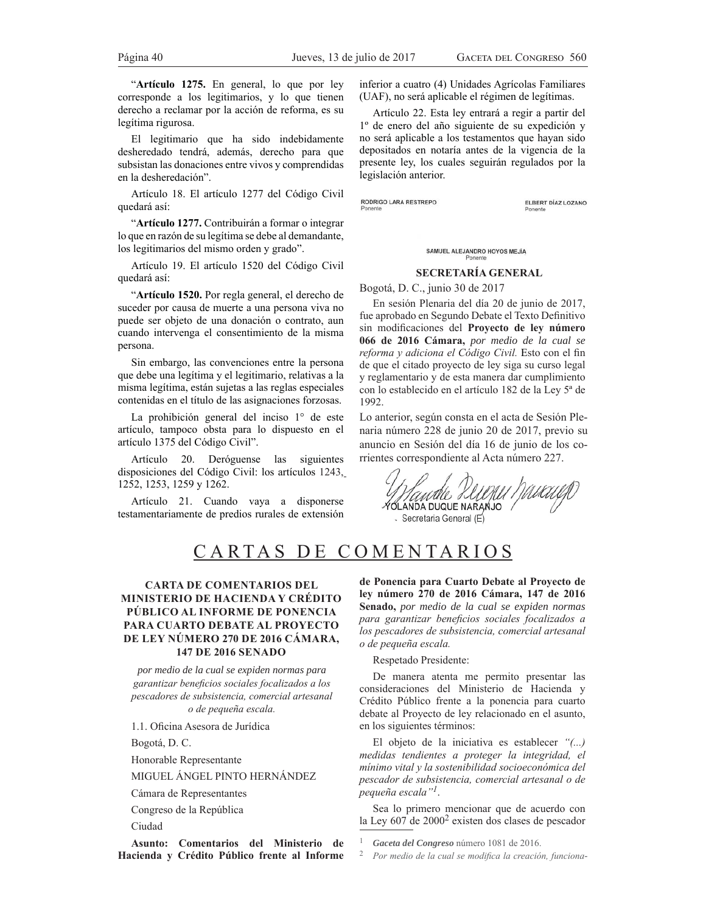"**Artículo 1275.** En general, lo que por ley corresponde a los legitimarios, y lo que tienen derecho a reclamar por la acción de reforma, es su legítima rigurosa.

El legitimario que ha sido indebidamente desheredado tendrá, además, derecho para que subsistan las donaciones entre vivos y comprendidas en la desheredación".

Artículo 18. El artículo 1277 del Código Civil quedará así:

"**Artículo 1277.** Contribuirán a formar o integrar lo que en razón de su legítima se debe al demandante, los legitimarios del mismo orden y grado".

Artículo 19. El artículo 1520 del Código Civil quedará así:

"**Artículo 1520.** Por regla general, el derecho de suceder por causa de muerte a una persona viva no puede ser objeto de una donación o contrato, aun cuando intervenga el consentimiento de la misma persona.

Sin embargo, las convenciones entre la persona que debe una legítima y el legitimario, relativas a la misma legítima, están sujetas a las reglas especiales contenidas en el título de las asignaciones forzosas.

La prohibición general del inciso 1° de este artículo, tampoco obsta para lo dispuesto en el artículo 1375 del Código Civil".

Artículo 20. Deróguense las siguientes disposiciones del Código Civil: los artículos 1243, 1252, 1253, 1259 y 1262.

Artículo 21. Cuando vaya a disponerse testamentariamente de predios rurales de extensión inferior a cuatro (4) Unidades Agrícolas Familiares (UAF), no será aplicable el régimen de legítimas.

Artículo 22. Esta ley entrará a regir a partir del 1º de enero del año siguiente de su expedición y no será aplicable a los testamentos que hayan sido depositados en notaría antes de la vigencia de la presente ley, los cuales seguirán regulados por la legislación anterior.

RODRIGO LARA RESTREPO
Ponente

ELBERT DÍAZ LOZANO
Ponente

SAMUEL ALEJANDRO HOYOS MEJÍA
Ponente

**SECRETARÍA GENERAL**

Bogotá, D. C., junio 30 de 2017

En sesión Plenaria del día 20 de junio de 2017, fue aprobado en Segundo Debate el Texto Definitivo sin modificaciones del **Proyecto de ley número 066 de 2016 Cámara,** *por medio de la cual se reforma y adiciona el Código Civil.* Esto con el fin de que el citado proyecto de ley siga su curso legal y reglamentario y de esta manera dar cumplimiento con lo establecido en el artículo 182 de la Ley 5ª de 1992.

Lo anterior, según consta en el acta de Sesión Plenaria número 228 de junio 20 de 2017, previo su anuncio en Sesión del día 16 de junio de los corrientes correspondiente al Acta número 227.

YOLANDA DUQUE NARANJO
Secretaria General (E)

# CARTAS DE COMENTARIOS

## CARTA DE COMENTARIOS DEL MINISTERIO DE HACIENDA Y CRÉDITO PÚBLICO AL INFORME DE PONENCIA PARA CUARTO DEBATE AL PROYECTO DE LEY NÚMERO 270 DE 2016 CÁMARA, 147 DE 2016 SENADO

*por medio de la cual se expiden normas para garantizar beneficios sociales focalizados a los pescadores de subsistencia, comercial artesanal o de pequeña escala.*

1.1. Oficina Asesora de Jurídica

Bogotá, D. C.

Honorable Representante

MIGUEL ÁNGEL PINTO HERNÁNDEZ

Cámara de Representantes

Congreso de la República

Ciudad

**Asunto: Comentarios del Ministerio de Hacienda y Crédito Público frente al Informe de Ponencia para Cuarto Debate al Proyecto de ley número 270 de 2016 Cámara, 147 de 2016 Senado,** *por medio de la cual se expiden normas para garantizar beneficios sociales focalizados a los pescadores de subsistencia, comercial artesanal o de pequeña escala.*

Respetado Presidente:

De manera atenta me permito presentar las consideraciones del Ministerio de Hacienda y Crédito Público frente a la ponencia para cuarto debate al Proyecto de ley relacionado en el asunto, en los siguientes términos:

El objeto de la iniciativa es establecer *"(...) medidas tendientes a proteger la integridad, el mínimo vital y la sostenibilidad socioeconómica del pescador de subsistencia, comercial artesanal o de pequeña escala"*[1].

Sea lo primero mencionar que de acuerdo con la Ley 607 de 2000[2] existen dos clases de pescador

[1] ***Gaceta del Congreso*** número 1081 de 2016.

[2] *Por medio de la cual se modifica la creación, funciona-*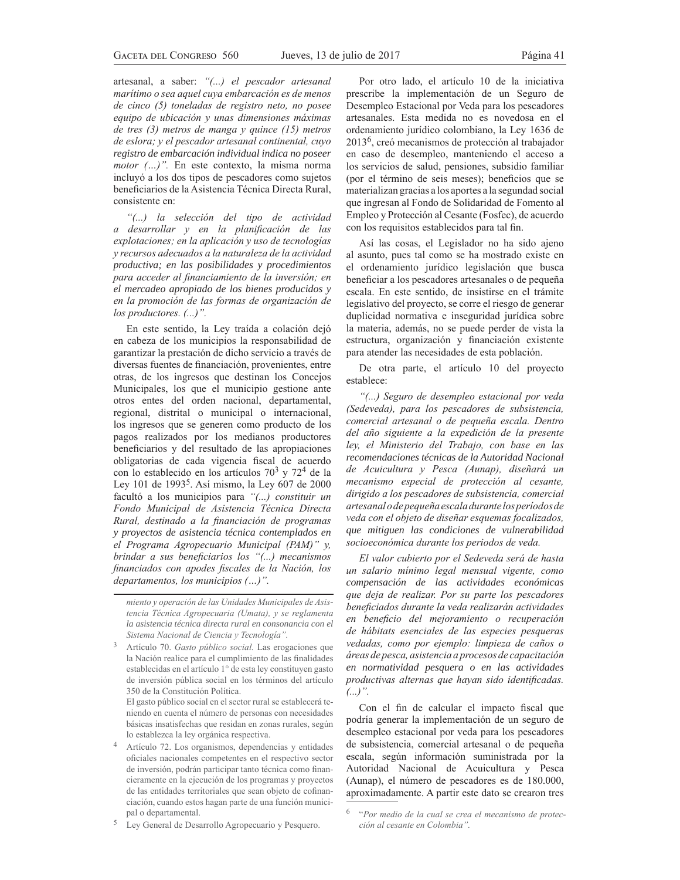artesanal, a saber: *"(...) el pescador artesanal marítimo o sea aquel cuya embarcación es de menos de cinco (5) toneladas de registro neto, no posee equipo de ubicación y unas dimensiones máximas de tres (3) metros de manga y quince (15) metros de eslora; y el pescador artesanal continental, cuyo registro de embarcación individual indica no poseer motor (…)".* En este contexto, la misma norma incluyó a los dos tipos de pescadores como sujetos beneficiarios de la Asistencia Técnica Directa Rural, consistente en:

*"(...) la selección del tipo de actividad a desarrollar y en la planificación de las explotaciones; en la aplicación y uso de tecnologías y recursos adecuados a la naturaleza de la actividad productiva; en las posibilidades y procedimientos para acceder al financiamiento de la inversión; en el mercadeo apropiado de los bienes producidos y en la promoción de las formas de organización de los productores. (...)".*

En este sentido, la Ley traída a colación dejó en cabeza de los municipios la responsabilidad de garantizar la prestación de dicho servicio a través de diversas fuentes de financiación, provenientes, entre otras, de los ingresos que destinan los Concejos Municipales, los que el municipio gestione ante otros entes del orden nacional, departamental, regional, distrital o municipal o internacional, los ingresos que se generen como producto de los pagos realizados por los medianos productores beneficiarios y del resultado de las apropiaciones obligatorias de cada vigencia fiscal de acuerdo con lo establecido en los artículos 70[3] y 72[4] de la Ley 101 de 1993[5]. Así mismo, la Ley 607 de 2000 facultó a los municipios para *"(...) constituir un Fondo Municipal de Asistencia Técnica Directa Rural, destinado a la financiación de programas y proyectos de asistencia técnica contemplados en el Programa Agropecuario Municipal (PAM)" y, brindar a sus beneficiarios los "(...) mecanismos financiados con apodes fiscales de la Nación, los departamentos, los municipios (…)".*

Por otro lado, el artículo 10 de la iniciativa prescribe la implementación de un Seguro de Desempleo Estacional por Veda para los pescadores artesanales. Esta medida no es novedosa en el ordenamiento jurídico colombiano, la Ley 1636 de 2013[6], creó mecanismos de protección al trabajador en caso de desempleo, manteniendo el acceso a los servicios de salud, pensiones, subsidio familiar (por el término de seis meses); beneficios que se materializan gracias a los aportes a la segundad social que ingresan al Fondo de Solidaridad de Fomento al Empleo y Protección al Cesante (Fosfec), de acuerdo con los requisitos establecidos para tal fin.

Así las cosas, el Legislador no ha sido ajeno al asunto, pues tal como se ha mostrado existe en el ordenamiento jurídico legislación que busca beneficiar a los pescadores artesanales o de pequeña escala. En este sentido, de insistirse en el trámite legislativo del proyecto, se corre el riesgo de generar duplicidad normativa e inseguridad jurídica sobre la materia, además, no se puede perder de vista la estructura, organización y financiación existente para atender las necesidades de esta población.

De otra parte, el artículo 10 del proyecto establece:

*"(...) Seguro de desempleo estacional por veda (Sedeveda), para los pescadores de subsistencia, comercial artesanal o de pequeña escala. Dentro del año siguiente a la expedición de la presente ley, el Ministerio del Trabajo, con base en las recomendaciones técnicas de la Autoridad Nacional de Acuicultura y Pesca (Aunap), diseñará un mecanismo especial de protección al cesante, dirigido a los pescadores de subsistencia, comercial artesanal o de pequeña escala durante los períodos de veda con el objeto de diseñar esquemas focalizados, que mitiguen las condiciones de vulnerabilidad socioeconómica durante los periodos de veda.*

*El valor cubierto por el Sedeveda será de hasta un salario mínimo legal mensual vigente, como compensación de las actividades económicas que deja de realizar. Por su parte los pescadores beneficiados durante la veda realizarán actividades en beneficio del mejoramiento o recuperación de hábitats esenciales de las especies pesqueras vedadas, como por ejemplo: limpieza de caños o áreas de pesca, asistencia a procesos de capacitación en normatividad pesquera o en las actividades productivas alternas que hayan sido identificadas. (...)".*

Con el fin de calcular el impacto fiscal que podría generar la implementación de un seguro de desempleo estacional por veda para los pescadores de subsistencia, comercial artesanal o de pequeña escala, según información suministrada por la Autoridad Nacional de Acuicultura y Pesca (Aunap), el número de pescadores es de 180.000, aproximadamente. A partir este dato se crearon tres

---

*miento y operación de las Unidades Municipales de Asistencia Técnica Agropecuaria (Umata), y se reglamenta la asistencia técnica directa rural en consonancia con el Sistema Nacional de Ciencia y Tecnología".*

[3] Artículo 70. *Gasto público social.* Las erogaciones que la Nación realice para el cumplimiento de las finalidades establecidas en el artículo 1° de esta ley constituyen gasto de inversión pública social en los términos del artículo 350 de la Constitución Política.
El gasto público social en el sector rural se establecerá teniendo en cuenta el número de personas con necesidades básicas insatisfechas que residan en zonas rurales, según lo establezca la ley orgánica respectiva.

[4] Artículo 72. Los organismos, dependencias y entidades oficiales nacionales competentes en el respectivo sector de inversión, podrán participar tanto técnica como financieramente en la ejecución de los programas y proyectos de las entidades territoriales que sean objeto de cofinanciación, cuando estos hagan parte de una función municipal o departamental.

[5] Ley General de Desarrollo Agropecuario y Pesquero.

[6] "*Por medio de la cual se crea el mecanismo de protección al cesante en Colombia".*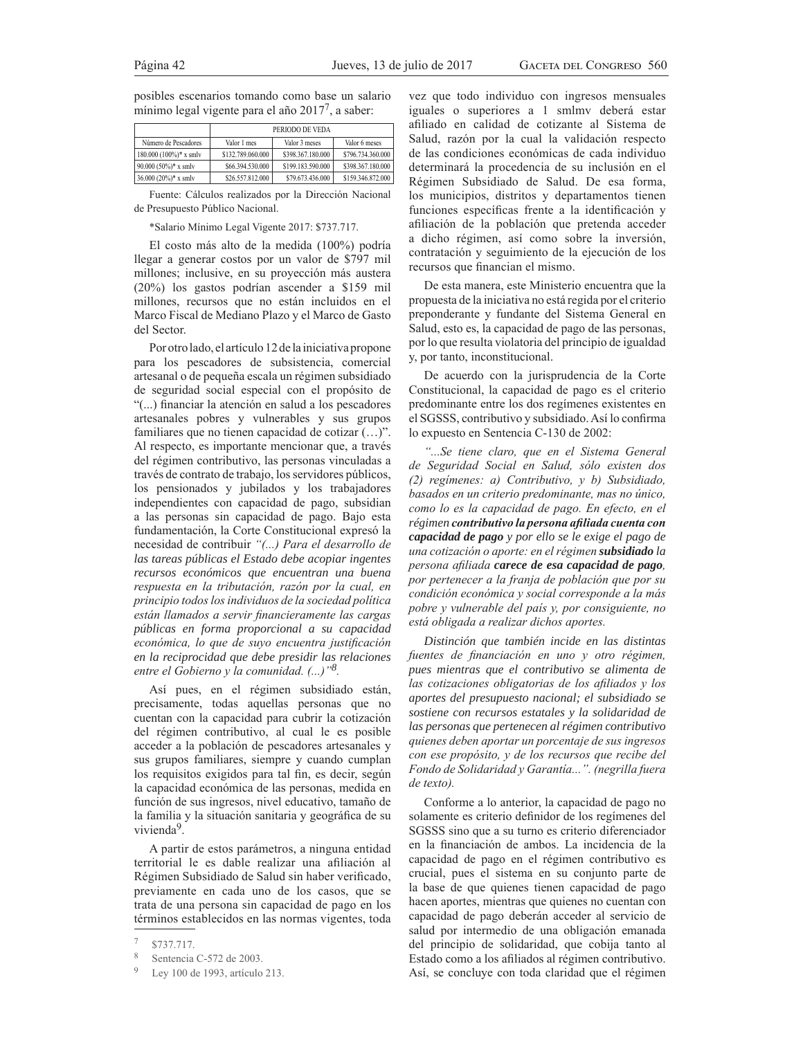posibles escenarios tomando como base un salario mínimo legal vigente para el año 2017[7], a saber:

| | PERIODO DE VEDA | | |
|---|---|---|---|
| Número de Pescadores | Valor 1 mes | Valor 3 meses | Valor 6 meses |
| 180.000 (100%)* x smlv | $132.789.060.000 | $398.367.180.000 | $796.734.360.000 |
| 90.000 (50%)* x smlv | $66.394.530.000 | $199.183.590.000 | $398.367.180.000 |
| 36.000 (20%)* x smlv | $26.557.812.000 | $79.673.436.000 | $159.346.872.000 |

Fuente: Cálculos realizados por la Dirección Nacional de Presupuesto Público Nacional.

*Salario Mínimo Legal Vigente 2017: $737.717.

El costo más alto de la medida (100%) podría llegar a generar costos por un valor de $797 mil millones; inclusive, en su proyección más austera (20%) los gastos podrían ascender a $159 mil millones, recursos que no están incluidos en el Marco Fiscal de Mediano Plazo y el Marco de Gasto del Sector.

Por otro lado, el artículo 12 de la iniciativa propone para los pescadores de subsistencia, comercial artesanal o de pequeña escala un régimen subsidiado de seguridad social especial con el propósito de "(...) financiar la atención en salud a los pescadores artesanales pobres y vulnerables y sus grupos familiares que no tienen capacidad de cotizar (…)". Al respecto, es importante mencionar que, a través del régimen contributivo, las personas vinculadas a través de contrato de trabajo, los servidores públicos, los pensionados y jubilados y los trabajadores independientes con capacidad de pago, subsidian a las personas sin capacidad de pago. Bajo esta fundamentación, la Corte Constitucional expresó la necesidad de contribuir *"(...) Para el desarrollo de las tareas públicas el Estado debe acopiar ingentes recursos económicos que encuentran una buena respuesta en la tributación, razón por la cual, en principio todos los individuos de la sociedad política están llamados a servir financieramente las cargas públicas en forma proporcional a su capacidad económica, lo que de suyo encuentra justificación en la reciprocidad que debe presidir las relaciones entre el Gobierno y la comunidad. (...)"*[8].

Así pues, en el régimen subsidiado están, precisamente, todas aquellas personas que no cuentan con la capacidad para cubrir la cotización del régimen contributivo, al cual le es posible acceder a la población de pescadores artesanales y sus grupos familiares, siempre y cuando cumplan los requisitos exigidos para tal fin, es decir, según la capacidad económica de las personas, medida en función de sus ingresos, nivel educativo, tamaño de la familia y la situación sanitaria y geográfica de su vivienda[9].

A partir de estos parámetros, a ninguna entidad territorial le es dable realizar una afiliación al Régimen Subsidiado de Salud sin haber verificado, previamente en cada uno de los casos, que se trata de una persona sin capacidad de pago en los términos establecidos en las normas vigentes, toda vez que todo individuo con ingresos mensuales iguales o superiores a 1 smlmv deberá estar afiliado en calidad de cotizante al Sistema de Salud, razón por la cual la validación respecto de las condiciones económicas de cada individuo determinará la procedencia de su inclusión en el Régimen Subsidiado de Salud. De esa forma, los municipios, distritos y departamentos tienen funciones específicas frente a la identificación y afiliación de la población que pretenda acceder a dicho régimen, así como sobre la inversión, contratación y seguimiento de la ejecución de los recursos que financian el mismo.

De esta manera, este Ministerio encuentra que la propuesta de la iniciativa no está regida por el criterio preponderante y fundante del Sistema General en Salud, esto es, la capacidad de pago de las personas, por lo que resulta violatoria del principio de igualdad y, por tanto, inconstitucional.

De acuerdo con la jurisprudencia de la Corte Constitucional, la capacidad de pago es el criterio predominante entre los dos regímenes existentes en el SGSSS, contributivo y subsidiado. Así lo confirma lo expuesto en Sentencia C-130 de 2002:

*"...Se tiene claro, que en el Sistema General de Seguridad Social en Salud, sólo existen dos (2) regímenes: a) Contributivo, y b) Subsidiado, basados en un criterio predominante, mas no único, como lo es la capacidad de pago. En efecto, en el régimen* ***contributivo la persona afiliada cuenta con capacidad de pago*** *y por ello se le exige el pago de una cotización o aporte: en el régimen* ***subsidiado*** *la persona afiliada* ***carece de esa capacidad de pago****, por pertenecer a la franja de población que por su condición económica y social corresponde a la más pobre y vulnerable del país y, por consiguiente, no está obligada a realizar dichos aportes.*

*Distinción que también incide en las distintas fuentes de financiación en uno y otro régimen, pues mientras que el contributivo se alimenta de las cotizaciones obligatorias de los afiliados y los aportes del presupuesto nacional; el subsidiado se sostiene con recursos estatales y la solidaridad de las personas que pertenecen al régimen contributivo quienes deben aportar un porcentaje de sus ingresos con ese propósito, y de los recursos que recibe del Fondo de Solidaridad y Garantía...". (negrilla fuera de texto).*

Conforme a lo anterior, la capacidad de pago no solamente es criterio definidor de los regímenes del SGSSS sino que a su turno es criterio diferenciador en la financiación de ambos. La incidencia de la capacidad de pago en el régimen contributivo es crucial, pues el sistema en su conjunto parte de la base de que quienes tienen capacidad de pago hacen aportes, mientras que quienes no cuentan con capacidad de pago deberán acceder al servicio de salud por intermedio de una obligación emanada del principio de solidaridad, que cobija tanto al Estado como a los afiliados al régimen contributivo. Así, se concluye con toda claridad que el régimen

---

[7] $737.717.

[8] Sentencia C-572 de 2003.

[9] Ley 100 de 1993, artículo 213.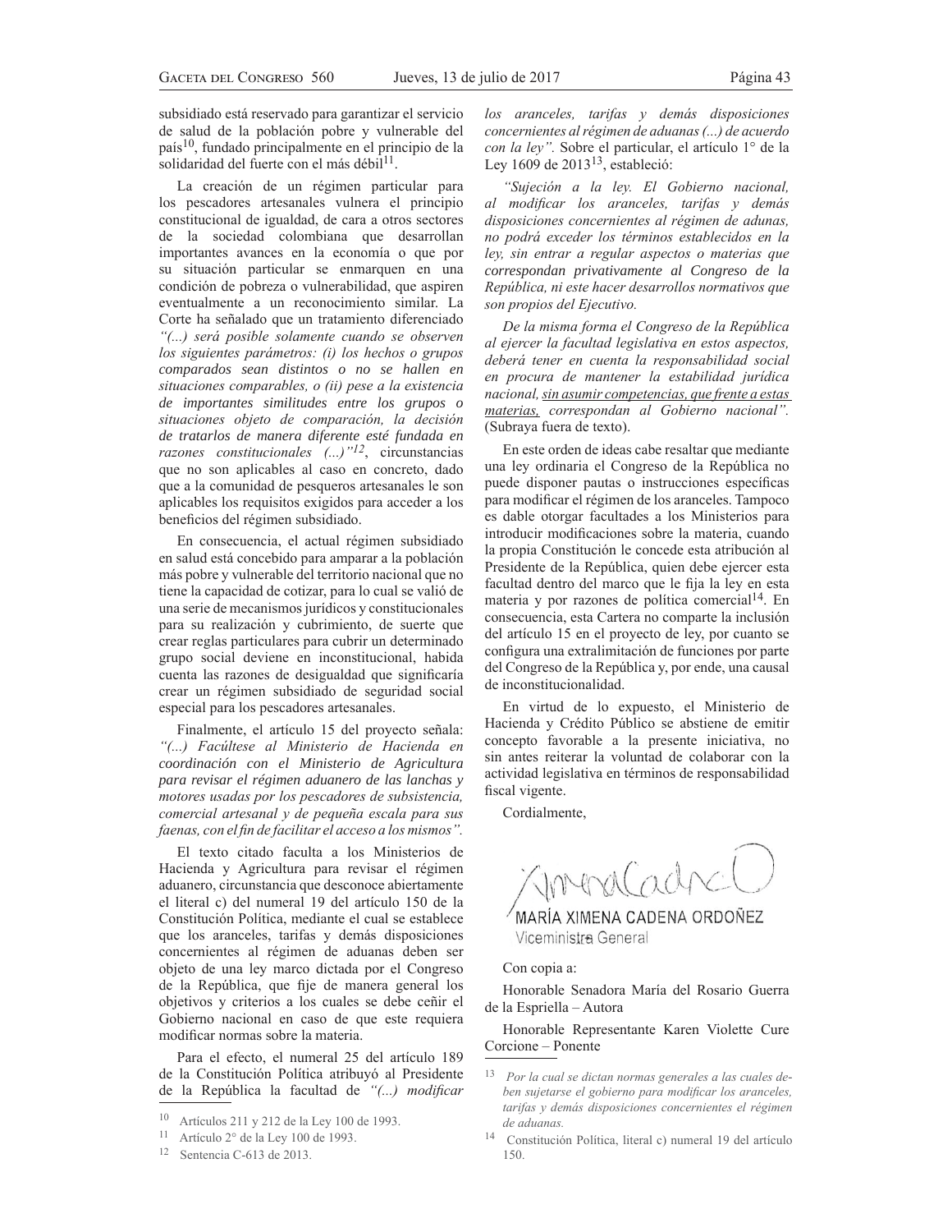subsidiado está reservado para garantizar el servicio de salud de la población pobre y vulnerable del país[10], fundado principalmente en el principio de la solidaridad del fuerte con el más débil[11].

La creación de un régimen particular para los pescadores artesanales vulnera el principio constitucional de igualdad, de cara a otros sectores de la sociedad colombiana que desarrollan importantes avances en la economía o que por su situación particular se enmarquen en una condición de pobreza o vulnerabilidad, que aspiren eventualmente a un reconocimiento similar. La Corte ha señalado que un tratamiento diferenciado *"(...) será posible solamente cuando se observen los siguientes parámetros: (i) los hechos o grupos comparados sean distintos o no se hallen en situaciones comparables, o (ii) pese a la existencia de importantes similitudes entre los grupos o situaciones objeto de comparación, la decisión de tratarlos de manera diferente esté fundada en razones constitucionales (...)"*[12], circunstancias que no son aplicables al caso en concreto, dado que a la comunidad de pesqueros artesanales le son aplicables los requisitos exigidos para acceder a los beneficios del régimen subsidiado.

En consecuencia, el actual régimen subsidiado en salud está concebido para amparar a la población más pobre y vulnerable del territorio nacional que no tiene la capacidad de cotizar, para lo cual se valió de una serie de mecanismos jurídicos y constitucionales para su realización y cubrimiento, de suerte que crear reglas particulares para cubrir un determinado grupo social deviene en inconstitucional, habida cuenta las razones de desigualdad que significaría crear un régimen subsidiado de seguridad social especial para los pescadores artesanales.

Finalmente, el artículo 15 del proyecto señala: *"(...) Facúltese al Ministerio de Hacienda en coordinación con el Ministerio de Agricultura para revisar el régimen aduanero de las lanchas y motores usadas por los pescadores de subsistencia, comercial artesanal y de pequeña escala para sus faenas, con el fin de facilitar el acceso a los mismos".*

El texto citado faculta a los Ministerios de Hacienda y Agricultura para revisar el régimen aduanero, circunstancia que desconoce abiertamente el literal c) del numeral 19 del artículo 150 de la Constitución Política, mediante el cual se establece que los aranceles, tarifas y demás disposiciones concernientes al régimen de aduanas deben ser objeto de una ley marco dictada por el Congreso de la República, que fije de manera general los objetivos y criterios a los cuales se debe ceñir el Gobierno nacional en caso de que este requiera modificar normas sobre la materia.

Para el efecto, el numeral 25 del artículo 189 de la Constitución Política atribuyó al Presidente de la República la facultad de *"(...) modificar los aranceles, tarifas y demás disposiciones concernientes al régimen de aduanas (...) de acuerdo con la ley".* Sobre el particular, el artículo 1° de la Ley 1609 de 2013[13], estableció:

*"Sujeción a la ley. El Gobierno nacional, al modificar los aranceles, tarifas y demás disposiciones concernientes al régimen de adunas, no podrá exceder los términos establecidos en la ley, sin entrar a regular aspectos o materias que correspondan privativamente al Congreso de la República, ni este hacer desarrollos normativos que son propios del Ejecutivo.*

*De la misma forma el Congreso de la República al ejercer la facultad legislativa en estos aspectos, deberá tener en cuenta la responsabilidad social en procura de mantener la estabilidad jurídica nacional, <u>sin asumir competencias, que frente a estas materias,</u> correspondan al Gobierno nacional".* (Subraya fuera de texto).

En este orden de ideas cabe resaltar que mediante una ley ordinaria el Congreso de la República no puede disponer pautas o instrucciones específicas para modificar el régimen de los aranceles. Tampoco es dable otorgar facultades a los Ministerios para introducir modificaciones sobre la materia, cuando la propia Constitución le concede esta atribución al Presidente de la República, quien debe ejercer esta facultad dentro del marco que le fija la ley en esta materia y por razones de política comercial[14]. En consecuencia, esta Cartera no comparte la inclusión del artículo 15 en el proyecto de ley, por cuanto se configura una extralimitación de funciones por parte del Congreso de la República y, por ende, una causal de inconstitucionalidad.

En virtud de lo expuesto, el Ministerio de Hacienda y Crédito Público se abstiene de emitir concepto favorable a la presente iniciativa, no sin antes reiterar la voluntad de colaborar con la actividad legislativa en términos de responsabilidad fiscal vigente.

Cordialmente,

MARÍA XIMENA CADENA ORDOÑEZ
Viceministra General

Con copia a:

Honorable Senadora María del Rosario Guerra de la Espriella – Autora

Honorable Representante Karen Violette Cure Corcione – Ponente

---

[10] Artículos 211 y 212 de la Ley 100 de 1993.

[11] Artículo 2° de la Ley 100 de 1993.

[12] Sentencia C-613 de 2013.

[13] *Por la cual se dictan normas generales a las cuales deben sujetarse el gobierno para modificar los aranceles, tarifas y demás disposiciones concernientes el régimen de aduanas.*

[14] Constitución Política, literal c) numeral 19 del artículo 150.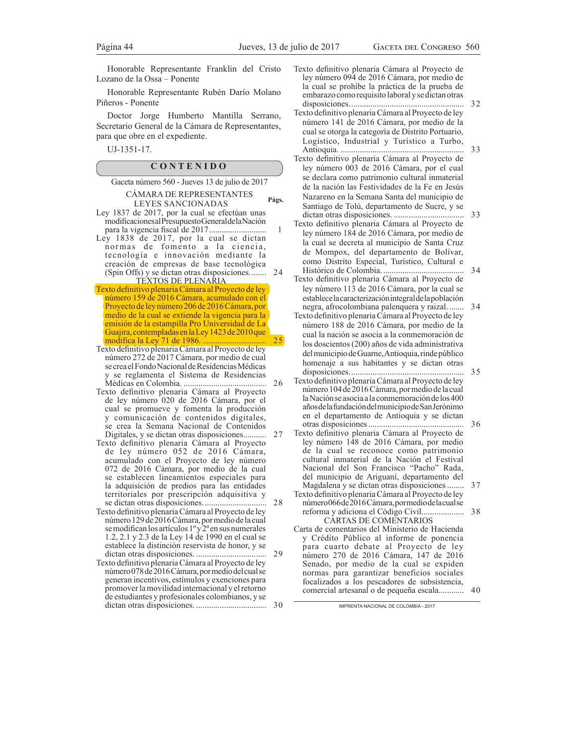Honorable Representante Franklin del Cristo Lozano de la Ossa – Ponente

Honorable Representante Rubén Darío Molano Piñeros - Ponente

Doctor Jorge Humberto Mantilla Serrano, Secretario General de la Cámara de Representantes, para que obre en el expediente.

UJ-1351-17.

## CONTENIDO

Gaceta número 560 - Jueves 13 de julio de 2017

### CÁMARA DE REPRESENTANTES

### LEYES SANCIONADAS

Págs.

Ley 1837 de 2017, por la cual se efectúan unas modificaciones al Presupuesto General de la Nación para la vigencia fiscal de 2017 ... 1

Ley 1838 de 2017, por la cual se dictan normas de fomento a la ciencia, tecnología e innovación mediante la creación de empresas de base tecnológica (Spin Offs) y se dictan otras disposiciones. ... 24

### TEXTOS DE PLENARIA

Texto definitivo plenaria Cámara al Proyecto de ley número 159 de 2016 Cámara, acumulado con el Proyecto de ley número 206 de 2016 Cámara, por medio de la cual se extiende la vigencia para la emisión de la estampilla Pro Universidad de La Guajira, contempladas en la Ley 1423 de 2010 que modifica la Ley 71 de 1986. ... 25

Texto definitivo plenaria Cámara al Proyecto de ley número 272 de 2017 Cámara, por medio de cual se crea el Fondo Nacional de Residencias Médicas y se reglamenta el Sistema de Residencias Médicas en Colombia. ... 26

Texto definitivo plenaria Cámara al Proyecto de ley número 020 de 2016 Cámara, por el cual se promueve y fomenta la producción y comunicación de contenidos digitales, se crea la Semana Nacional de Contenidos Digitales, y se dictan otras disposiciones. ... 27

Texto definitivo plenaria Cámara al Proyecto de ley número 052 de 2016 Cámara, acumulado con el Proyecto de ley número 072 de 2016 Cámara, por medio de la cual se establecen lineamientos especiales para la adquisición de predios para las entidades territoriales por prescripción adquisitiva y se dictan otras disposiciones. ... 28

Texto definitivo plenaria Cámara al Proyecto de ley número 129 de 2016 Cámara, por medio de la cual se modifican los artículos 1º y 2º en sus numerales 1.2, 2.1 y 2.3 de la Ley 14 de 1990 en el cual se establece la distinción reservista de honor, y se dictan otras disposiciones. ... 29

Texto definitivo plenaria Cámara al Proyecto de ley número 078 de 2016 Cámara, por medio del cual se generan incentivos, estímulos y exenciones para promover la movilidad internacional y el retorno de estudiantes y profesionales colombianos, y se dictan otras disposiciones. ... 30

Texto definitivo plenaria Cámara al Proyecto de ley número 094 de 2016 Cámara, por medio de la cual se prohíbe la práctica de la prueba de embarazo como requisito laboral y se dictan otras disposiciones. ... 32

Texto definitivo plenaria Cámara al Proyecto de ley número 141 de 2016 Cámara, por medio de la cual se otorga la categoría de Distrito Portuario, Logístico, Industrial y Turístico a Turbo, Antioquia. ... 33

Texto definitivo plenaria Cámara al Proyecto de ley número 003 de 2016 Cámara, por el cual se declara como patrimonio cultural inmaterial de la nación las Festividades de la Fe en Jesús Nazareno en la Semana Santa del municipio de Santiago de Tolú, departamento de Sucre, y se dictan otras disposiciones. ... 33

Texto definitivo plenaria Cámara al Proyecto de ley número 184 de 2016 Cámara, por medio de la cual se decreta al municipio de Santa Cruz de Mompox, del departamento de Bolívar, como Distrito Especial, Turístico, Cultural e Histórico de Colombia. ... 34

Texto definitivo plenaria Cámara al Proyecto de ley número 113 de 2016 Cámara, por la cual se establece la caracterización integral de la población negra, afrocolombiana palenquera y raizal. ... 34

Texto definitivo plenaria Cámara al Proyecto de ley número 188 de 2016 Cámara, por medio de la cual la nación se asocia a la conmemoración de los doscientos (200) años de vida administrativa del municipio de Guarne, Antioquia, rinde público homenaje a sus habitantes y se dictan otras disposiciones. ... 35

Texto definitivo plenaria Cámara al Proyecto de ley número 104 de 2016 Cámara, por medio de la cual la Nación se asocia a la conmemoración de los 400 años de la fundación del municipio de San Jerónimo en el departamento de Antioquia y se dictan otras disposiciones ... 36

Texto definitivo plenaria Cámara al Proyecto de ley número 148 de 2016 Cámara, por medio de la cual se reconoce como patrimonio cultural inmaterial de la Nación el Festival Nacional del Son Francisco "Pacho" Rada, del municipio de Ariguaní, departamento del Magdalena y se dictan otras disposiciones ... 37

Texto definitivo plenaria Cámara al Proyecto de ley número 066 de 2016 Cámara, por medio de la cual se reforma y adiciona el Código Civil. ... 38

### CARTAS DE COMENTARIOS

Carta de comentarios del Ministerio de Hacienda y Crédito Público al informe de ponencia para cuarto debate al Proyecto de ley número 270 de 2016 Cámara, 147 de 2016 Senado, por medio de la cual se expiden normas para garantizar beneficios sociales focalizados a los pescadores de subsistencia, comercial artesanal o de pequeña escala. ... 40

IMPRENTA NACIONAL DE COLOMBIA - 2017